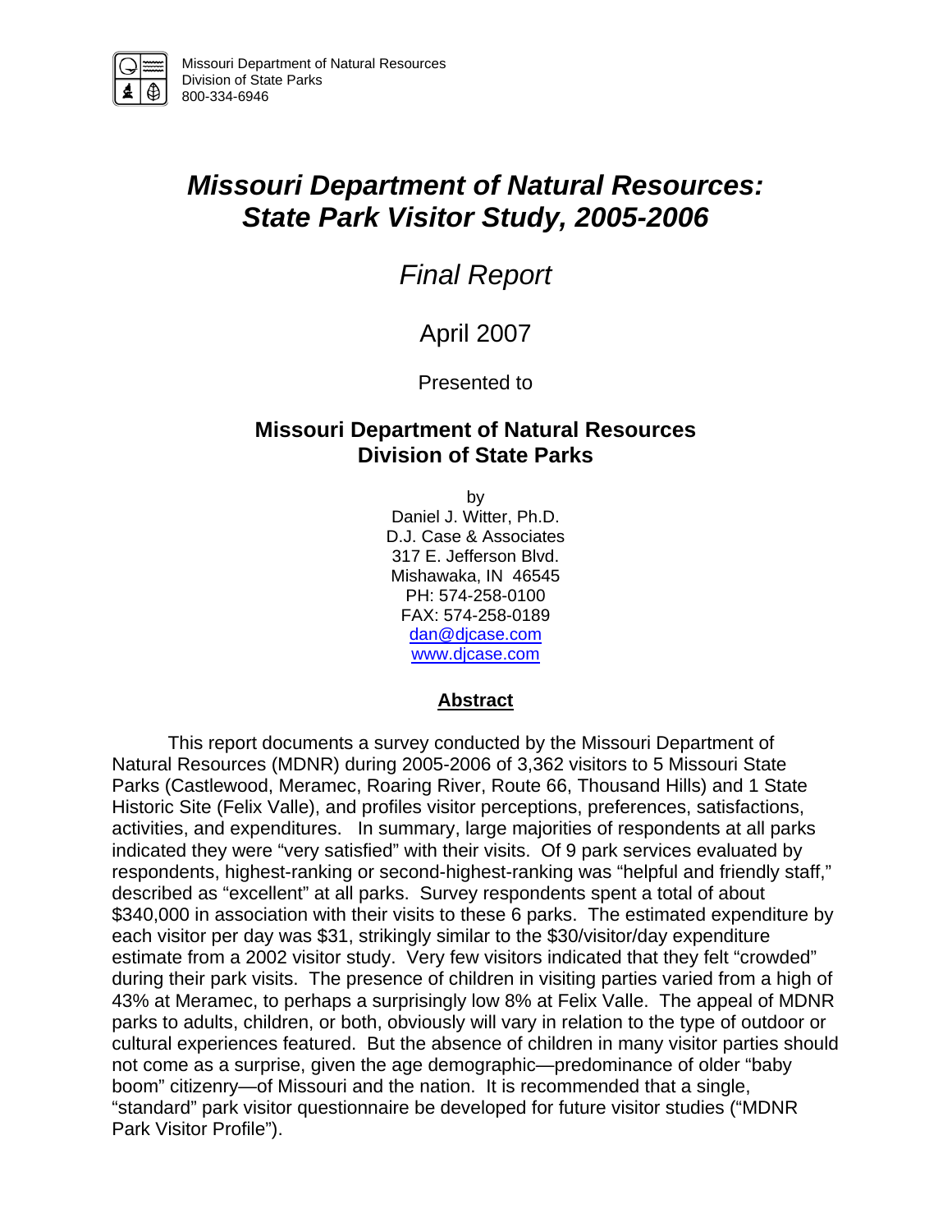Missouri Department of Natural Resources
Division of State Parks
800-334-6946

# *Missouri Department of Natural Resources: State Park Visitor Study, 2005-2006*

## *Final Report*

April 2007

Presented to

**Missouri Department of Natural Resources**
**Division of State Parks**

by
Daniel J. Witter, Ph.D.
D.J. Case & Associates
317 E. Jefferson Blvd.
Mishawaka, IN 46545
PH: 574-258-0100
FAX: 574-258-0189
dan@djcase.com
www.djcase.com

**Abstract**

This report documents a survey conducted by the Missouri Department of Natural Resources (MDNR) during 2005-2006 of 3,362 visitors to 5 Missouri State Parks (Castlewood, Meramec, Roaring River, Route 66, Thousand Hills) and 1 State Historic Site (Felix Valle), and profiles visitor perceptions, preferences, satisfactions, activities, and expenditures. In summary, large majorities of respondents at all parks indicated they were "very satisfied" with their visits. Of 9 park services evaluated by respondents, highest-ranking or second-highest-ranking was "helpful and friendly staff," described as "excellent" at all parks. Survey respondents spent a total of about $340,000 in association with their visits to these 6 parks. The estimated expenditure by each visitor per day was $31, strikingly similar to the $30/visitor/day expenditure estimate from a 2002 visitor study. Very few visitors indicated that they felt "crowded" during their park visits. The presence of children in visiting parties varied from a high of 43% at Meramec, to perhaps a surprisingly low 8% at Felix Valle. The appeal of MDNR parks to adults, children, or both, obviously will vary in relation to the type of outdoor or cultural experiences featured. But the absence of children in many visitor parties should not come as a surprise, given the age demographic—predominance of older "baby boom" citizenry—of Missouri and the nation. It is recommended that a single, "standard" park visitor questionnaire be developed for future visitor studies ("MDNR Park Visitor Profile").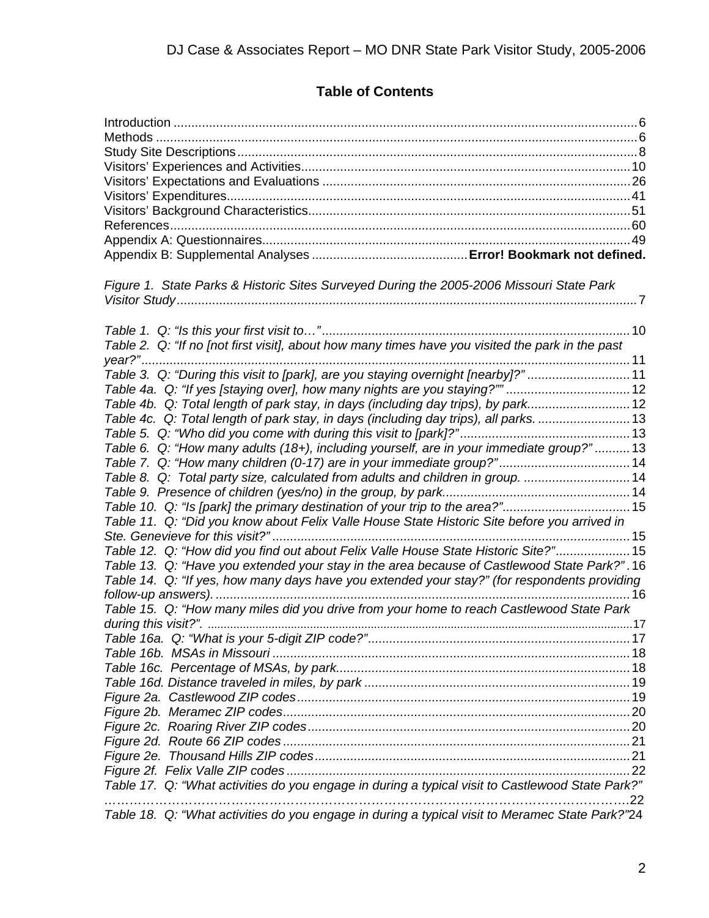# Table of Contents

Introduction .......... 6
Methods .......... 6
Study Site Descriptions .......... 8
Visitors' Experiences and Activities .......... 10
Visitors' Expectations and Evaluations .......... 26
Visitors' Expenditures .......... 41
Visitors' Background Characteristics .......... 51
References .......... 60
Appendix A: Questionnaires .......... 49
Appendix B: Supplemental Analyses .......... **Error! Bookmark not defined.**

*Figure 1. State Parks & Historic Sites Surveyed During the 2005-2006 Missouri State Park Visitor Study* .......... 7

*Table 1. Q: "Is this your first visit to…"* .......... 10
*Table 2. Q: "If no [not first visit], about how many times have you visited the park in the past year?"* .......... 11
*Table 3. Q: "During this visit to [park], are you staying overnight [nearby]?"* .......... 11
*Table 4a. Q: "If yes [staying over], how many nights are you staying?""* .......... 12
*Table 4b. Q: Total length of park stay, in days (including day trips), by park.* .......... 12
*Table 4c. Q: Total length of park stay, in days (including day trips), all parks.* .......... 13
*Table 5. Q: "Who did you come with during this visit to [park]?"* .......... 13
*Table 6. Q: "How many adults (18+), including yourself, are in your immediate group?"* .......... 13
*Table 7. Q: "How many children (0-17) are in your immediate group?"* .......... 14
*Table 8. Q: Total party size, calculated from adults and children in group.* .......... 14
*Table 9. Presence of children (yes/no) in the group, by park.* .......... 14
*Table 10. Q: "Is [park] the primary destination of your trip to the area?".* .......... 15
*Table 11. Q: "Did you know about Felix Valle House State Historic Site before you arrived in Ste. Genevieve for this visit?"* .......... 15
*Table 12. Q: "How did you find out about Felix Valle House State Historic Site?"* .......... 15
*Table 13. Q: "Have you extended your stay in the area because of Castlewood State Park?"* .......... 16
*Table 14. Q: "If yes, how many days have you extended your stay?" (for respondents providing follow-up answers).* .......... 16
*Table 15. Q: "How many miles did you drive from your home to reach Castlewood State Park during this visit?".* .......... 17
*Table 16a. Q: "What is your 5-digit ZIP code?"* .......... 17
*Table 16b. MSAs in Missouri* .......... 18
*Table 16c. Percentage of MSAs, by park.* .......... 18
*Table 16d. Distance traveled in miles, by park* .......... 19
*Figure 2a. Castlewood ZIP codes* .......... 19
*Figure 2b. Meramec ZIP codes* .......... 20
*Figure 2c. Roaring River ZIP codes* .......... 20
*Figure 2d. Route 66 ZIP codes* .......... 21
*Figure 2e. Thousand Hills ZIP codes* .......... 21
*Figure 2f. Felix Valle ZIP codes* .......... 22
*Table 17. Q: "What activities do you engage in during a typical visit to Castlewood State Park?"* .......... 22
*Table 18. Q: "What activities do you engage in during a typical visit to Meramec State Park?"* 24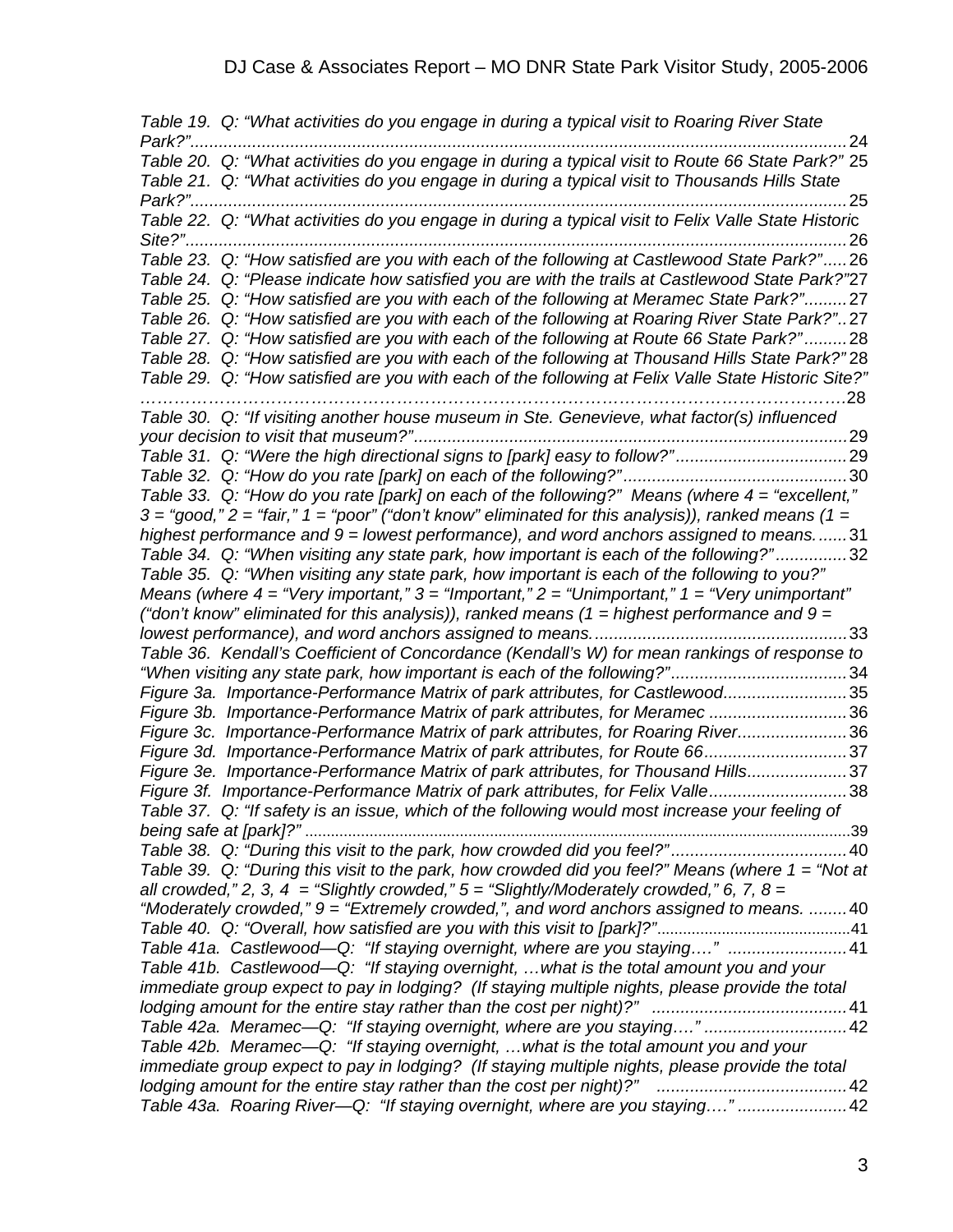*Table 19. Q: "What activities do you engage in during a typical visit to Roaring River State Park?"*...24
*Table 20. Q: "What activities do you engage in during a typical visit to Route 66 State Park?"* 25
*Table 21. Q: "What activities do you engage in during a typical visit to Thousands Hills State Park?"*...25
*Table 22. Q: "What activities do you engage in during a typical visit to Felix Valle State Historic Site?"*...26
*Table 23. Q: "How satisfied are you with each of the following at Castlewood State Park?"*...26
*Table 24. Q: "Please indicate how satisfied you are with the trails at Castlewood State Park?"*27
*Table 25. Q: "How satisfied are you with each of the following at Meramec State Park?"*...27
*Table 26. Q: "How satisfied are you with each of the following at Roaring River State Park?"*..27
*Table 27. Q: "How satisfied are you with each of the following at Route 66 State Park?"*...28
*Table 28. Q: "How satisfied are you with each of the following at Thousand Hills State Park?"* 28
*Table 29. Q: "How satisfied are you with each of the following at Felix Valle State Historic Site?"*...28
*Table 30. Q: "If visiting another house museum in Ste. Genevieve, what factor(s) influenced your decision to visit that museum?"*...29
*Table 31. Q: "Were the high directional signs to [park] easy to follow?"*...29
*Table 32. Q: "How do you rate [park] on each of the following?"*...30
*Table 33. Q: "How do you rate [park] on each of the following?" Means (where 4 = "excellent," 3 = "good," 2 = "fair," 1 = "poor" ("don't know" eliminated for this analysis)), ranked means (1 = highest performance and 9 = lowest performance), and word anchors assigned to means.*...31
*Table 34. Q: "When visiting any state park, how important is each of the following?"*...32
*Table 35. Q: "When visiting any state park, how important is each of the following to you?" Means (where 4 = "Very important," 3 = "Important," 2 = "Unimportant," 1 = "Very unimportant" ("don't know" eliminated for this analysis)), ranked means (1 = highest performance and 9 = lowest performance), and word anchors assigned to means.*...33
*Table 36. Kendall's Coefficient of Concordance (Kendall's W) for mean rankings of response to "When visiting any state park, how important is each of the following?"*...34
*Figure 3a. Importance-Performance Matrix of park attributes, for Castlewood.*...35
*Figure 3b. Importance-Performance Matrix of park attributes, for Meramec*...36
*Figure 3c. Importance-Performance Matrix of park attributes, for Roaring River.*...36
*Figure 3d. Importance-Performance Matrix of park attributes, for Route 66*...37
*Figure 3e. Importance-Performance Matrix of park attributes, for Thousand Hills.*...37
*Figure 3f. Importance-Performance Matrix of park attributes, for Felix Valle*...38
*Table 37. Q: "If safety is an issue, which of the following would most increase your feeling of being safe at [park]?"*...39
*Table 38. Q: "During this visit to the park, how crowded did you feel?"*...40
*Table 39. Q: "During this visit to the park, how crowded did you feel?" Means (where 1 = "Not at all crowded," 2, 3, 4 = "Slightly crowded," 5 = "Slightly/Moderately crowded," 6, 7, 8 = "Moderately crowded," 9 = "Extremely crowded,", and word anchors assigned to means.*...40
*Table 40. Q: "Overall, how satisfied are you with this visit to [park]?"*...41
*Table 41a. Castlewood—Q: "If staying overnight, where are you staying…."*...41
*Table 41b. Castlewood—Q: "If staying overnight, …what is the total amount you and your immediate group expect to pay in lodging? (If staying multiple nights, please provide the total lodging amount for the entire stay rather than the cost per night)?"*...41
*Table 42a. Meramec—Q: "If staying overnight, where are you staying…."*...42
*Table 42b. Meramec—Q: "If staying overnight, …what is the total amount you and your immediate group expect to pay in lodging? (If staying multiple nights, please provide the total lodging amount for the entire stay rather than the cost per night)?"*...42
*Table 43a. Roaring River—Q: "If staying overnight, where are you staying…."*...42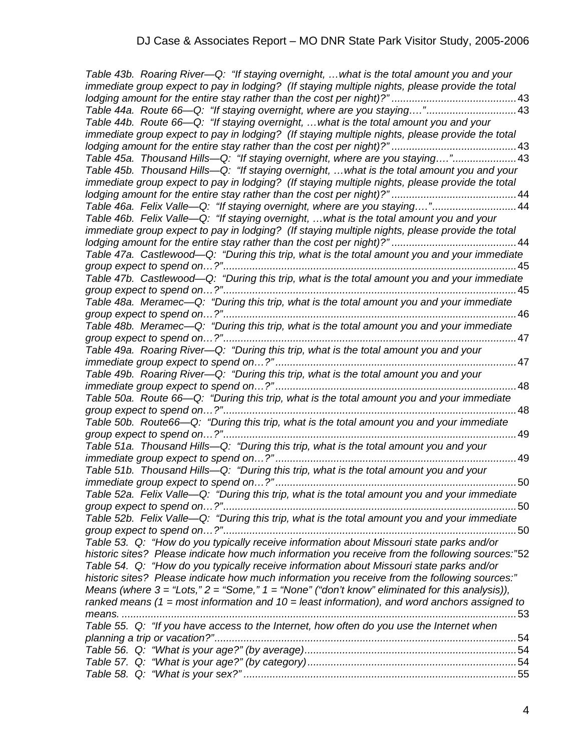*Table 43b. Roaring River—Q: "If staying overnight, …what is the total amount you and your immediate group expect to pay in lodging? (If staying multiple nights, please provide the total lodging amount for the entire stay rather than the cost per night)"* ........................................... 43

*Table 44a. Route 66—Q: "If staying overnight, where are you staying…."* ............................... 43

*Table 44b. Route 66—Q: "If staying overnight, …what is the total amount you and your immediate group expect to pay in lodging? (If staying multiple nights, please provide the total lodging amount for the entire stay rather than the cost per night)"* ........................................... 43

*Table 45a. Thousand Hills—Q: "If staying overnight, where are you staying…."* ...................... 43

*Table 45b. Thousand Hills—Q: "If staying overnight, …what is the total amount you and your immediate group expect to pay in lodging? (If staying multiple nights, please provide the total lodging amount for the entire stay rather than the cost per night)"* ........................................... 44

*Table 46a. Felix Valle—Q: "If staying overnight, where are you staying…."* ............................ 44

*Table 46b. Felix Valle—Q: "If staying overnight, …what is the total amount you and your immediate group expect to pay in lodging? (If staying multiple nights, please provide the total lodging amount for the entire stay rather than the cost per night)"* ........................................... 44

*Table 47a. Castlewood—Q: "During this trip, what is the total amount you and your immediate group expect to spend on…?"* ..................................................................................................... 45

*Table 47b. Castlewood—Q: "During this trip, what is the total amount you and your immediate group expect to spend on…?"* ..................................................................................................... 45

*Table 48a. Meramec—Q: "During this trip, what is the total amount you and your immediate group expect to spend on…?"* ..................................................................................................... 46

*Table 48b. Meramec—Q: "During this trip, what is the total amount you and your immediate group expect to spend on…?"* ..................................................................................................... 47

*Table 49a. Roaring River—Q: "During this trip, what is the total amount you and your immediate group expect to spend on…?"* ................................................................................... 47

*Table 49b. Roaring River—Q: "During this trip, what is the total amount you and your immediate group expect to spend on…?"* ................................................................................... 48

*Table 50a. Route 66—Q: "During this trip, what is the total amount you and your immediate group expect to spend on…?"* ..................................................................................................... 48

*Table 50b. Route66—Q: "During this trip, what is the total amount you and your immediate group expect to spend on…?"* ..................................................................................................... 49

*Table 51a. Thousand Hills—Q: "During this trip, what is the total amount you and your immediate group expect to spend on…?"* ................................................................................... 49

*Table 51b. Thousand Hills—Q: "During this trip, what is the total amount you and your immediate group expect to spend on…?"* ................................................................................... 50

*Table 52a. Felix Valle—Q: "During this trip, what is the total amount you and your immediate group expect to spend on…?"* ..................................................................................................... 50

*Table 52b. Felix Valle—Q: "During this trip, what is the total amount you and your immediate group expect to spend on…?"* ..................................................................................................... 50

*Table 53. Q: "How do you typically receive information about Missouri state parks and/or historic sites? Please indicate how much information you receive from the following sources:"* 52

*Table 54. Q: "How do you typically receive information about Missouri state parks and/or historic sites? Please indicate how much information you receive from the following sources:" Means (where 3 = "Lots," 2 = "Some," 1 = "None" ("don't know" eliminated for this analysis)), ranked means (1 = most information and 10 = least information), and word anchors assigned to means.* ......................................................................................................................... 53

*Table 55. Q: "If you have access to the Internet, how often do you use the Internet when planning a trip or vacation?"* ....................................................................................................... 54

*Table 56. Q: "What is your age?" (by average)* ......................................................................... 54

*Table 57. Q: "What is your age?" (by category)* ........................................................................ 54

*Table 58. Q: "What is your sex?"* .............................................................................................. 55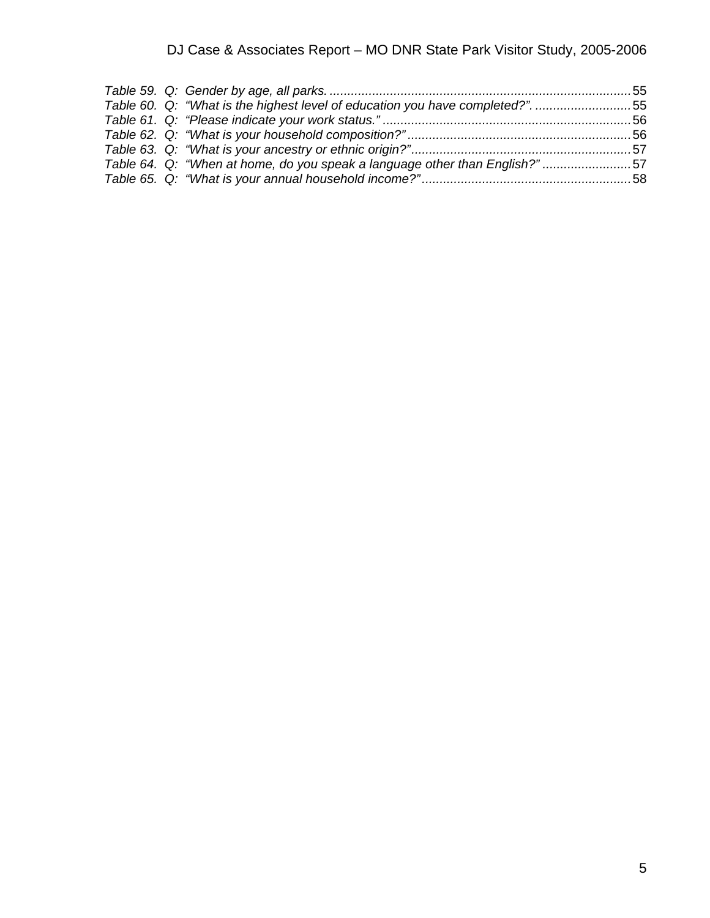*Table 59. Q: Gender by age, all parks.* ..................................................................................... 55
*Table 60. Q: "What is the highest level of education you have completed?".* ........................... 55
*Table 61. Q: "Please indicate your work status."* ...................................................................... 56
*Table 62. Q: "What is your household composition?"* .............................................................. 56
*Table 63. Q: "What is your ancestry or ethnic origin?"* ............................................................. 57
*Table 64. Q: "When at home, do you speak a language other than English?"* ......................... 57
*Table 65. Q: "What is your annual household income?"* .......................................................... 58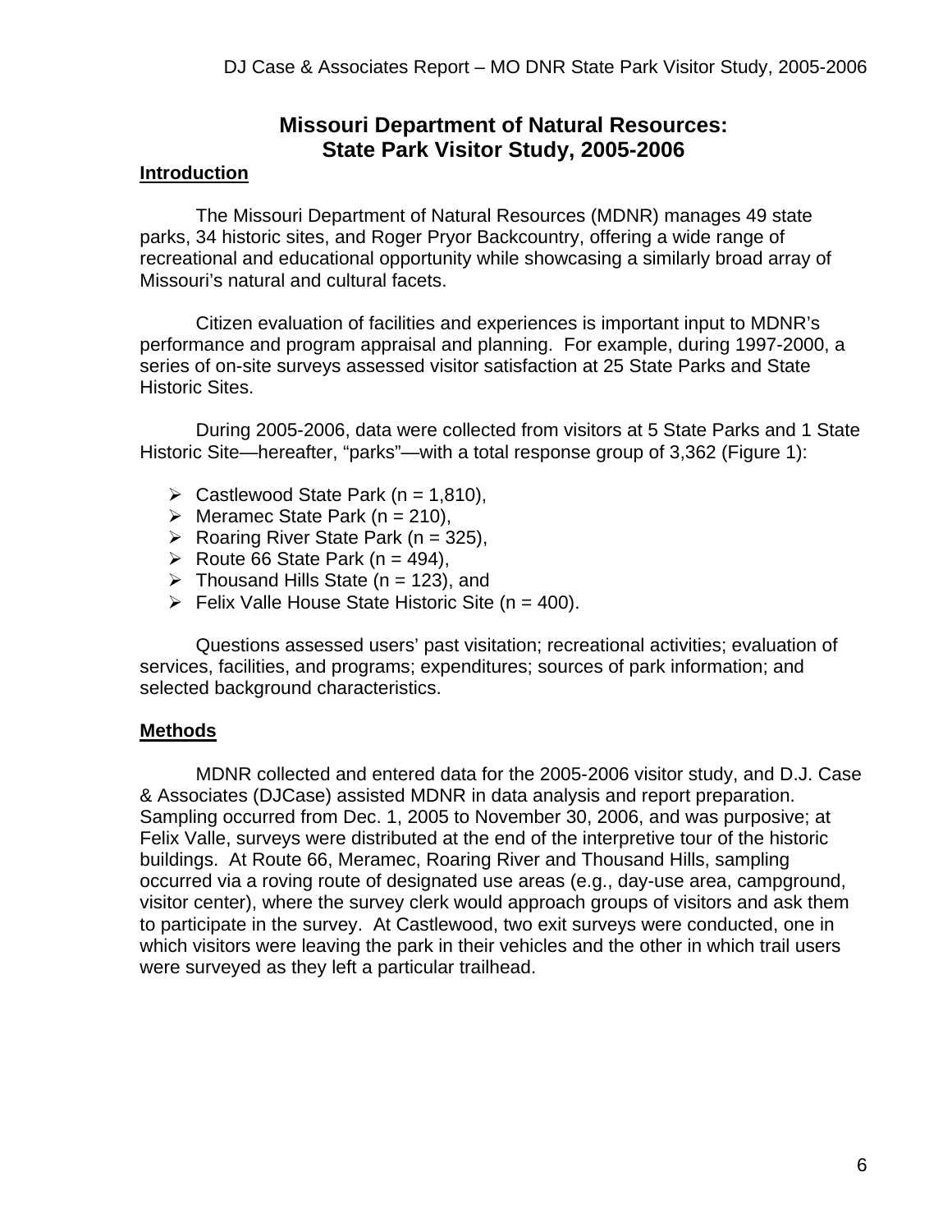# Missouri Department of Natural Resources: State Park Visitor Study, 2005-2006

## Introduction

The Missouri Department of Natural Resources (MDNR) manages 49 state parks, 34 historic sites, and Roger Pryor Backcountry, offering a wide range of recreational and educational opportunity while showcasing a similarly broad array of Missouri's natural and cultural facets.

Citizen evaluation of facilities and experiences is important input to MDNR's performance and program appraisal and planning. For example, during 1997-2000, a series of on-site surveys assessed visitor satisfaction at 25 State Parks and State Historic Sites.

During 2005-2006, data were collected from visitors at 5 State Parks and 1 State Historic Site—hereafter, "parks"—with a total response group of 3,362 (Figure 1):

- Castlewood State Park (n = 1,810),
- Meramec State Park (n = 210),
- Roaring River State Park (n = 325),
- Route 66 State Park (n = 494),
- Thousand Hills State (n = 123), and
- Felix Valle House State Historic Site (n = 400).

Questions assessed users' past visitation; recreational activities; evaluation of services, facilities, and programs; expenditures; sources of park information; and selected background characteristics.

## Methods

MDNR collected and entered data for the 2005-2006 visitor study, and D.J. Case & Associates (DJCase) assisted MDNR in data analysis and report preparation. Sampling occurred from Dec. 1, 2005 to November 30, 2006, and was purposive; at Felix Valle, surveys were distributed at the end of the interpretive tour of the historic buildings. At Route 66, Meramec, Roaring River and Thousand Hills, sampling occurred via a roving route of designated use areas (e.g., day-use area, campground, visitor center), where the survey clerk would approach groups of visitors and ask them to participate in the survey. At Castlewood, two exit surveys were conducted, one in which visitors were leaving the park in their vehicles and the other in which trail users were surveyed as they left a particular trailhead.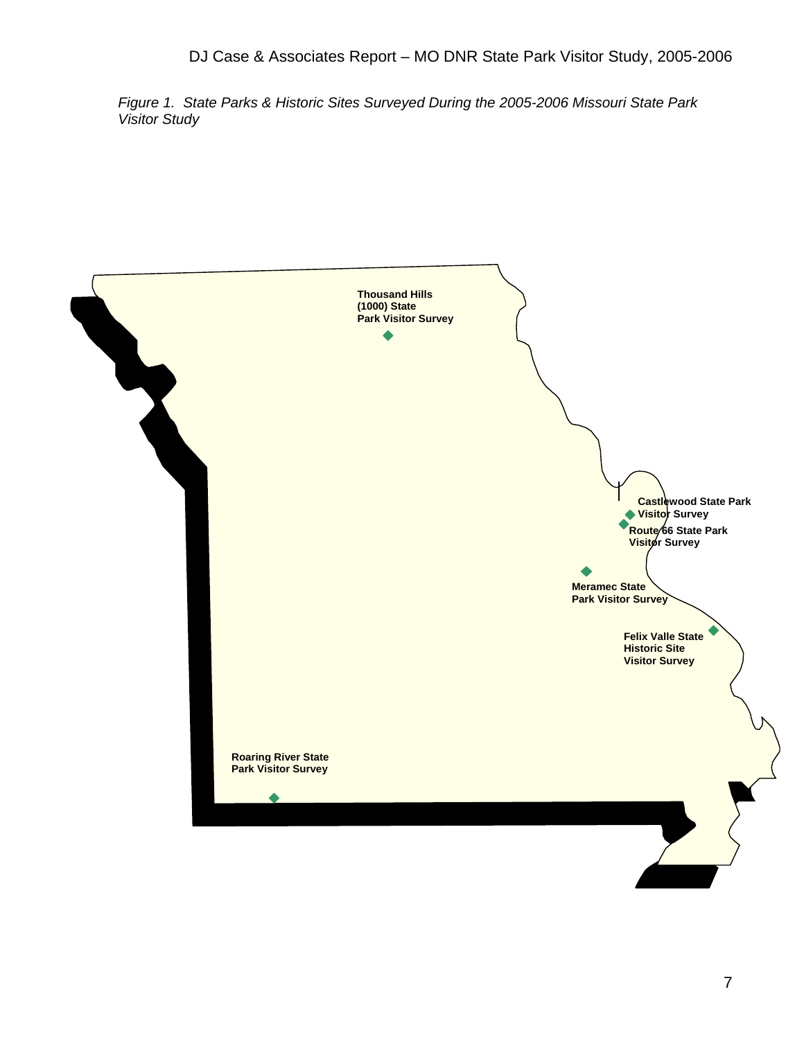*Figure 1. State Parks & Historic Sites Surveyed During the 2005-2006 Missouri State Park Visitor Study*

**Thousand Hills (1000) State Park Visitor Survey**

**Castlewood State Park Visitor Survey**

**Route 66 State Park Visitor Survey**

**Meramec State Park Visitor Survey**

**Felix Valle State Historic Site Visitor Survey**

**Roaring River State Park Visitor Survey**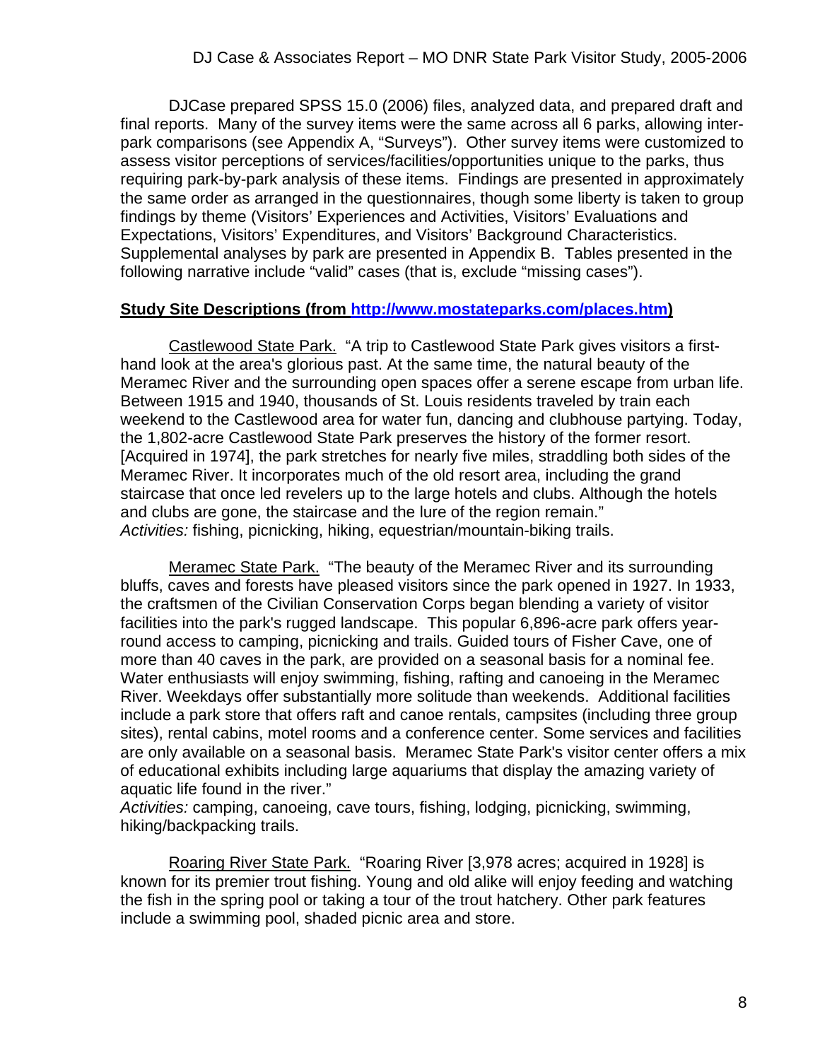DJCase prepared SPSS 15.0 (2006) files, analyzed data, and prepared draft and final reports. Many of the survey items were the same across all 6 parks, allowing inter-park comparisons (see Appendix A, "Surveys"). Other survey items were customized to assess visitor perceptions of services/facilities/opportunities unique to the parks, thus requiring park-by-park analysis of these items. Findings are presented in approximately the same order as arranged in the questionnaires, though some liberty is taken to group findings by theme (Visitors' Experiences and Activities, Visitors' Evaluations and Expectations, Visitors' Expenditures, and Visitors' Background Characteristics. Supplemental analyses by park are presented in Appendix B. Tables presented in the following narrative include "valid" cases (that is, exclude "missing cases").

**Study Site Descriptions (from http://www.mostateparks.com/places.htm)**

Castlewood State Park. "A trip to Castlewood State Park gives visitors a first-hand look at the area's glorious past. At the same time, the natural beauty of the Meramec River and the surrounding open spaces offer a serene escape from urban life. Between 1915 and 1940, thousands of St. Louis residents traveled by train each weekend to the Castlewood area for water fun, dancing and clubhouse partying. Today, the 1,802-acre Castlewood State Park preserves the history of the former resort. [Acquired in 1974], the park stretches for nearly five miles, straddling both sides of the Meramec River. It incorporates much of the old resort area, including the grand staircase that once led revelers up to the large hotels and clubs. Although the hotels and clubs are gone, the staircase and the lure of the region remain."
*Activities:* fishing, picnicking, hiking, equestrian/mountain-biking trails.

Meramec State Park. "The beauty of the Meramec River and its surrounding bluffs, caves and forests have pleased visitors since the park opened in 1927. In 1933, the craftsmen of the Civilian Conservation Corps began blending a variety of visitor facilities into the park's rugged landscape. This popular 6,896-acre park offers year-round access to camping, picnicking and trails. Guided tours of Fisher Cave, one of more than 40 caves in the park, are provided on a seasonal basis for a nominal fee. Water enthusiasts will enjoy swimming, fishing, rafting and canoeing in the Meramec River. Weekdays offer substantially more solitude than weekends. Additional facilities include a park store that offers raft and canoe rentals, campsites (including three group sites), rental cabins, motel rooms and a conference center. Some services and facilities are only available on a seasonal basis. Meramec State Park's visitor center offers a mix of educational exhibits including large aquariums that display the amazing variety of aquatic life found in the river."
*Activities:* camping, canoeing, cave tours, fishing, lodging, picnicking, swimming, hiking/backpacking trails.

Roaring River State Park. "Roaring River [3,978 acres; acquired in 1928] is known for its premier trout fishing. Young and old alike will enjoy feeding and watching the fish in the spring pool or taking a tour of the trout hatchery. Other park features include a swimming pool, shaded picnic area and store.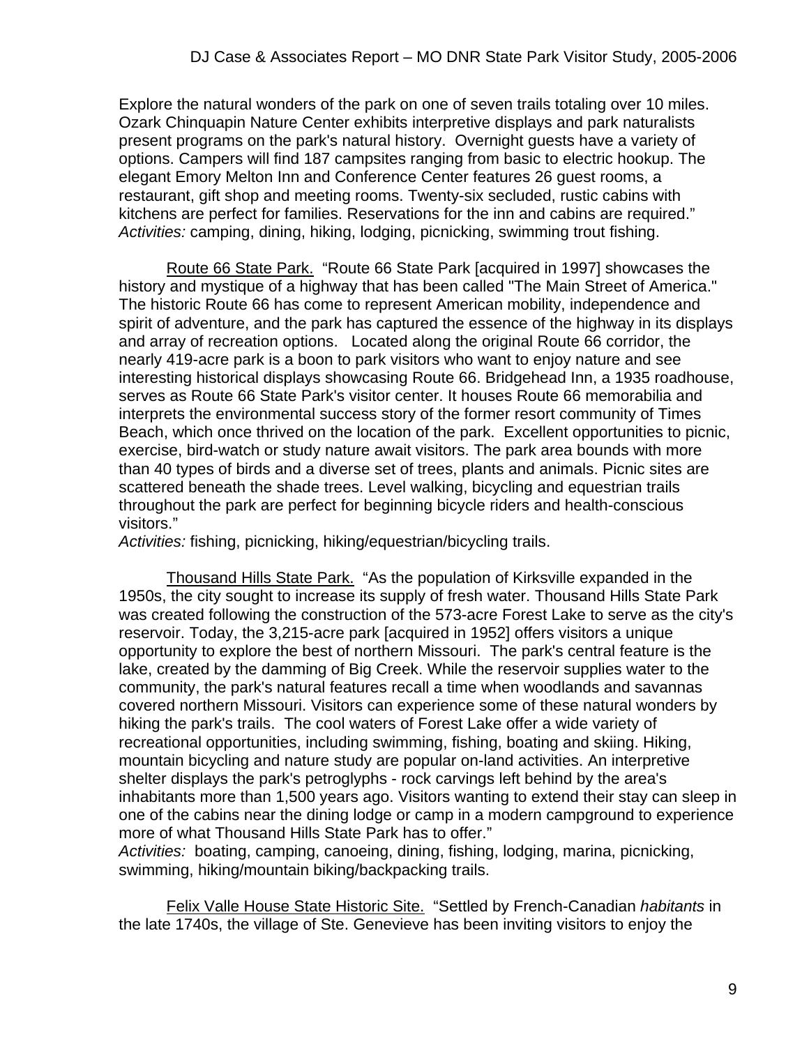Explore the natural wonders of the park on one of seven trails totaling over 10 miles. Ozark Chinquapin Nature Center exhibits interpretive displays and park naturalists present programs on the park's natural history. Overnight guests have a variety of options. Campers will find 187 campsites ranging from basic to electric hookup. The elegant Emory Melton Inn and Conference Center features 26 guest rooms, a restaurant, gift shop and meeting rooms. Twenty-six secluded, rustic cabins with kitchens are perfect for families. Reservations for the inn and cabins are required."
*Activities:* camping, dining, hiking, lodging, picnicking, swimming trout fishing.

Route 66 State Park. "Route 66 State Park [acquired in 1997] showcases the history and mystique of a highway that has been called "The Main Street of America." The historic Route 66 has come to represent American mobility, independence and spirit of adventure, and the park has captured the essence of the highway in its displays and array of recreation options. Located along the original Route 66 corridor, the nearly 419-acre park is a boon to park visitors who want to enjoy nature and see interesting historical displays showcasing Route 66. Bridgehead Inn, a 1935 roadhouse, serves as Route 66 State Park's visitor center. It houses Route 66 memorabilia and interprets the environmental success story of the former resort community of Times Beach, which once thrived on the location of the park. Excellent opportunities to picnic, exercise, bird-watch or study nature await visitors. The park area bounds with more than 40 types of birds and a diverse set of trees, plants and animals. Picnic sites are scattered beneath the shade trees. Level walking, bicycling and equestrian trails throughout the park are perfect for beginning bicycle riders and health-conscious visitors."
*Activities:* fishing, picnicking, hiking/equestrian/bicycling trails.

Thousand Hills State Park. "As the population of Kirksville expanded in the 1950s, the city sought to increase its supply of fresh water. Thousand Hills State Park was created following the construction of the 573-acre Forest Lake to serve as the city's reservoir. Today, the 3,215-acre park [acquired in 1952] offers visitors a unique opportunity to explore the best of northern Missouri. The park's central feature is the lake, created by the damming of Big Creek. While the reservoir supplies water to the community, the park's natural features recall a time when woodlands and savannas covered northern Missouri. Visitors can experience some of these natural wonders by hiking the park's trails. The cool waters of Forest Lake offer a wide variety of recreational opportunities, including swimming, fishing, boating and skiing. Hiking, mountain bicycling and nature study are popular on-land activities. An interpretive shelter displays the park's petroglyphs - rock carvings left behind by the area's inhabitants more than 1,500 years ago. Visitors wanting to extend their stay can sleep in one of the cabins near the dining lodge or camp in a modern campground to experience more of what Thousand Hills State Park has to offer."
*Activities:* boating, camping, canoeing, dining, fishing, lodging, marina, picnicking, swimming, hiking/mountain biking/backpacking trails.

Felix Valle House State Historic Site. "Settled by French-Canadian *habitants* in the late 1740s, the village of Ste. Genevieve has been inviting visitors to enjoy the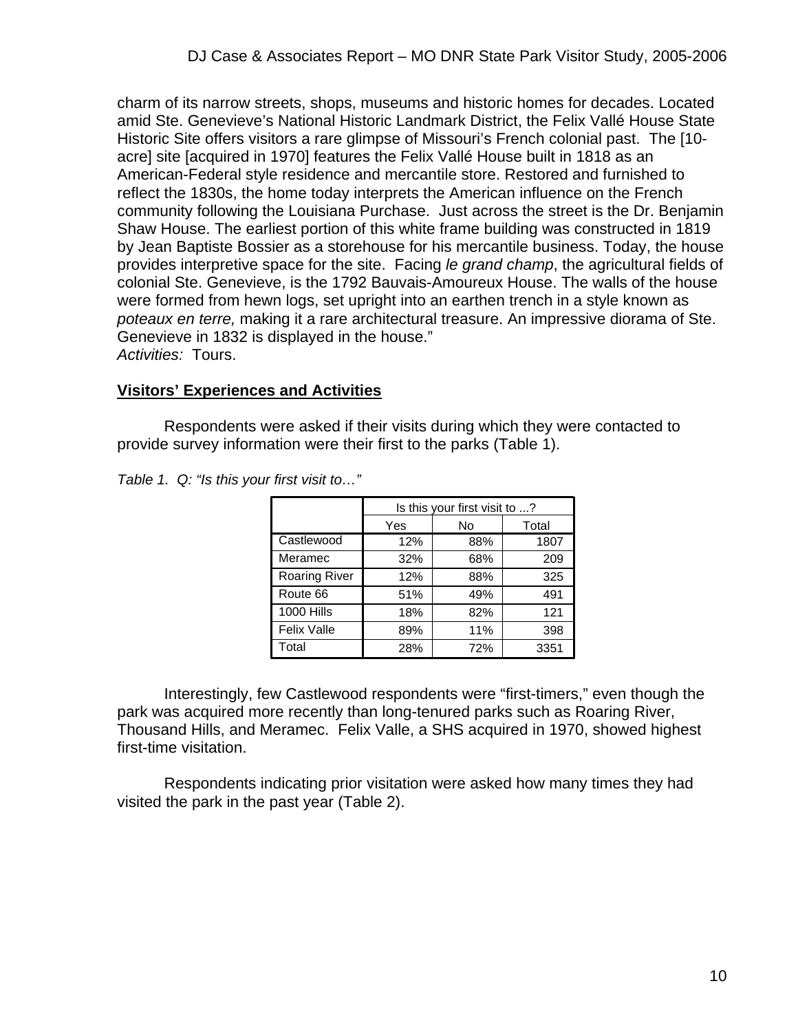charm of its narrow streets, shops, museums and historic homes for decades. Located amid Ste. Genevieve's National Historic Landmark District, the Felix Vallé House State Historic Site offers visitors a rare glimpse of Missouri's French colonial past. The [10-acre] site [acquired in 1970] features the Felix Vallé House built in 1818 as an American-Federal style residence and mercantile store. Restored and furnished to reflect the 1830s, the home today interprets the American influence on the French community following the Louisiana Purchase. Just across the street is the Dr. Benjamin Shaw House. The earliest portion of this white frame building was constructed in 1819 by Jean Baptiste Bossier as a storehouse for his mercantile business. Today, the house provides interpretive space for the site. Facing *le grand champ*, the agricultural fields of colonial Ste. Genevieve, is the 1792 Bauvais-Amoureux House. The walls of the house were formed from hewn logs, set upright into an earthen trench in a style known as *poteaux en terre,* making it a rare architectural treasure. An impressive diorama of Ste. Genevieve in 1832 is displayed in the house."
*Activities:* Tours.

## Visitors' Experiences and Activities

Respondents were asked if their visits during which they were contacted to provide survey information were their first to the parks (Table 1).

*Table 1. Q: "Is this your first visit to…"*

| | Is this your first visit to ...? | | |
|---|---|---|---|
| | Yes | No | Total |
| Castlewood | 12% | 88% | 1807 |
| Meramec | 32% | 68% | 209 |
| Roaring River | 12% | 88% | 325 |
| Route 66 | 51% | 49% | 491 |
| 1000 Hills | 18% | 82% | 121 |
| Felix Valle | 89% | 11% | 398 |
| Total | 28% | 72% | 3351 |

Interestingly, few Castlewood respondents were "first-timers," even though the park was acquired more recently than long-tenured parks such as Roaring River, Thousand Hills, and Meramec. Felix Valle, a SHS acquired in 1970, showed highest first-time visitation.

Respondents indicating prior visitation were asked how many times they had visited the park in the past year (Table 2).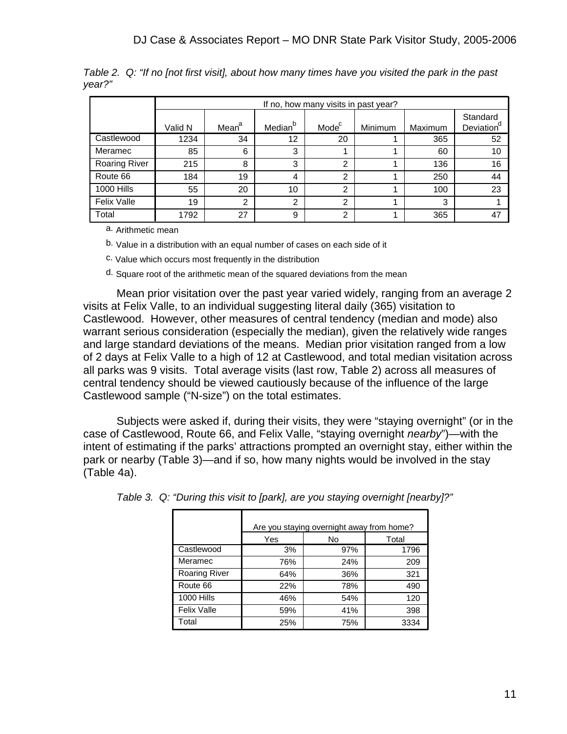*Table 2. Q: "If no [not first visit], about how many times have you visited the park in the past year?"*

| | If no, how many visits in past year? | | | | | | |
|---|---|---|---|---|---|---|---|
| | Valid N | Mean[a] | Median[b] | Mode[c] | Minimum | Maximum | Standard Deviation[d] |
| Castlewood | 1234 | 34 | 12 | 20 | 1 | 365 | 52 |
| Meramec | 85 | 6 | 3 | 1 | 1 | 60 | 10 |
| Roaring River | 215 | 8 | 3 | 2 | 1 | 136 | 16 |
| Route 66 | 184 | 19 | 4 | 2 | 1 | 250 | 44 |
| 1000 Hills | 55 | 20 | 10 | 2 | 1 | 100 | 23 |
| Felix Valle | 19 | 2 | 2 | 2 | 1 | 3 | 1 |
| Total | 1792 | 27 | 9 | 2 | 1 | 365 | 47 |

a. Arithmetic mean

b. Value in a distribution with an equal number of cases on each side of it

c. Value which occurs most frequently in the distribution

d. Square root of the arithmetic mean of the squared deviations from the mean

Mean prior visitation over the past year varied widely, ranging from an average 2 visits at Felix Valle, to an individual suggesting literal daily (365) visitation to Castlewood. However, other measures of central tendency (median and mode) also warrant serious consideration (especially the median), given the relatively wide ranges and large standard deviations of the means. Median prior visitation ranged from a low of 2 days at Felix Valle to a high of 12 at Castlewood, and total median visitation across all parks was 9 visits. Total average visits (last row, Table 2) across all measures of central tendency should be viewed cautiously because of the influence of the large Castlewood sample ("N-size") on the total estimates.

Subjects were asked if, during their visits, they were "staying overnight" (or in the case of Castlewood, Route 66, and Felix Valle, "staying overnight *nearby*")—with the intent of estimating if the parks' attractions prompted an overnight stay, either within the park or nearby (Table 3)—and if so, how many nights would be involved in the stay (Table 4a).

*Table 3. Q: "During this visit to [park], are you staying overnight [nearby]?"*

| | Are you staying overnight away from home? | | |
|---|---|---|---|
| | Yes | No | Total |
| Castlewood | 3% | 97% | 1796 |
| Meramec | 76% | 24% | 209 |
| Roaring River | 64% | 36% | 321 |
| Route 66 | 22% | 78% | 490 |
| 1000 Hills | 46% | 54% | 120 |
| Felix Valle | 59% | 41% | 398 |
| Total | 25% | 75% | 3334 |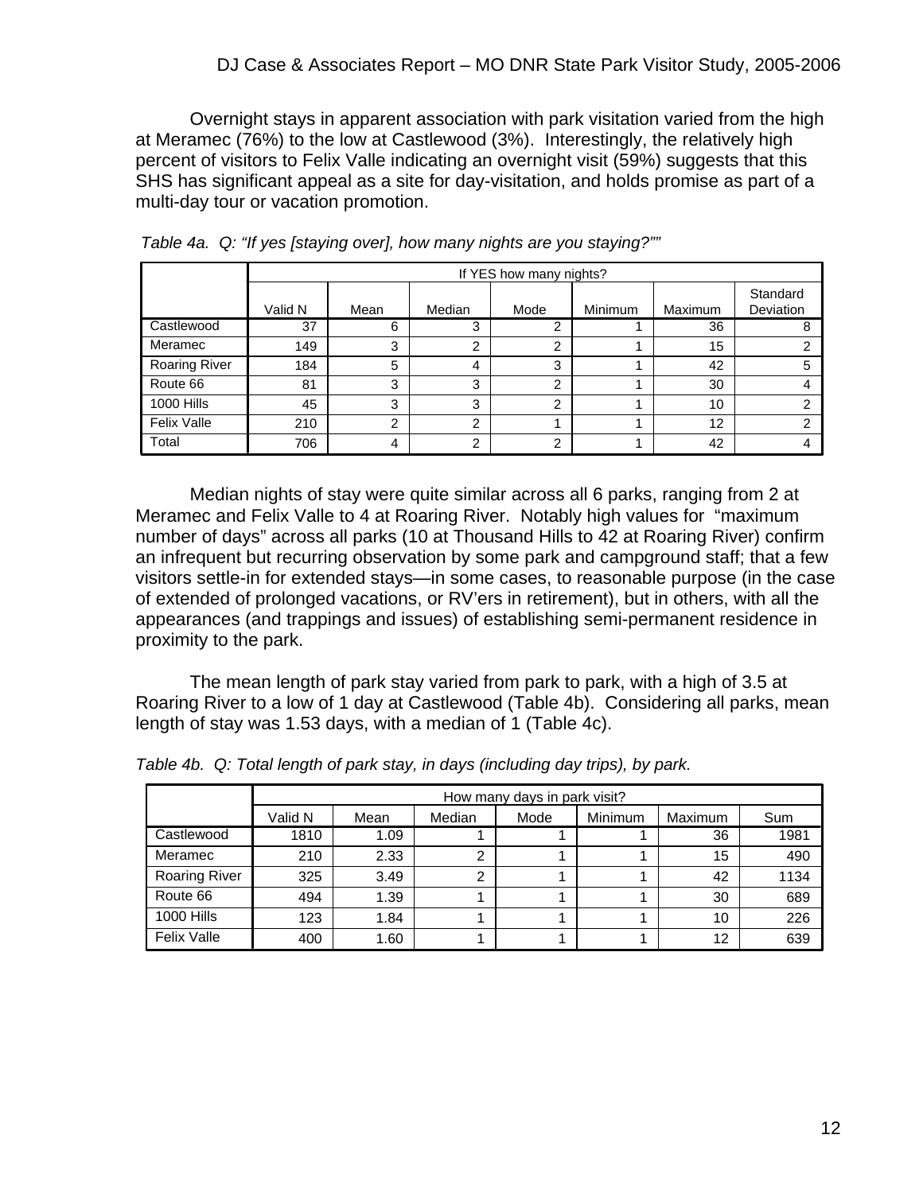Overnight stays in apparent association with park visitation varied from the high at Meramec (76%) to the low at Castlewood (3%). Interestingly, the relatively high percent of visitors to Felix Valle indicating an overnight visit (59%) suggests that this SHS has significant appeal as a site for day-visitation, and holds promise as part of a multi-day tour or vacation promotion.

*Table 4a. Q: "If yes [staying over], how many nights are you staying?""*

| | If YES how many nights? | | | | | | |
|---|---|---|---|---|---|---|---|
| | Valid N | Mean | Median | Mode | Minimum | Maximum | Standard Deviation |
| Castlewood | 37 | 6 | 3 | 2 | 1 | 36 | 8 |
| Meramec | 149 | 3 | 2 | 2 | 1 | 15 | 2 |
| Roaring River | 184 | 5 | 4 | 3 | 1 | 42 | 5 |
| Route 66 | 81 | 3 | 3 | 2 | 1 | 30 | 4 |
| 1000 Hills | 45 | 3 | 3 | 2 | 1 | 10 | 2 |
| Felix Valle | 210 | 2 | 2 | 1 | 1 | 12 | 2 |
| Total | 706 | 4 | 2 | 2 | 1 | 42 | 4 |

Median nights of stay were quite similar across all 6 parks, ranging from 2 at Meramec and Felix Valle to 4 at Roaring River. Notably high values for "maximum number of days" across all parks (10 at Thousand Hills to 42 at Roaring River) confirm an infrequent but recurring observation by some park and campground staff; that a few visitors settle-in for extended stays—in some cases, to reasonable purpose (in the case of extended of prolonged vacations, or RV'ers in retirement), but in others, with all the appearances (and trappings and issues) of establishing semi-permanent residence in proximity to the park.

The mean length of park stay varied from park to park, with a high of 3.5 at Roaring River to a low of 1 day at Castlewood (Table 4b). Considering all parks, mean length of stay was 1.53 days, with a median of 1 (Table 4c).

*Table 4b. Q: Total length of park stay, in days (including day trips), by park.*

| | How many days in park visit? | | | | | | |
|---|---|---|---|---|---|---|---|
| | Valid N | Mean | Median | Mode | Minimum | Maximum | Sum |
| Castlewood | 1810 | 1.09 | 1 | 1 | 1 | 36 | 1981 |
| Meramec | 210 | 2.33 | 2 | 1 | 1 | 15 | 490 |
| Roaring River | 325 | 3.49 | 2 | 1 | 1 | 42 | 1134 |
| Route 66 | 494 | 1.39 | 1 | 1 | 1 | 30 | 689 |
| 1000 Hills | 123 | 1.84 | 1 | 1 | 1 | 10 | 226 |
| Felix Valle | 400 | 1.60 | 1 | 1 | 1 | 12 | 639 |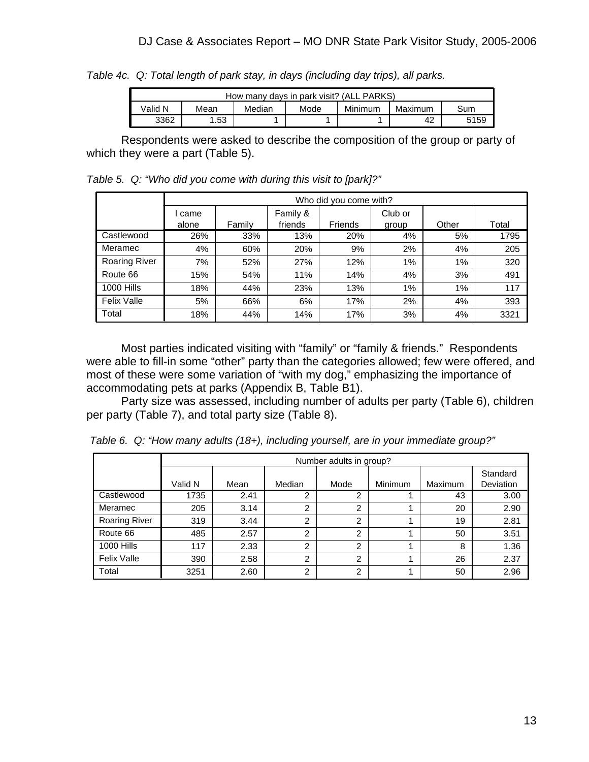*Table 4c. Q: Total length of park stay, in days (including day trips), all parks.*

| How many days in park visit? (ALL PARKS) | | | | | | |
|---|---|---|---|---|---|---|
| Valid N | Mean | Median | Mode | Minimum | Maximum | Sum |
| 3362 | 1.53 | 1 | 1 | 1 | 42 | 5159 |

Respondents were asked to describe the composition of the group or party of which they were a part (Table 5).

*Table 5. Q: "Who did you come with during this visit to [park]?"*

| | Who did you come with? | | | | | | |
|---|---|---|---|---|---|---|---|
| | I came alone | Family | Family & friends | Friends | Club or group | Other | Total |
| Castlewood | 26% | 33% | 13% | 20% | 4% | 5% | 1795 |
| Meramec | 4% | 60% | 20% | 9% | 2% | 4% | 205 |
| Roaring River | 7% | 52% | 27% | 12% | 1% | 1% | 320 |
| Route 66 | 15% | 54% | 11% | 14% | 4% | 3% | 491 |
| 1000 Hills | 18% | 44% | 23% | 13% | 1% | 1% | 117 |
| Felix Valle | 5% | 66% | 6% | 17% | 2% | 4% | 393 |
| Total | 18% | 44% | 14% | 17% | 3% | 4% | 3321 |

Most parties indicated visiting with "family" or "family & friends." Respondents were able to fill-in some "other" party than the categories allowed; few were offered, and most of these were some variation of "with my dog," emphasizing the importance of accommodating pets at parks (Appendix B, Table B1).

Party size was assessed, including number of adults per party (Table 6), children per party (Table 7), and total party size (Table 8).

*Table 6. Q: "How many adults (18+), including yourself, are in your immediate group?"*

| | Number adults in group? | | | | | | |
|---|---|---|---|---|---|---|---|
| | Valid N | Mean | Median | Mode | Minimum | Maximum | Standard Deviation |
| Castlewood | 1735 | 2.41 | 2 | 2 | 1 | 43 | 3.00 |
| Meramec | 205 | 3.14 | 2 | 2 | 1 | 20 | 2.90 |
| Roaring River | 319 | 3.44 | 2 | 2 | 1 | 19 | 2.81 |
| Route 66 | 485 | 2.57 | 2 | 2 | 1 | 50 | 3.51 |
| 1000 Hills | 117 | 2.33 | 2 | 2 | 1 | 8 | 1.36 |
| Felix Valle | 390 | 2.58 | 2 | 2 | 1 | 26 | 2.37 |
| Total | 3251 | 2.60 | 2 | 2 | 1 | 50 | 2.96 |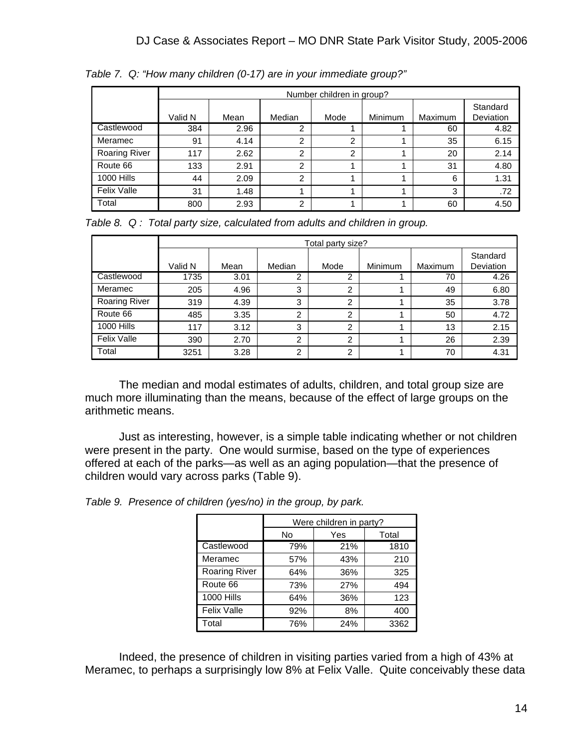*Table 7. Q: "How many children (0-17) are in your immediate group?"*

| | Number children in group? | | | | | | |
|---|---|---|---|---|---|---|---|
| | Valid N | Mean | Median | Mode | Minimum | Maximum | Standard Deviation |
| Castlewood | 384 | 2.96 | 2 | 1 | 1 | 60 | 4.82 |
| Meramec | 91 | 4.14 | 2 | 2 | 1 | 35 | 6.15 |
| Roaring River | 117 | 2.62 | 2 | 2 | 1 | 20 | 2.14 |
| Route 66 | 133 | 2.91 | 2 | 1 | 1 | 31 | 4.80 |
| 1000 Hills | 44 | 2.09 | 2 | 1 | 1 | 6 | 1.31 |
| Felix Valle | 31 | 1.48 | 1 | 1 | 1 | 3 | .72 |
| Total | 800 | 2.93 | 2 | 1 | 1 | 60 | 4.50 |

*Table 8. Q : Total party size, calculated from adults and children in group.*

| | Total party size? | | | | | | |
|---|---|---|---|---|---|---|---|
| | Valid N | Mean | Median | Mode | Minimum | Maximum | Standard Deviation |
| Castlewood | 1735 | 3.01 | 2 | 2 | 1 | 70 | 4.26 |
| Meramec | 205 | 4.96 | 3 | 2 | 1 | 49 | 6.80 |
| Roaring River | 319 | 4.39 | 3 | 2 | 1 | 35 | 3.78 |
| Route 66 | 485 | 3.35 | 2 | 2 | 1 | 50 | 4.72 |
| 1000 Hills | 117 | 3.12 | 3 | 2 | 1 | 13 | 2.15 |
| Felix Valle | 390 | 2.70 | 2 | 2 | 1 | 26 | 2.39 |
| Total | 3251 | 3.28 | 2 | 2 | 1 | 70 | 4.31 |

The median and modal estimates of adults, children, and total group size are much more illuminating than the means, because of the effect of large groups on the arithmetic means.

Just as interesting, however, is a simple table indicating whether or not children were present in the party. One would surmise, based on the type of experiences offered at each of the parks—as well as an aging population—that the presence of children would vary across parks (Table 9).

*Table 9. Presence of children (yes/no) in the group, by park.*

| | Were children in party? | | |
|---|---|---|---|
| | No | Yes | Total |
| Castlewood | 79% | 21% | 1810 |
| Meramec | 57% | 43% | 210 |
| Roaring River | 64% | 36% | 325 |
| Route 66 | 73% | 27% | 494 |
| 1000 Hills | 64% | 36% | 123 |
| Felix Valle | 92% | 8% | 400 |
| Total | 76% | 24% | 3362 |

Indeed, the presence of children in visiting parties varied from a high of 43% at Meramec, to perhaps a surprisingly low 8% at Felix Valle. Quite conceivably these data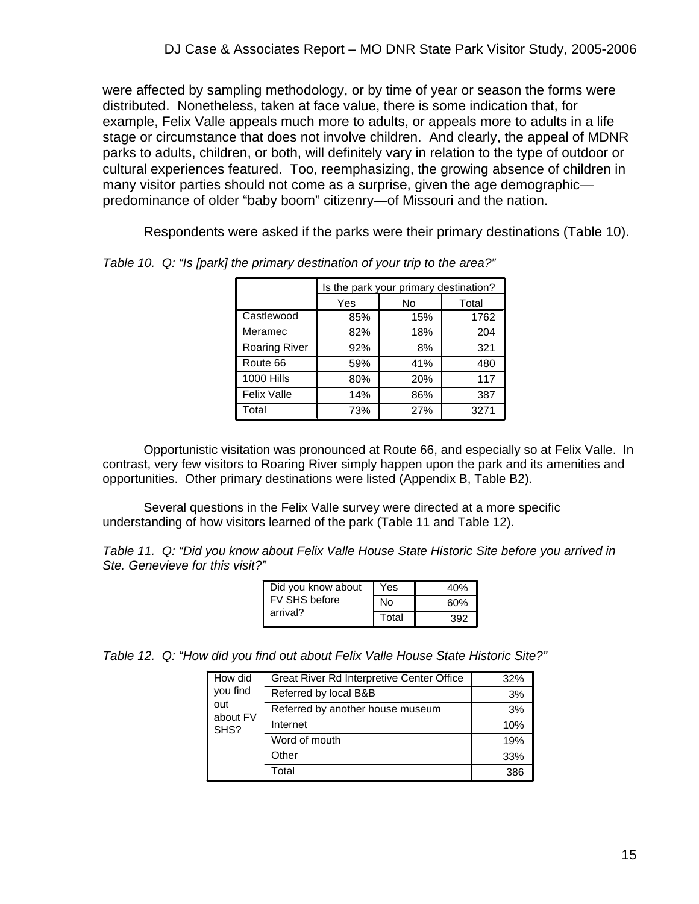were affected by sampling methodology, or by time of year or season the forms were distributed. Nonetheless, taken at face value, there is some indication that, for example, Felix Valle appeals much more to adults, or appeals more to adults in a life stage or circumstance that does not involve children. And clearly, the appeal of MDNR parks to adults, children, or both, will definitely vary in relation to the type of outdoor or cultural experiences featured. Too, reemphasizing, the growing absence of children in many visitor parties should not come as a surprise, given the age demographic—predominance of older "baby boom" citizenry—of Missouri and the nation.

Respondents were asked if the parks were their primary destinations (Table 10).

*Table 10. Q: "Is [park] the primary destination of your trip to the area?"*

| | Is the park your primary destination? | | |
|---|---|---|---|
| | Yes | No | Total |
| Castlewood | 85% | 15% | 1762 |
| Meramec | 82% | 18% | 204 |
| Roaring River | 92% | 8% | 321 |
| Route 66 | 59% | 41% | 480 |
| 1000 Hills | 80% | 20% | 117 |
| Felix Valle | 14% | 86% | 387 |
| Total | 73% | 27% | 3271 |

Opportunistic visitation was pronounced at Route 66, and especially so at Felix Valle. In contrast, very few visitors to Roaring River simply happen upon the park and its amenities and opportunities. Other primary destinations were listed (Appendix B, Table B2).

Several questions in the Felix Valle survey were directed at a more specific understanding of how visitors learned of the park (Table 11 and Table 12).

*Table 11. Q: "Did you know about Felix Valle House State Historic Site before you arrived in Ste. Genevieve for this visit?"*

| | | |
|---|---|---|
| Did you know about FV SHS before arrival? | Yes | 40% |
| | No | 60% |
| | Total | 392 |

*Table 12. Q: "How did you find out about Felix Valle House State Historic Site?"*

| | | |
|---|---|---|
| How did you find out about FV SHS? | Great River Rd Interpretive Center Office | 32% |
| | Referred by local B&B | 3% |
| | Referred by another house museum | 3% |
| | Internet | 10% |
| | Word of mouth | 19% |
| | Other | 33% |
| | Total | 386 |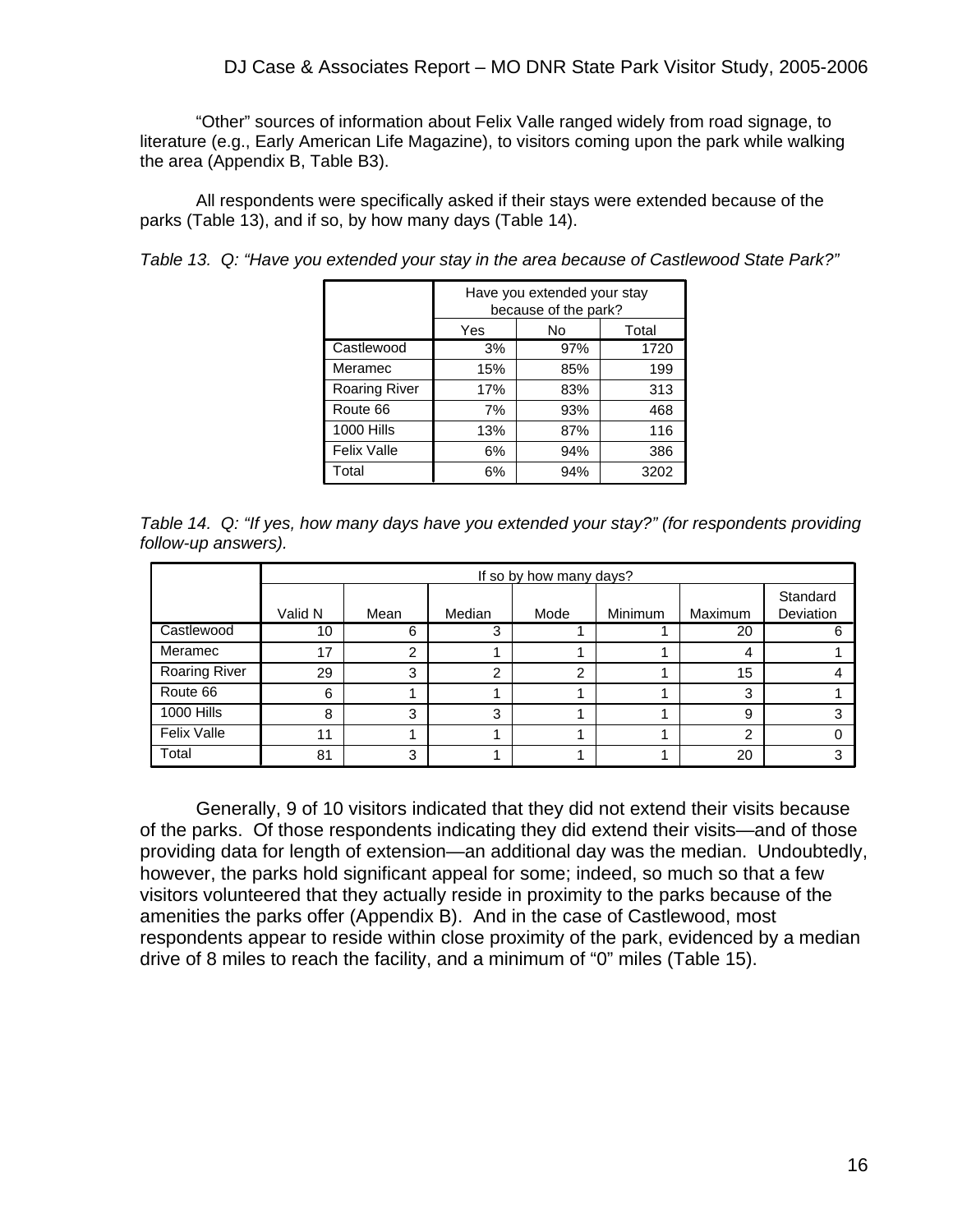"Other" sources of information about Felix Valle ranged widely from road signage, to literature (e.g., Early American Life Magazine), to visitors coming upon the park while walking the area (Appendix B, Table B3).

All respondents were specifically asked if their stays were extended because of the parks (Table 13), and if so, by how many days (Table 14).

*Table 13. Q: "Have you extended your stay in the area because of Castlewood State Park?"*

| | Have you extended your stay because of the park? | | |
|---|---|---|---|
| | Yes | No | Total |
| Castlewood | 3% | 97% | 1720 |
| Meramec | 15% | 85% | 199 |
| Roaring River | 17% | 83% | 313 |
| Route 66 | 7% | 93% | 468 |
| 1000 Hills | 13% | 87% | 116 |
| Felix Valle | 6% | 94% | 386 |
| Total | 6% | 94% | 3202 |

*Table 14. Q: "If yes, how many days have you extended your stay?" (for respondents providing follow-up answers).*

| | If so by how many days? | | | | | | |
|---|---|---|---|---|---|---|---|
| | Valid N | Mean | Median | Mode | Minimum | Maximum | Standard Deviation |
| Castlewood | 10 | 6 | 3 | 1 | 1 | 20 | 6 |
| Meramec | 17 | 2 | 1 | 1 | 1 | 4 | 1 |
| Roaring River | 29 | 3 | 2 | 2 | 1 | 15 | 4 |
| Route 66 | 6 | 1 | 1 | 1 | 1 | 3 | 1 |
| 1000 Hills | 8 | 3 | 3 | 1 | 1 | 9 | 3 |
| Felix Valle | 11 | 1 | 1 | 1 | 1 | 2 | 0 |
| Total | 81 | 3 | 1 | 1 | 1 | 20 | 3 |

Generally, 9 of 10 visitors indicated that they did not extend their visits because of the parks. Of those respondents indicating they did extend their visits—and of those providing data for length of extension—an additional day was the median. Undoubtedly, however, the parks hold significant appeal for some; indeed, so much so that a few visitors volunteered that they actually reside in proximity to the parks because of the amenities the parks offer (Appendix B). And in the case of Castlewood, most respondents appear to reside within close proximity of the park, evidenced by a median drive of 8 miles to reach the facility, and a minimum of "0" miles (Table 15).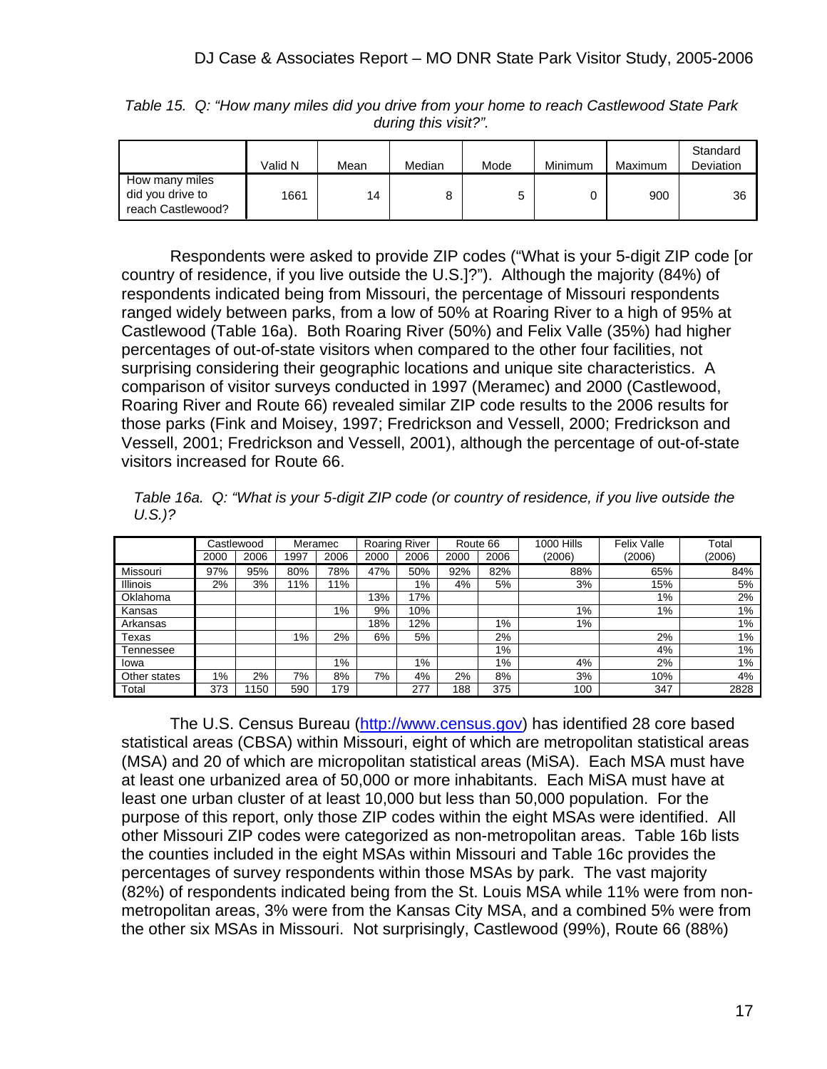*Table 15. Q: "How many miles did you drive from your home to reach Castlewood State Park during this visit?".*

| | Valid N | Mean | Median | Mode | Minimum | Maximum | Standard Deviation |
|---|---|---|---|---|---|---|---|
| How many miles did you drive to reach Castlewood? | 1661 | 14 | 8 | 5 | 0 | 900 | 36 |

Respondents were asked to provide ZIP codes ("What is your 5-digit ZIP code [or country of residence, if you live outside the U.S.]?"). Although the majority (84%) of respondents indicated being from Missouri, the percentage of Missouri respondents ranged widely between parks, from a low of 50% at Roaring River to a high of 95% at Castlewood (Table 16a). Both Roaring River (50%) and Felix Valle (35%) had higher percentages of out-of-state visitors when compared to the other four facilities, not surprising considering their geographic locations and unique site characteristics. A comparison of visitor surveys conducted in 1997 (Meramec) and 2000 (Castlewood, Roaring River and Route 66) revealed similar ZIP code results to the 2006 results for those parks (Fink and Moisey, 1997; Fredrickson and Vessell, 2000; Fredrickson and Vessell, 2001; Fredrickson and Vessell, 2001), although the percentage of out-of-state visitors increased for Route 66.

*Table 16a. Q: "What is your 5-digit ZIP code (or country of residence, if you live outside the U.S.)?*

| | Castlewood | | Meramec | | Roaring River | | Route 66 | | 1000 Hills | Felix Valle | Total |
|---|---|---|---|---|---|---|---|---|---|---|---|
| | 2000 | 2006 | 1997 | 2006 | 2000 | 2006 | 2000 | 2006 | (2006) | (2006) | (2006) |
| Missouri | 97% | 95% | 80% | 78% | 47% | 50% | 92% | 82% | 88% | 65% | 84% |
| Illinois | 2% | 3% | 11% | 11% | | 1% | 4% | 5% | 3% | 15% | 5% |
| Oklahoma | | | | | 13% | 17% | | | | 1% | 2% |
| Kansas | | | | 1% | 9% | 10% | | | 1% | 1% | 1% |
| Arkansas | | | | | 18% | 12% | | 1% | 1% | | 1% |
| Texas | | | 1% | 2% | 6% | 5% | | 2% | | 2% | 1% |
| Tennessee | | | | | | | | 1% | | 4% | 1% |
| Iowa | | | | 1% | | 1% | | 1% | 4% | 2% | 1% |
| Other states | 1% | 2% | 7% | 8% | 7% | 4% | 2% | 8% | 3% | 10% | 4% |
| Total | 373 | 1150 | 590 | 179 | | 277 | 188 | 375 | 100 | 347 | 2828 |

The U.S. Census Bureau (http://www.census.gov) has identified 28 core based statistical areas (CBSA) within Missouri, eight of which are metropolitan statistical areas (MSA) and 20 of which are micropolitan statistical areas (MiSA). Each MSA must have at least one urbanized area of 50,000 or more inhabitants. Each MiSA must have at least one urban cluster of at least 10,000 but less than 50,000 population. For the purpose of this report, only those ZIP codes within the eight MSAs were identified. All other Missouri ZIP codes were categorized as non-metropolitan areas. Table 16b lists the counties included in the eight MSAs within Missouri and Table 16c provides the percentages of survey respondents within those MSAs by park. The vast majority (82%) of respondents indicated being from the St. Louis MSA while 11% were from non-metropolitan areas, 3% were from the Kansas City MSA, and a combined 5% were from the other six MSAs in Missouri. Not surprisingly, Castlewood (99%), Route 66 (88%)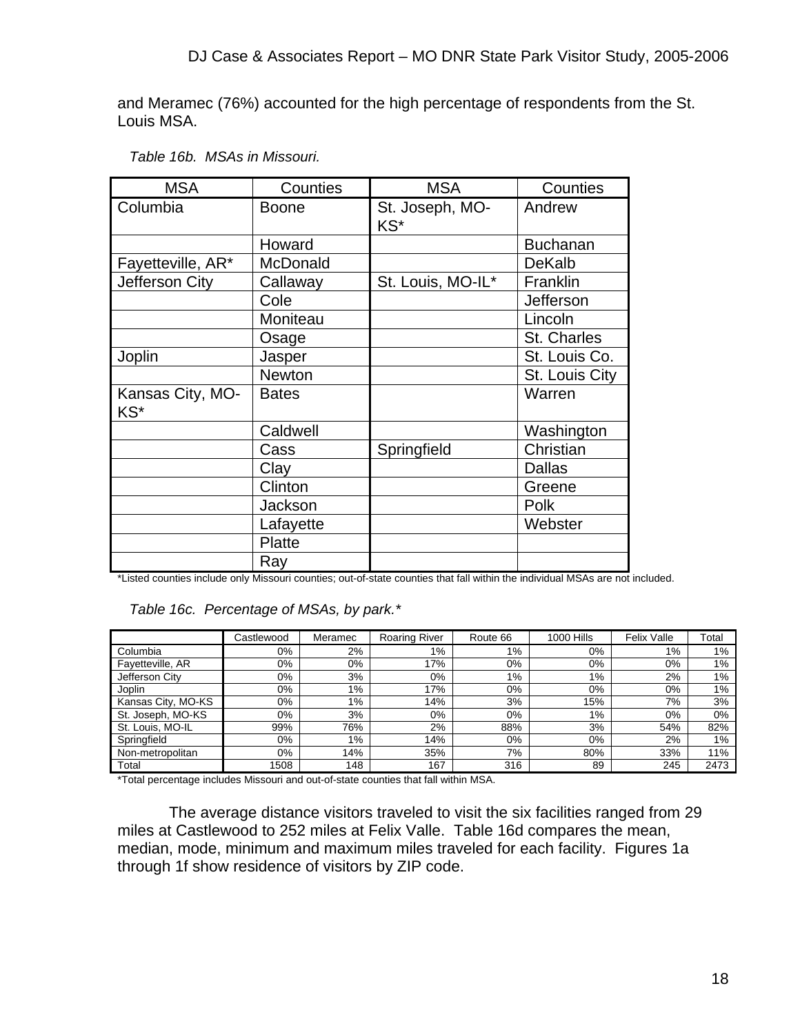and Meramec (76%) accounted for the high percentage of respondents from the St. Louis MSA.

*Table 16b. MSAs in Missouri.*

| MSA | Counties | MSA | Counties |
|---|---|---|---|
| Columbia | Boone | St. Joseph, MO-KS* | Andrew |
| | Howard | | Buchanan |
| Fayetteville, AR* | McDonald | | DeKalb |
| Jefferson City | Callaway | St. Louis, MO-IL* | Franklin |
| | Cole | | Jefferson |
| | Moniteau | | Lincoln |
| | Osage | | St. Charles |
| Joplin | Jasper | | St. Louis Co. |
| | Newton | | St. Louis City |
| Kansas City, MO-KS* | Bates | | Warren |
| | Caldwell | | Washington |
| | Cass | Springfield | Christian |
| | Clay | | Dallas |
| | Clinton | | Greene |
| | Jackson | | Polk |
| | Lafayette | | Webster |
| | Platte | | |
| | Ray | | |

*Listed counties include only Missouri counties; out-of-state counties that fall within the individual MSAs are not included.

*Table 16c. Percentage of MSAs, by park.**

| | Castlewood | Meramec | Roaring River | Route 66 | 1000 Hills | Felix Valle | Total |
|---|---|---|---|---|---|---|---|
| Columbia | 0% | 2% | 1% | 1% | 0% | 1% | 1% |
| Fayetteville, AR | 0% | 0% | 17% | 0% | 0% | 0% | 1% |
| Jefferson City | 0% | 3% | 0% | 1% | 1% | 2% | 1% |
| Joplin | 0% | 1% | 17% | 0% | 0% | 0% | 1% |
| Kansas City, MO-KS | 0% | 1% | 14% | 3% | 15% | 7% | 3% |
| St. Joseph, MO-KS | 0% | 3% | 0% | 0% | 1% | 0% | 0% |
| St. Louis, MO-IL | 99% | 76% | 2% | 88% | 3% | 54% | 82% |
| Springfield | 0% | 1% | 14% | 0% | 0% | 2% | 1% |
| Non-metropolitan | 0% | 14% | 35% | 7% | 80% | 33% | 11% |
| Total | 1508 | 148 | 167 | 316 | 89 | 245 | 2473 |

*Total percentage includes Missouri and out-of-state counties that fall within MSA.

The average distance visitors traveled to visit the six facilities ranged from 29 miles at Castlewood to 252 miles at Felix Valle. Table 16d compares the mean, median, mode, minimum and maximum miles traveled for each facility. Figures 1a through 1f show residence of visitors by ZIP code.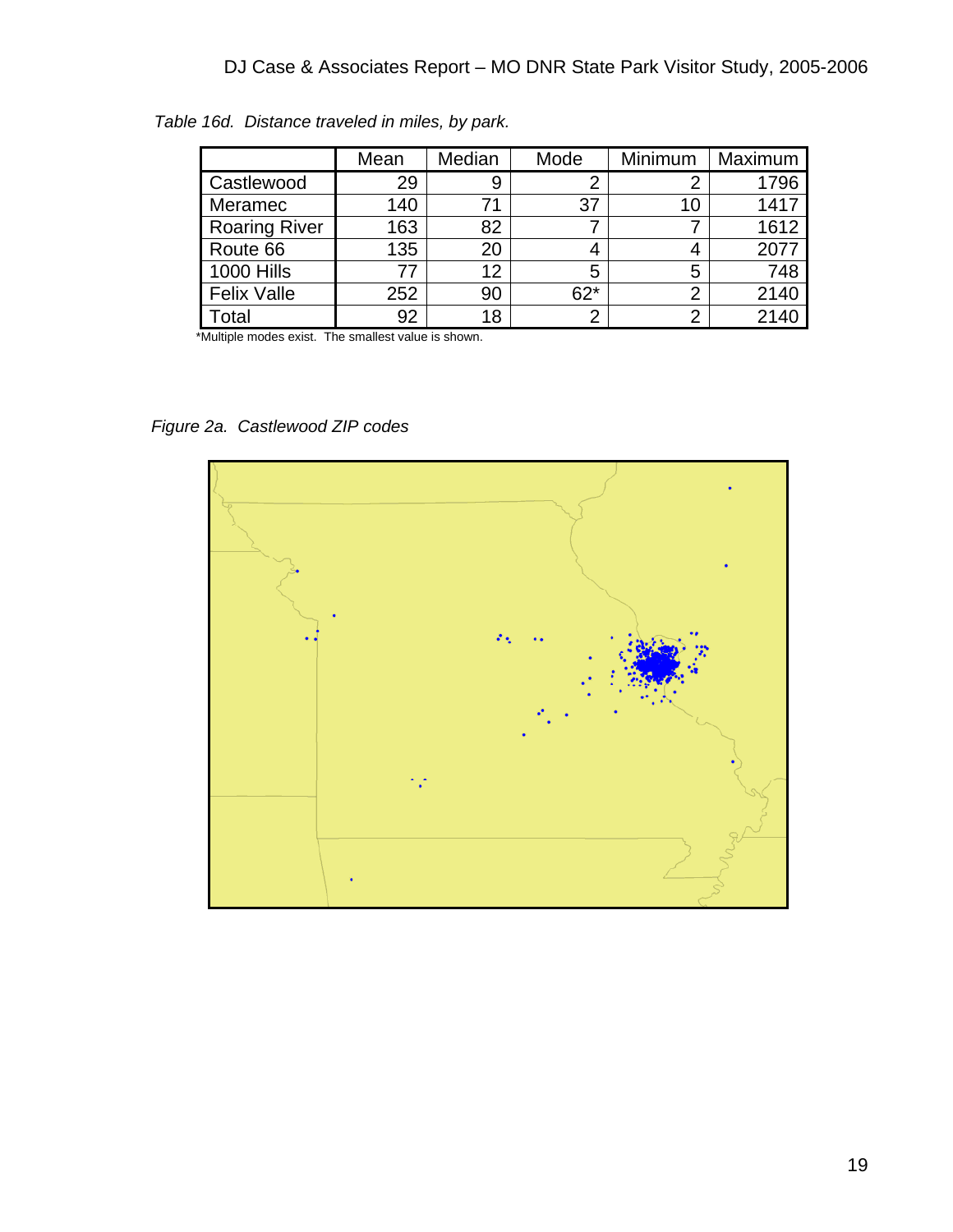*Table 16d. Distance traveled in miles, by park.*

| | Mean | Median | Mode | Minimum | Maximum |
|---|---|---|---|---|---|
| Castlewood | 29 | 9 | 2 | 2 | 1796 |
| Meramec | 140 | 71 | 37 | 10 | 1417 |
| Roaring River | 163 | 82 | 7 | 7 | 1612 |
| Route 66 | 135 | 20 | 4 | 4 | 2077 |
| 1000 Hills | 77 | 12 | 5 | 5 | 748 |
| Felix Valle | 252 | 90 | 62* | 2 | 2140 |
| Total | 92 | 18 | 2 | 2 | 2140 |

*Multiple modes exist. The smallest value is shown.

*Figure 2a. Castlewood ZIP codes*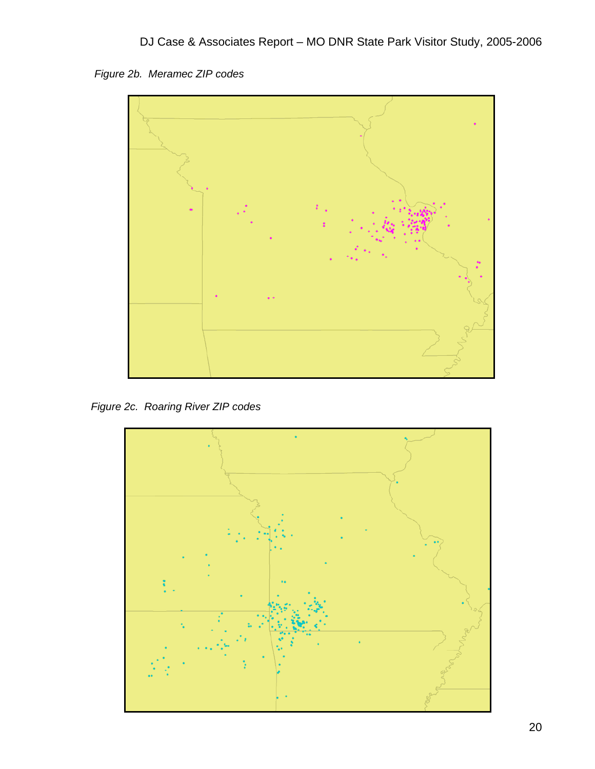*Figure 2b. Meramec ZIP codes*

*Figure 2c. Roaring River ZIP codes*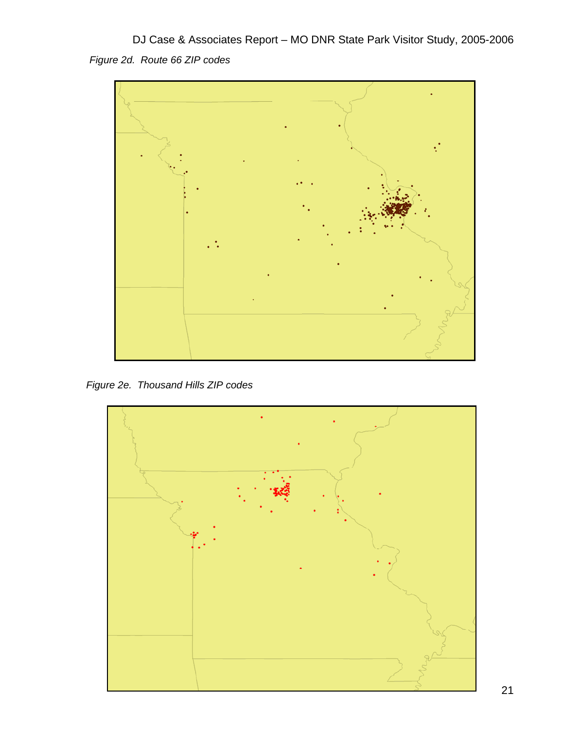*Figure 2d. Route 66 ZIP codes*

*Figure 2e. Thousand Hills ZIP codes*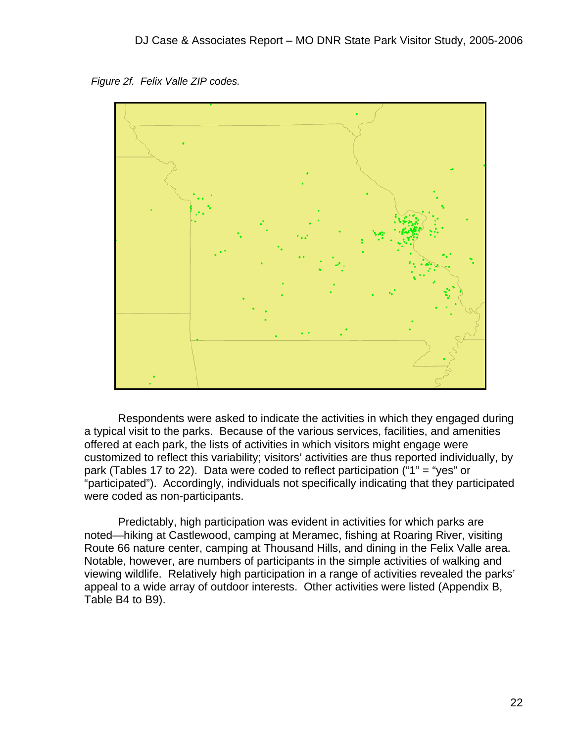*Figure 2f. Felix Valle ZIP codes.*

Respondents were asked to indicate the activities in which they engaged during a typical visit to the parks. Because of the various services, facilities, and amenities offered at each park, the lists of activities in which visitors might engage were customized to reflect this variability; visitors' activities are thus reported individually, by park (Tables 17 to 22). Data were coded to reflect participation ("1" = "yes" or "participated"). Accordingly, individuals not specifically indicating that they participated were coded as non-participants.

Predictably, high participation was evident in activities for which parks are noted—hiking at Castlewood, camping at Meramec, fishing at Roaring River, visiting Route 66 nature center, camping at Thousand Hills, and dining in the Felix Valle area. Notable, however, are numbers of participants in the simple activities of walking and viewing wildlife. Relatively high participation in a range of activities revealed the parks' appeal to a wide array of outdoor interests. Other activities were listed (Appendix B, Table B4 to B9).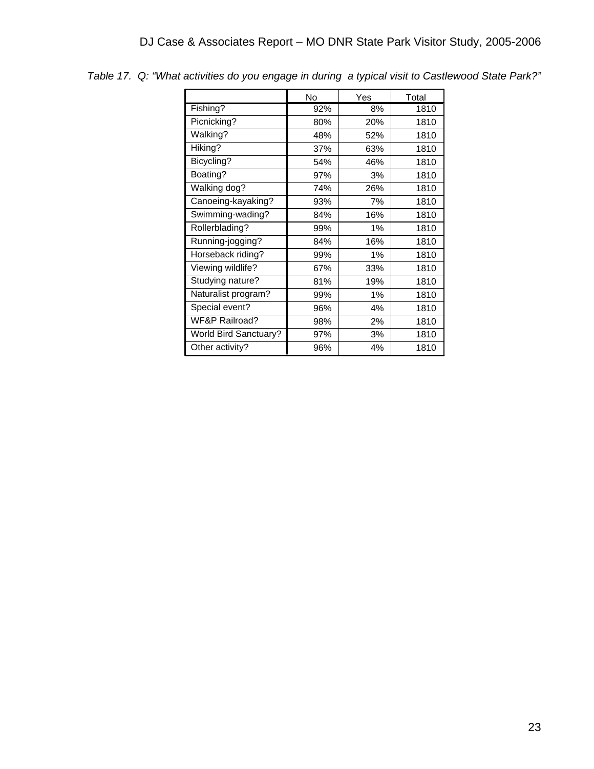*Table 17. Q: "What activities do you engage in during a typical visit to Castlewood State Park?"*

| | No | Yes | Total |
|---|---|---|---|
| Fishing? | 92% | 8% | 1810 |
| Picnicking? | 80% | 20% | 1810 |
| Walking? | 48% | 52% | 1810 |
| Hiking? | 37% | 63% | 1810 |
| Bicycling? | 54% | 46% | 1810 |
| Boating? | 97% | 3% | 1810 |
| Walking dog? | 74% | 26% | 1810 |
| Canoeing-kayaking? | 93% | 7% | 1810 |
| Swimming-wading? | 84% | 16% | 1810 |
| Rollerblading? | 99% | 1% | 1810 |
| Running-jogging? | 84% | 16% | 1810 |
| Horseback riding? | 99% | 1% | 1810 |
| Viewing wildlife? | 67% | 33% | 1810 |
| Studying nature? | 81% | 19% | 1810 |
| Naturalist program? | 99% | 1% | 1810 |
| Special event? | 96% | 4% | 1810 |
| WF&P Railroad? | 98% | 2% | 1810 |
| World Bird Sanctuary? | 97% | 3% | 1810 |
| Other activity? | 96% | 4% | 1810 |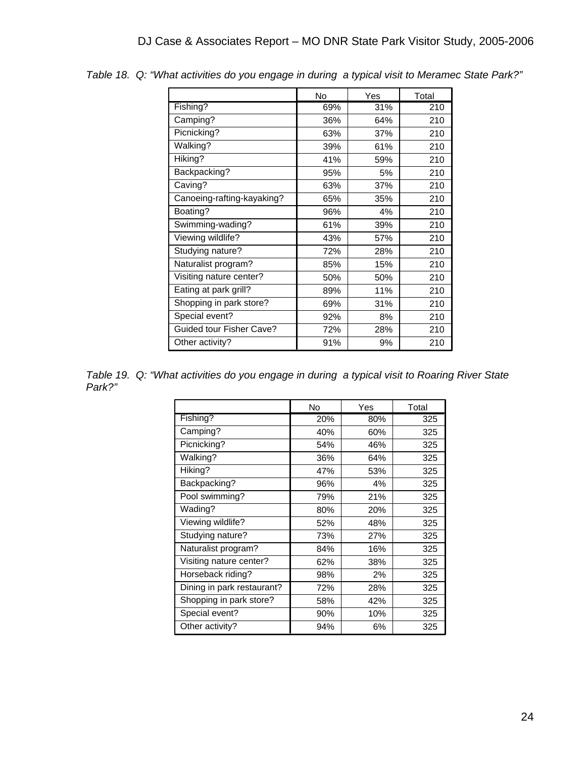*Table 18. Q: "What activities do you engage in during a typical visit to Meramec State Park?"*

| | No | Yes | Total |
|---|---|---|---|
| Fishing? | 69% | 31% | 210 |
| Camping? | 36% | 64% | 210 |
| Picnicking? | 63% | 37% | 210 |
| Walking? | 39% | 61% | 210 |
| Hiking? | 41% | 59% | 210 |
| Backpacking? | 95% | 5% | 210 |
| Caving? | 63% | 37% | 210 |
| Canoeing-rafting-kayaking? | 65% | 35% | 210 |
| Boating? | 96% | 4% | 210 |
| Swimming-wading? | 61% | 39% | 210 |
| Viewing wildlife? | 43% | 57% | 210 |
| Studying nature? | 72% | 28% | 210 |
| Naturalist program? | 85% | 15% | 210 |
| Visiting nature center? | 50% | 50% | 210 |
| Eating at park grill? | 89% | 11% | 210 |
| Shopping in park store? | 69% | 31% | 210 |
| Special event? | 92% | 8% | 210 |
| Guided tour Fisher Cave? | 72% | 28% | 210 |
| Other activity? | 91% | 9% | 210 |

*Table 19. Q: "What activities do you engage in during a typical visit to Roaring River State Park?"*

| | No | Yes | Total |
|---|---|---|---|
| Fishing? | 20% | 80% | 325 |
| Camping? | 40% | 60% | 325 |
| Picnicking? | 54% | 46% | 325 |
| Walking? | 36% | 64% | 325 |
| Hiking? | 47% | 53% | 325 |
| Backpacking? | 96% | 4% | 325 |
| Pool swimming? | 79% | 21% | 325 |
| Wading? | 80% | 20% | 325 |
| Viewing wildlife? | 52% | 48% | 325 |
| Studying nature? | 73% | 27% | 325 |
| Naturalist program? | 84% | 16% | 325 |
| Visiting nature center? | 62% | 38% | 325 |
| Horseback riding? | 98% | 2% | 325 |
| Dining in park restaurant? | 72% | 28% | 325 |
| Shopping in park store? | 58% | 42% | 325 |
| Special event? | 90% | 10% | 325 |
| Other activity? | 94% | 6% | 325 |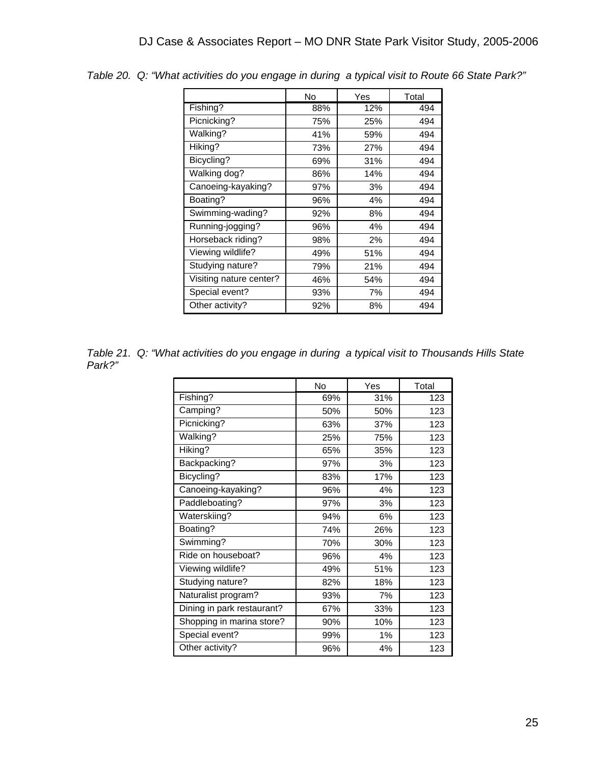*Table 20. Q: "What activities do you engage in during a typical visit to Route 66 State Park?"*

| | No | Yes | Total |
|---|---|---|---|
| Fishing? | 88% | 12% | 494 |
| Picnicking? | 75% | 25% | 494 |
| Walking? | 41% | 59% | 494 |
| Hiking? | 73% | 27% | 494 |
| Bicycling? | 69% | 31% | 494 |
| Walking dog? | 86% | 14% | 494 |
| Canoeing-kayaking? | 97% | 3% | 494 |
| Boating? | 96% | 4% | 494 |
| Swimming-wading? | 92% | 8% | 494 |
| Running-jogging? | 96% | 4% | 494 |
| Horseback riding? | 98% | 2% | 494 |
| Viewing wildlife? | 49% | 51% | 494 |
| Studying nature? | 79% | 21% | 494 |
| Visiting nature center? | 46% | 54% | 494 |
| Special event? | 93% | 7% | 494 |
| Other activity? | 92% | 8% | 494 |

*Table 21. Q: "What activities do you engage in during a typical visit to Thousands Hills State Park?"*

| | No | Yes | Total |
|---|---|---|---|
| Fishing? | 69% | 31% | 123 |
| Camping? | 50% | 50% | 123 |
| Picnicking? | 63% | 37% | 123 |
| Walking? | 25% | 75% | 123 |
| Hiking? | 65% | 35% | 123 |
| Backpacking? | 97% | 3% | 123 |
| Bicycling? | 83% | 17% | 123 |
| Canoeing-kayaking? | 96% | 4% | 123 |
| Paddleboating? | 97% | 3% | 123 |
| Waterskiing? | 94% | 6% | 123 |
| Boating? | 74% | 26% | 123 |
| Swimming? | 70% | 30% | 123 |
| Ride on houseboat? | 96% | 4% | 123 |
| Viewing wildlife? | 49% | 51% | 123 |
| Studying nature? | 82% | 18% | 123 |
| Naturalist program? | 93% | 7% | 123 |
| Dining in park restaurant? | 67% | 33% | 123 |
| Shopping in marina store? | 90% | 10% | 123 |
| Special event? | 99% | 1% | 123 |
| Other activity? | 96% | 4% | 123 |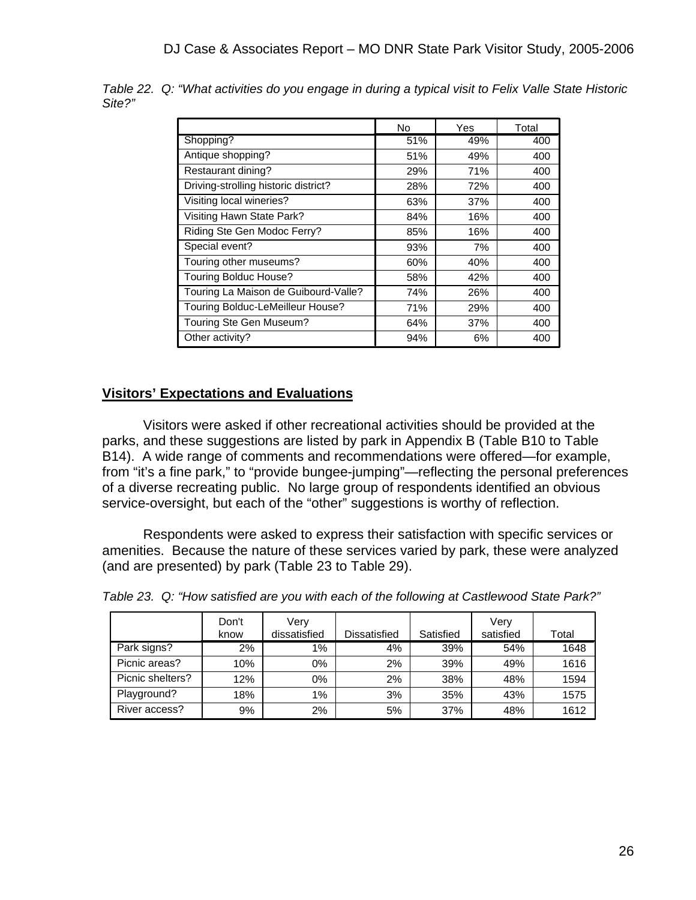*Table 22. Q: "What activities do you engage in during a typical visit to Felix Valle State Historic Site?"*

| | No | Yes | Total |
|---|---|---|---|
| Shopping? | 51% | 49% | 400 |
| Antique shopping? | 51% | 49% | 400 |
| Restaurant dining? | 29% | 71% | 400 |
| Driving-strolling historic district? | 28% | 72% | 400 |
| Visiting local wineries? | 63% | 37% | 400 |
| Visiting Hawn State Park? | 84% | 16% | 400 |
| Riding Ste Gen Modoc Ferry? | 85% | 16% | 400 |
| Special event? | 93% | 7% | 400 |
| Touring other museums? | 60% | 40% | 400 |
| Touring Bolduc House? | 58% | 42% | 400 |
| Touring La Maison de Guibourd-Valle? | 74% | 26% | 400 |
| Touring Bolduc-LeMeilleur House? | 71% | 29% | 400 |
| Touring Ste Gen Museum? | 64% | 37% | 400 |
| Other activity? | 94% | 6% | 400 |

## Visitors' Expectations and Evaluations

Visitors were asked if other recreational activities should be provided at the parks, and these suggestions are listed by park in Appendix B (Table B10 to Table B14). A wide range of comments and recommendations were offered—for example, from "it's a fine park," to "provide bungee-jumping"—reflecting the personal preferences of a diverse recreating public. No large group of respondents identified an obvious service-oversight, but each of the "other" suggestions is worthy of reflection.

Respondents were asked to express their satisfaction with specific services or amenities. Because the nature of these services varied by park, these were analyzed (and are presented) by park (Table 23 to Table 29).

*Table 23. Q: "How satisfied are you with each of the following at Castlewood State Park?"*

| | Don't know | Very dissatisfied | Dissatisfied | Satisfied | Very satisfied | Total |
|---|---|---|---|---|---|---|
| Park signs? | 2% | 1% | 4% | 39% | 54% | 1648 |
| Picnic areas? | 10% | 0% | 2% | 39% | 49% | 1616 |
| Picnic shelters? | 12% | 0% | 2% | 38% | 48% | 1594 |
| Playground? | 18% | 1% | 3% | 35% | 43% | 1575 |
| River access? | 9% | 2% | 5% | 37% | 48% | 1612 |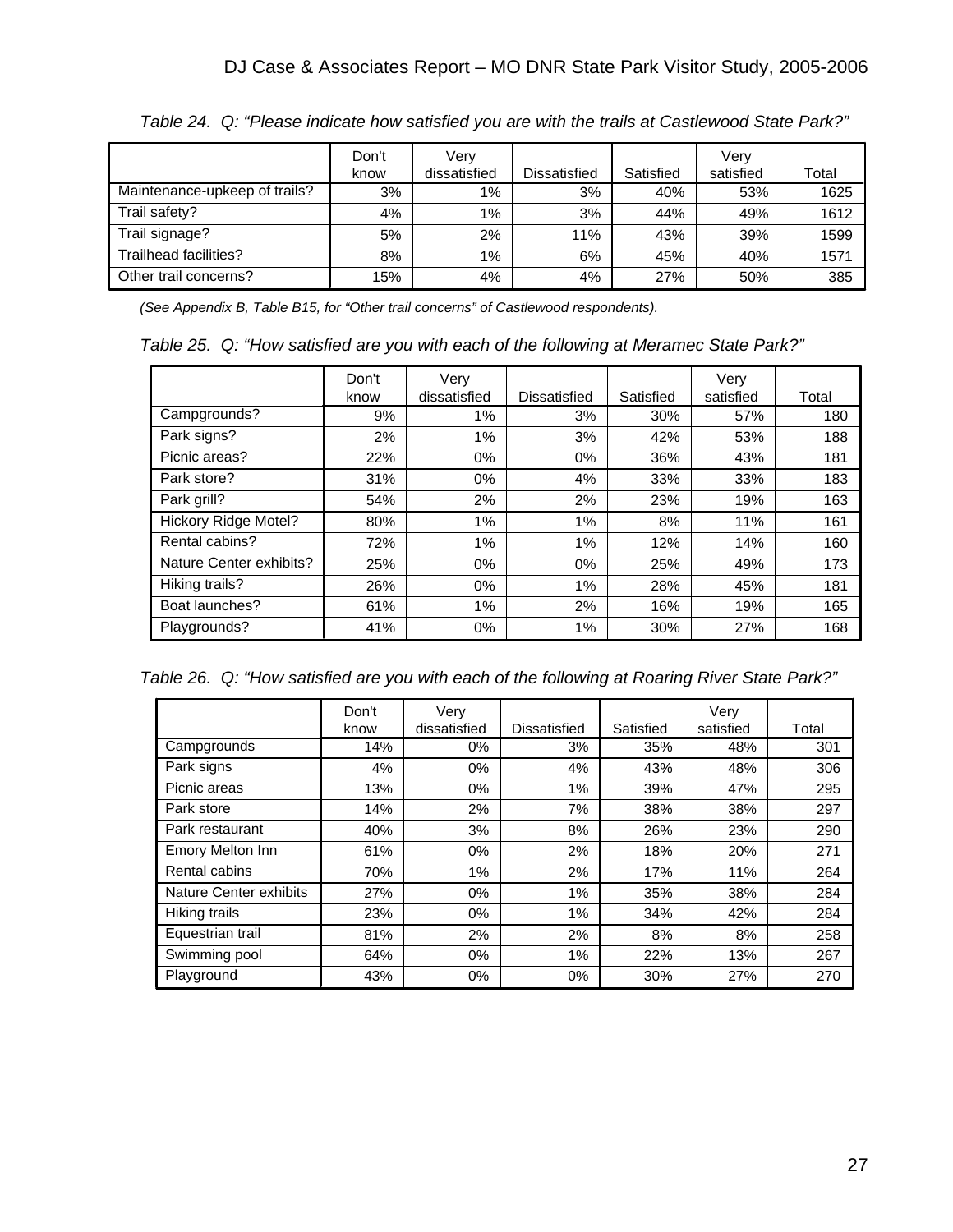*Table 24. Q: "Please indicate how satisfied you are with the trails at Castlewood State Park?"*

| | Don't know | Very dissatisfied | Dissatisfied | Satisfied | Very satisfied | Total |
|---|---|---|---|---|---|---|
| Maintenance-upkeep of trails? | 3% | 1% | 3% | 40% | 53% | 1625 |
| Trail safety? | 4% | 1% | 3% | 44% | 49% | 1612 |
| Trail signage? | 5% | 2% | 11% | 43% | 39% | 1599 |
| Trailhead facilities? | 8% | 1% | 6% | 45% | 40% | 1571 |
| Other trail concerns? | 15% | 4% | 4% | 27% | 50% | 385 |

*(See Appendix B, Table B15, for "Other trail concerns" of Castlewood respondents).*

*Table 25. Q: "How satisfied are you with each of the following at Meramec State Park?"*

| | Don't know | Very dissatisfied | Dissatisfied | Satisfied | Very satisfied | Total |
|---|---|---|---|---|---|---|
| Campgrounds? | 9% | 1% | 3% | 30% | 57% | 180 |
| Park signs? | 2% | 1% | 3% | 42% | 53% | 188 |
| Picnic areas? | 22% | 0% | 0% | 36% | 43% | 181 |
| Park store? | 31% | 0% | 4% | 33% | 33% | 183 |
| Park grill? | 54% | 2% | 2% | 23% | 19% | 163 |
| Hickory Ridge Motel? | 80% | 1% | 1% | 8% | 11% | 161 |
| Rental cabins? | 72% | 1% | 1% | 12% | 14% | 160 |
| Nature Center exhibits? | 25% | 0% | 0% | 25% | 49% | 173 |
| Hiking trails? | 26% | 0% | 1% | 28% | 45% | 181 |
| Boat launches? | 61% | 1% | 2% | 16% | 19% | 165 |
| Playgrounds? | 41% | 0% | 1% | 30% | 27% | 168 |

*Table 26. Q: "How satisfied are you with each of the following at Roaring River State Park?"*

| | Don't know | Very dissatisfied | Dissatisfied | Satisfied | Very satisfied | Total |
|---|---|---|---|---|---|---|
| Campgrounds | 14% | 0% | 3% | 35% | 48% | 301 |
| Park signs | 4% | 0% | 4% | 43% | 48% | 306 |
| Picnic areas | 13% | 0% | 1% | 39% | 47% | 295 |
| Park store | 14% | 2% | 7% | 38% | 38% | 297 |
| Park restaurant | 40% | 3% | 8% | 26% | 23% | 290 |
| Emory Melton Inn | 61% | 0% | 2% | 18% | 20% | 271 |
| Rental cabins | 70% | 1% | 2% | 17% | 11% | 264 |
| Nature Center exhibits | 27% | 0% | 1% | 35% | 38% | 284 |
| Hiking trails | 23% | 0% | 1% | 34% | 42% | 284 |
| Equestrian trail | 81% | 2% | 2% | 8% | 8% | 258 |
| Swimming pool | 64% | 0% | 1% | 22% | 13% | 267 |
| Playground | 43% | 0% | 0% | 30% | 27% | 270 |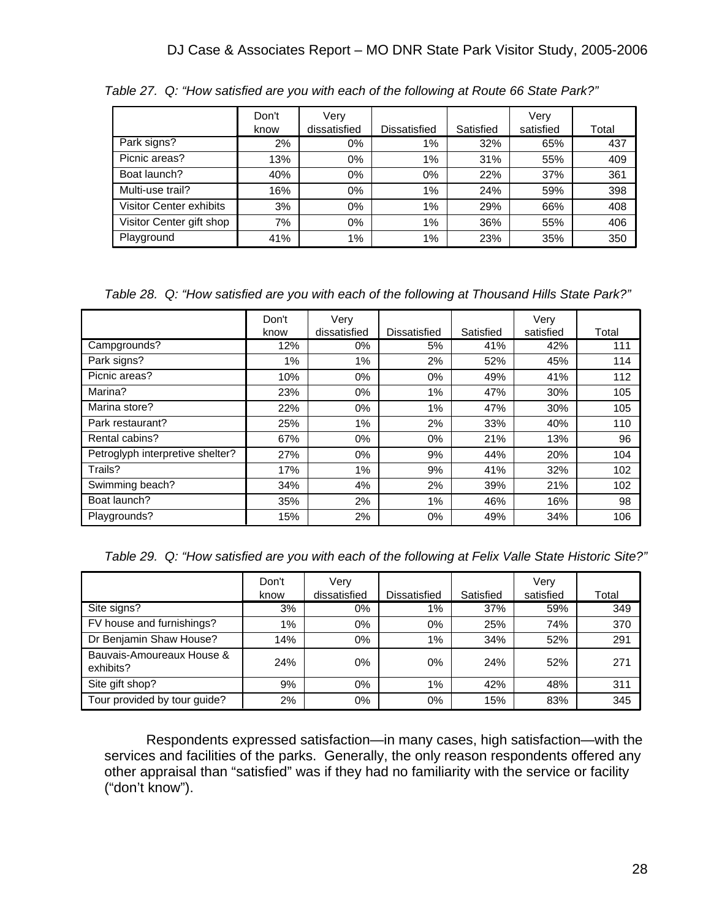*Table 27. Q: "How satisfied are you with each of the following at Route 66 State Park?"*

| | Don't know | Very dissatisfied | Dissatisfied | Satisfied | Very satisfied | Total |
|---|---|---|---|---|---|---|
| Park signs? | 2% | 0% | 1% | 32% | 65% | 437 |
| Picnic areas? | 13% | 0% | 1% | 31% | 55% | 409 |
| Boat launch? | 40% | 0% | 0% | 22% | 37% | 361 |
| Multi-use trail? | 16% | 0% | 1% | 24% | 59% | 398 |
| Visitor Center exhibits | 3% | 0% | 1% | 29% | 66% | 408 |
| Visitor Center gift shop | 7% | 0% | 1% | 36% | 55% | 406 |
| Playground | 41% | 1% | 1% | 23% | 35% | 350 |

*Table 28. Q: "How satisfied are you with each of the following at Thousand Hills State Park?"*

| | Don't know | Very dissatisfied | Dissatisfied | Satisfied | Very satisfied | Total |
|---|---|---|---|---|---|---|
| Campgrounds? | 12% | 0% | 5% | 41% | 42% | 111 |
| Park signs? | 1% | 1% | 2% | 52% | 45% | 114 |
| Picnic areas? | 10% | 0% | 0% | 49% | 41% | 112 |
| Marina? | 23% | 0% | 1% | 47% | 30% | 105 |
| Marina store? | 22% | 0% | 1% | 47% | 30% | 105 |
| Park restaurant? | 25% | 1% | 2% | 33% | 40% | 110 |
| Rental cabins? | 67% | 0% | 0% | 21% | 13% | 96 |
| Petroglyph interpretive shelter? | 27% | 0% | 9% | 44% | 20% | 104 |
| Trails? | 17% | 1% | 9% | 41% | 32% | 102 |
| Swimming beach? | 34% | 4% | 2% | 39% | 21% | 102 |
| Boat launch? | 35% | 2% | 1% | 46% | 16% | 98 |
| Playgrounds? | 15% | 2% | 0% | 49% | 34% | 106 |

*Table 29. Q: "How satisfied are you with each of the following at Felix Valle State Historic Site?"*

| | Don't know | Very dissatisfied | Dissatisfied | Satisfied | Very satisfied | Total |
|---|---|---|---|---|---|---|
| Site signs? | 3% | 0% | 1% | 37% | 59% | 349 |
| FV house and furnishings? | 1% | 0% | 0% | 25% | 74% | 370 |
| Dr Benjamin Shaw House? | 14% | 0% | 1% | 34% | 52% | 291 |
| Bauvais-Amoureaux House & exhibits? | 24% | 0% | 0% | 24% | 52% | 271 |
| Site gift shop? | 9% | 0% | 1% | 42% | 48% | 311 |
| Tour provided by tour guide? | 2% | 0% | 0% | 15% | 83% | 345 |

Respondents expressed satisfaction—in many cases, high satisfaction—with the services and facilities of the parks. Generally, the only reason respondents offered any other appraisal than "satisfied" was if they had no familiarity with the service or facility ("don't know").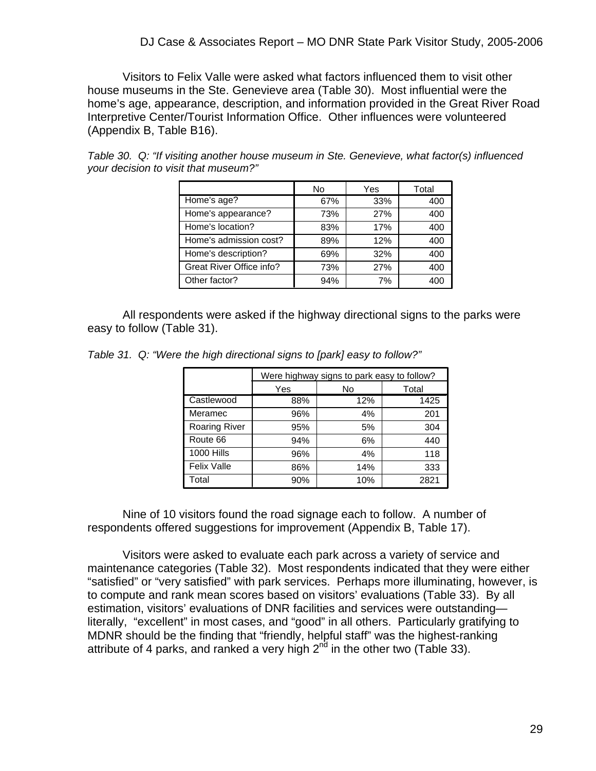Visitors to Felix Valle were asked what factors influenced them to visit other house museums in the Ste. Genevieve area (Table 30). Most influential were the home's age, appearance, description, and information provided in the Great River Road Interpretive Center/Tourist Information Office. Other influences were volunteered (Appendix B, Table B16).

*Table 30. Q: "If visiting another house museum in Ste. Genevieve, what factor(s) influenced your decision to visit that museum?"*

| | No | Yes | Total |
|---|---|---|---|
| Home's age? | 67% | 33% | 400 |
| Home's appearance? | 73% | 27% | 400 |
| Home's location? | 83% | 17% | 400 |
| Home's admission cost? | 89% | 12% | 400 |
| Home's description? | 69% | 32% | 400 |
| Great River Office info? | 73% | 27% | 400 |
| Other factor? | 94% | 7% | 400 |

All respondents were asked if the highway directional signs to the parks were easy to follow (Table 31).

*Table 31. Q: "Were the high directional signs to [park] easy to follow?"*

| | Were highway signs to park easy to follow? | | |
|---|---|---|---|
| | Yes | No | Total |
| Castlewood | 88% | 12% | 1425 |
| Meramec | 96% | 4% | 201 |
| Roaring River | 95% | 5% | 304 |
| Route 66 | 94% | 6% | 440 |
| 1000 Hills | 96% | 4% | 118 |
| Felix Valle | 86% | 14% | 333 |
| Total | 90% | 10% | 2821 |

Nine of 10 visitors found the road signage each to follow. A number of respondents offered suggestions for improvement (Appendix B, Table 17).

Visitors were asked to evaluate each park across a variety of service and maintenance categories (Table 32). Most respondents indicated that they were either "satisfied" or "very satisfied" with park services. Perhaps more illuminating, however, is to compute and rank mean scores based on visitors' evaluations (Table 33). By all estimation, visitors' evaluations of DNR facilities and services were outstanding—literally, "excellent" in most cases, and "good" in all others. Particularly gratifying to MDNR should be the finding that "friendly, helpful staff" was the highest-ranking attribute of 4 parks, and ranked a very high 2nd in the other two (Table 33).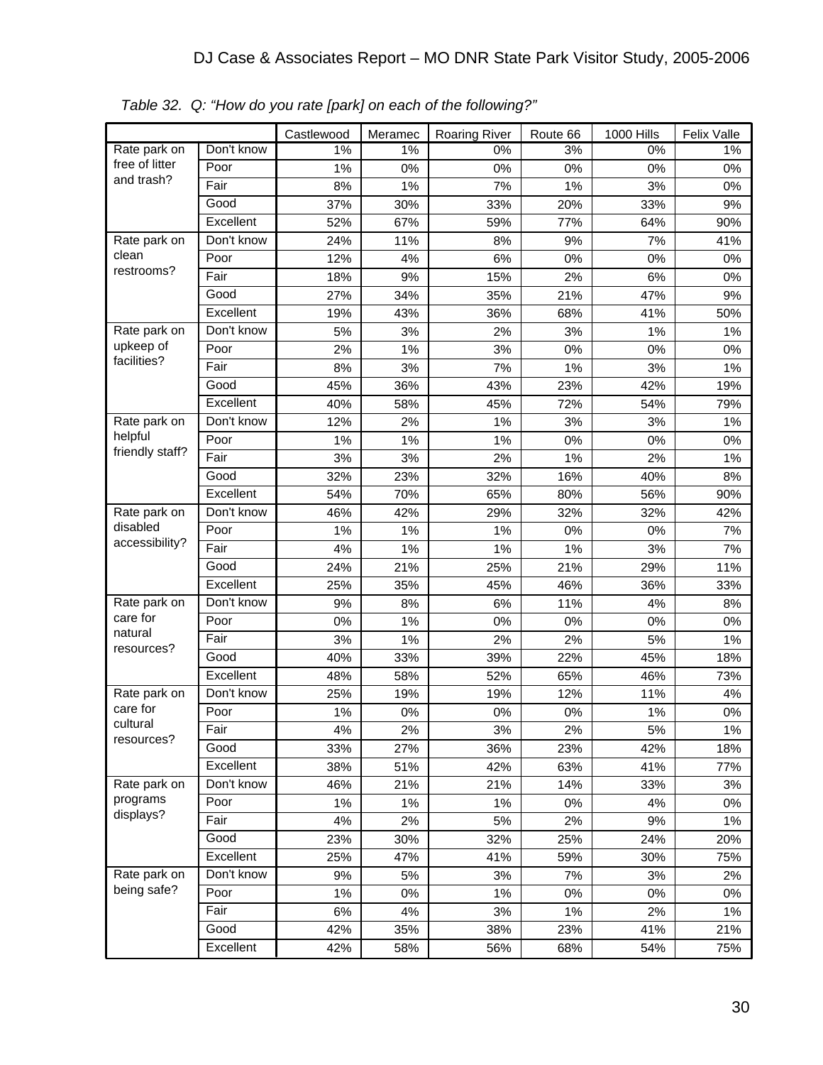*Table 32. Q: "How do you rate [park] on each of the following?"*

| | | Castlewood | Meramec | Roaring River | Route 66 | 1000 Hills | Felix Valle |
|---|---|---|---|---|---|---|---|
| Rate park on free of litter and trash? | Don't know | 1% | 1% | 0% | 3% | 0% | 1% |
| | Poor | 1% | 0% | 0% | 0% | 0% | 0% |
| | Fair | 8% | 1% | 7% | 1% | 3% | 0% |
| | Good | 37% | 30% | 33% | 20% | 33% | 9% |
| | Excellent | 52% | 67% | 59% | 77% | 64% | 90% |
| Rate park on clean restrooms? | Don't know | 24% | 11% | 8% | 9% | 7% | 41% |
| | Poor | 12% | 4% | 6% | 0% | 0% | 0% |
| | Fair | 18% | 9% | 15% | 2% | 6% | 0% |
| | Good | 27% | 34% | 35% | 21% | 47% | 9% |
| | Excellent | 19% | 43% | 36% | 68% | 41% | 50% |
| Rate park on upkeep of facilities? | Don't know | 5% | 3% | 2% | 3% | 1% | 1% |
| | Poor | 2% | 1% | 3% | 0% | 0% | 0% |
| | Fair | 8% | 3% | 7% | 1% | 3% | 1% |
| | Good | 45% | 36% | 43% | 23% | 42% | 19% |
| | Excellent | 40% | 58% | 45% | 72% | 54% | 79% |
| Rate park on helpful friendly staff? | Don't know | 12% | 2% | 1% | 3% | 3% | 1% |
| | Poor | 1% | 1% | 1% | 0% | 0% | 0% |
| | Fair | 3% | 3% | 2% | 1% | 2% | 1% |
| | Good | 32% | 23% | 32% | 16% | 40% | 8% |
| | Excellent | 54% | 70% | 65% | 80% | 56% | 90% |
| Rate park on disabled accessibility? | Don't know | 46% | 42% | 29% | 32% | 32% | 42% |
| | Poor | 1% | 1% | 1% | 0% | 0% | 7% |
| | Fair | 4% | 1% | 1% | 1% | 3% | 7% |
| | Good | 24% | 21% | 25% | 21% | 29% | 11% |
| | Excellent | 25% | 35% | 45% | 46% | 36% | 33% |
| Rate park on care for natural resources? | Don't know | 9% | 8% | 6% | 11% | 4% | 8% |
| | Poor | 0% | 1% | 0% | 0% | 0% | 0% |
| | Fair | 3% | 1% | 2% | 2% | 5% | 1% |
| | Good | 40% | 33% | 39% | 22% | 45% | 18% |
| | Excellent | 48% | 58% | 52% | 65% | 46% | 73% |
| Rate park on care for cultural resources? | Don't know | 25% | 19% | 19% | 12% | 11% | 4% |
| | Poor | 1% | 0% | 0% | 0% | 1% | 0% |
| | Fair | 4% | 2% | 3% | 2% | 5% | 1% |
| | Good | 33% | 27% | 36% | 23% | 42% | 18% |
| | Excellent | 38% | 51% | 42% | 63% | 41% | 77% |
| Rate park on programs displays? | Don't know | 46% | 21% | 21% | 14% | 33% | 3% |
| | Poor | 1% | 1% | 1% | 0% | 4% | 0% |
| | Fair | 4% | 2% | 5% | 2% | 9% | 1% |
| | Good | 23% | 30% | 32% | 25% | 24% | 20% |
| | Excellent | 25% | 47% | 41% | 59% | 30% | 75% |
| Rate park on being safe? | Don't know | 9% | 5% | 3% | 7% | 3% | 2% |
| | Poor | 1% | 0% | 1% | 0% | 0% | 0% |
| | Fair | 6% | 4% | 3% | 1% | 2% | 1% |
| | Good | 42% | 35% | 38% | 23% | 41% | 21% |
| | Excellent | 42% | 58% | 56% | 68% | 54% | 75% |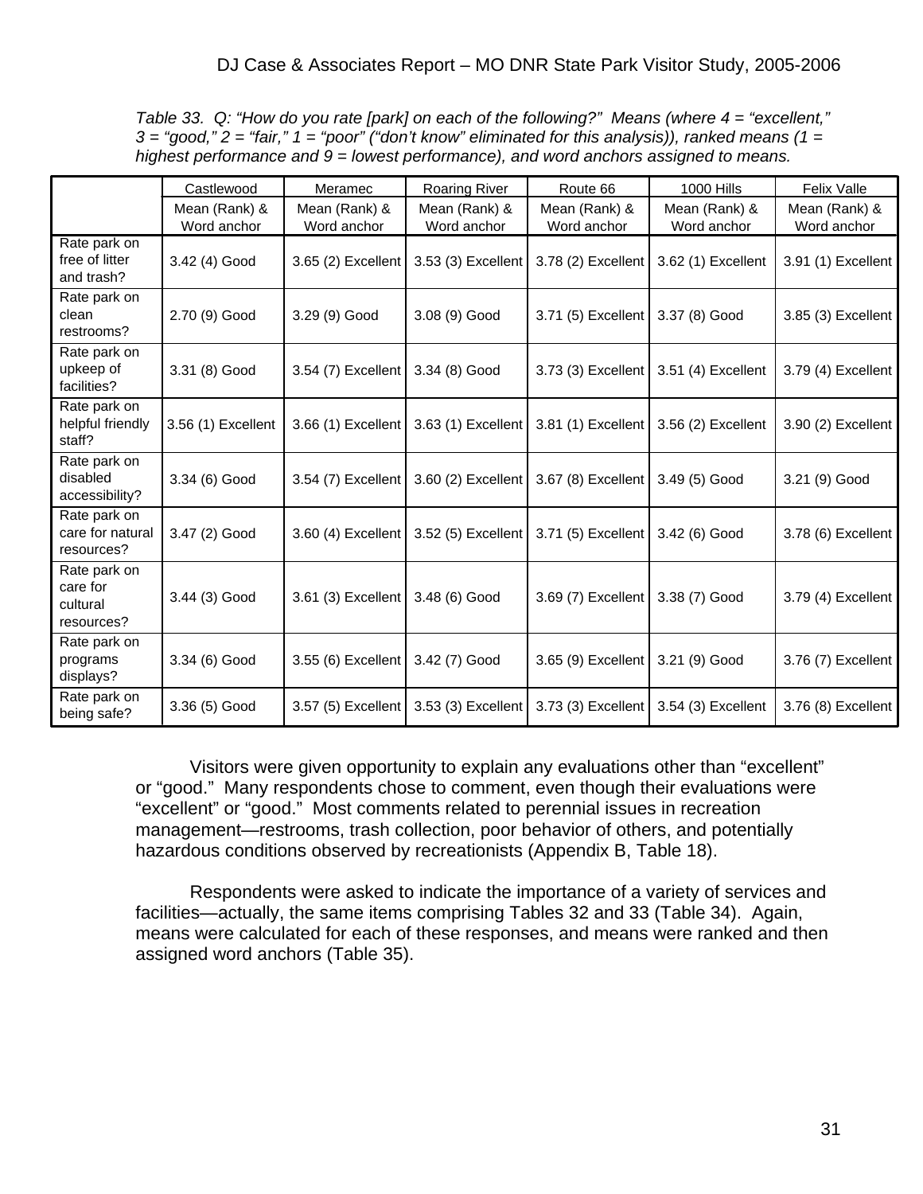*Table 33. Q: "How do you rate [park] on each of the following?" Means (where 4 = "excellent," 3 = "good," 2 = "fair," 1 = "poor" ("don't know" eliminated for this analysis)), ranked means (1 = highest performance and 9 = lowest performance), and word anchors assigned to means.*

| | Castlewood | Meramec | Roaring River | Route 66 | 1000 Hills | Felix Valle |
|---|---|---|---|---|---|---|
| | Mean (Rank) & Word anchor | Mean (Rank) & Word anchor | Mean (Rank) & Word anchor | Mean (Rank) & Word anchor | Mean (Rank) & Word anchor | Mean (Rank) & Word anchor |
| Rate park on free of litter and trash? | 3.42 (4) Good | 3.65 (2) Excellent | 3.53 (3) Excellent | 3.78 (2) Excellent | 3.62 (1) Excellent | 3.91 (1) Excellent |
| Rate park on clean restrooms? | 2.70 (9) Good | 3.29 (9) Good | 3.08 (9) Good | 3.71 (5) Excellent | 3.37 (8) Good | 3.85 (3) Excellent |
| Rate park on upkeep of facilities? | 3.31 (8) Good | 3.54 (7) Excellent | 3.34 (8) Good | 3.73 (3) Excellent | 3.51 (4) Excellent | 3.79 (4) Excellent |
| Rate park on helpful friendly staff? | 3.56 (1) Excellent | 3.66 (1) Excellent | 3.63 (1) Excellent | 3.81 (1) Excellent | 3.56 (2) Excellent | 3.90 (2) Excellent |
| Rate park on disabled accessibility? | 3.34 (6) Good | 3.54 (7) Excellent | 3.60 (2) Excellent | 3.67 (8) Excellent | 3.49 (5) Good | 3.21 (9) Good |
| Rate park on care for natural resources? | 3.47 (2) Good | 3.60 (4) Excellent | 3.52 (5) Excellent | 3.71 (5) Excellent | 3.42 (6) Good | 3.78 (6) Excellent |
| Rate park on care for cultural resources? | 3.44 (3) Good | 3.61 (3) Excellent | 3.48 (6) Good | 3.69 (7) Excellent | 3.38 (7) Good | 3.79 (4) Excellent |
| Rate park on programs displays? | 3.34 (6) Good | 3.55 (6) Excellent | 3.42 (7) Good | 3.65 (9) Excellent | 3.21 (9) Good | 3.76 (7) Excellent |
| Rate park on being safe? | 3.36 (5) Good | 3.57 (5) Excellent | 3.53 (3) Excellent | 3.73 (3) Excellent | 3.54 (3) Excellent | 3.76 (8) Excellent |

Visitors were given opportunity to explain any evaluations other than "excellent" or "good." Many respondents chose to comment, even though their evaluations were "excellent" or "good." Most comments related to perennial issues in recreation management—restrooms, trash collection, poor behavior of others, and potentially hazardous conditions observed by recreationists (Appendix B, Table 18).

Respondents were asked to indicate the importance of a variety of services and facilities—actually, the same items comprising Tables 32 and 33 (Table 34). Again, means were calculated for each of these responses, and means were ranked and then assigned word anchors (Table 35).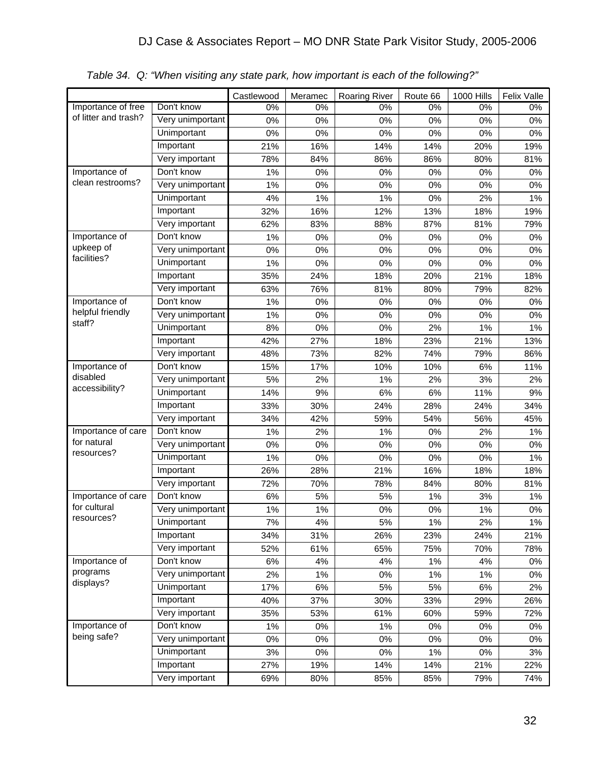*Table 34. Q: "When visiting any state park, how important is each of the following?"*

| | | Castlewood | Meramec | Roaring River | Route 66 | 1000 Hills | Felix Valle |
|---|---|---|---|---|---|---|---|
| Importance of free of litter and trash? | Don't know | 0% | 0% | 0% | 0% | 0% | 0% |
| | Very unimportant | 0% | 0% | 0% | 0% | 0% | 0% |
| | Unimportant | 0% | 0% | 0% | 0% | 0% | 0% |
| | Important | 21% | 16% | 14% | 14% | 20% | 19% |
| | Very important | 78% | 84% | 86% | 86% | 80% | 81% |
| Importance of clean restrooms? | Don't know | 1% | 0% | 0% | 0% | 0% | 0% |
| | Very unimportant | 1% | 0% | 0% | 0% | 0% | 0% |
| | Unimportant | 4% | 1% | 1% | 0% | 2% | 1% |
| | Important | 32% | 16% | 12% | 13% | 18% | 19% |
| | Very important | 62% | 83% | 88% | 87% | 81% | 79% |
| Importance of upkeep of facilities? | Don't know | 1% | 0% | 0% | 0% | 0% | 0% |
| | Very unimportant | 0% | 0% | 0% | 0% | 0% | 0% |
| | Unimportant | 1% | 0% | 0% | 0% | 0% | 0% |
| | Important | 35% | 24% | 18% | 20% | 21% | 18% |
| | Very important | 63% | 76% | 81% | 80% | 79% | 82% |
| Importance of helpful friendly staff? | Don't know | 1% | 0% | 0% | 0% | 0% | 0% |
| | Very unimportant | 1% | 0% | 0% | 0% | 0% | 0% |
| | Unimportant | 8% | 0% | 0% | 2% | 1% | 1% |
| | Important | 42% | 27% | 18% | 23% | 21% | 13% |
| | Very important | 48% | 73% | 82% | 74% | 79% | 86% |
| Importance of disabled accessibility? | Don't know | 15% | 17% | 10% | 10% | 6% | 11% |
| | Very unimportant | 5% | 2% | 1% | 2% | 3% | 2% |
| | Unimportant | 14% | 9% | 6% | 6% | 11% | 9% |
| | Important | 33% | 30% | 24% | 28% | 24% | 34% |
| | Very important | 34% | 42% | 59% | 54% | 56% | 45% |
| Importance of care for natural resources? | Don't know | 1% | 2% | 1% | 0% | 2% | 1% |
| | Very unimportant | 0% | 0% | 0% | 0% | 0% | 0% |
| | Unimportant | 1% | 0% | 0% | 0% | 0% | 1% |
| | Important | 26% | 28% | 21% | 16% | 18% | 18% |
| | Very important | 72% | 70% | 78% | 84% | 80% | 81% |
| Importance of care for cultural resources? | Don't know | 6% | 5% | 5% | 1% | 3% | 1% |
| | Very unimportant | 1% | 1% | 0% | 0% | 1% | 0% |
| | Unimportant | 7% | 4% | 5% | 1% | 2% | 1% |
| | Important | 34% | 31% | 26% | 23% | 24% | 21% |
| | Very important | 52% | 61% | 65% | 75% | 70% | 78% |
| Importance of programs displays? | Don't know | 6% | 4% | 4% | 1% | 4% | 0% |
| | Very unimportant | 2% | 1% | 0% | 1% | 1% | 0% |
| | Unimportant | 17% | 6% | 5% | 5% | 6% | 2% |
| | Important | 40% | 37% | 30% | 33% | 29% | 26% |
| | Very important | 35% | 53% | 61% | 60% | 59% | 72% |
| Importance of being safe? | Don't know | 1% | 0% | 1% | 0% | 0% | 0% |
| | Very unimportant | 0% | 0% | 0% | 0% | 0% | 0% |
| | Unimportant | 3% | 0% | 0% | 1% | 0% | 3% |
| | Important | 27% | 19% | 14% | 14% | 21% | 22% |
| | Very important | 69% | 80% | 85% | 85% | 79% | 74% |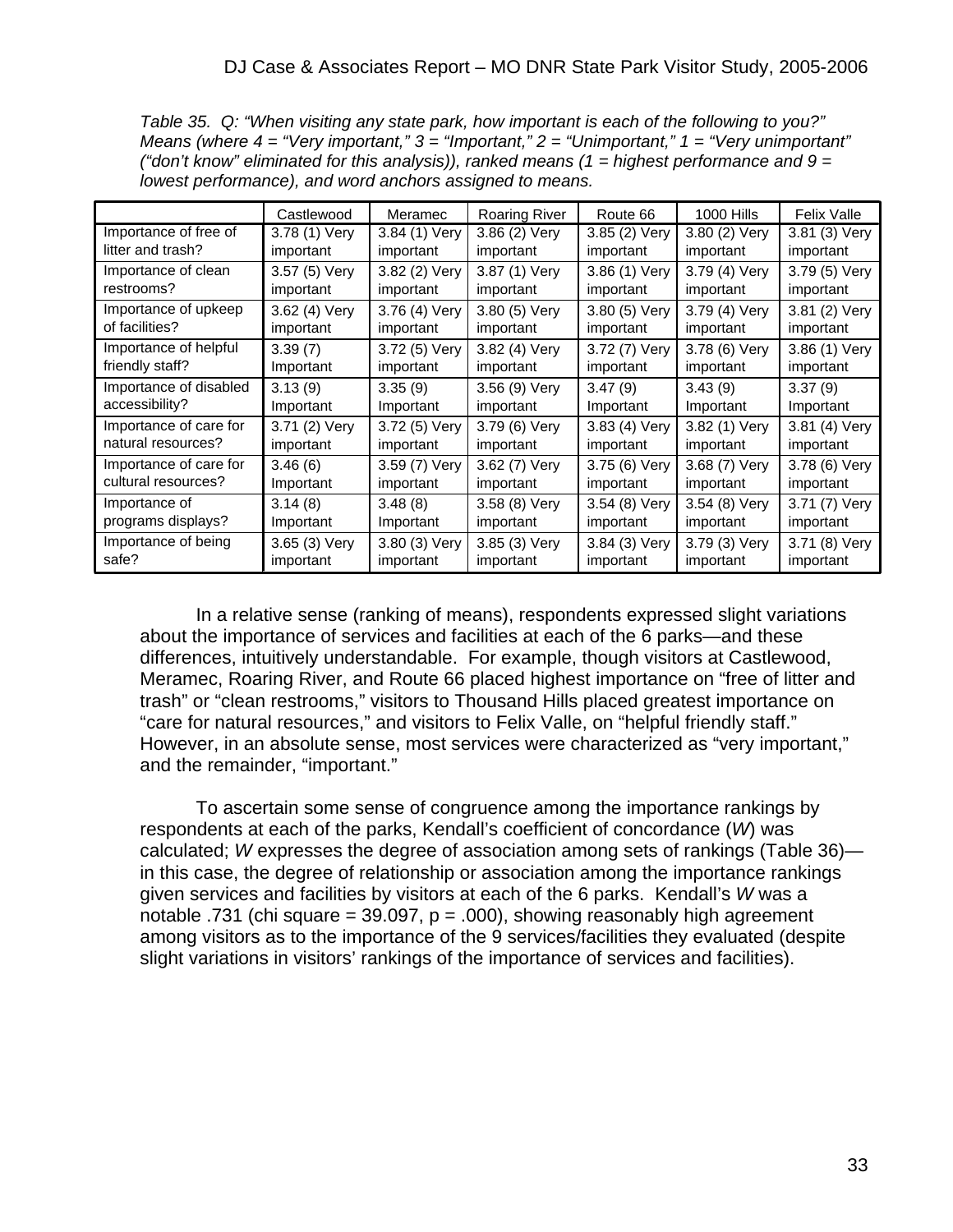*Table 35. Q: "When visiting any state park, how important is each of the following to you?" Means (where 4 = "Very important," 3 = "Important," 2 = "Unimportant," 1 = "Very unimportant" ("don't know" eliminated for this analysis)), ranked means (1 = highest performance and 9 = lowest performance), and word anchors assigned to means.*

| | Castlewood | Meramec | Roaring River | Route 66 | 1000 Hills | Felix Valle |
|---|---|---|---|---|---|---|
| Importance of free of litter and trash? | 3.78 (1) Very important | 3.84 (1) Very important | 3.86 (2) Very important | 3.85 (2) Very important | 3.80 (2) Very important | 3.81 (3) Very important |
| Importance of clean restrooms? | 3.57 (5) Very important | 3.82 (2) Very important | 3.87 (1) Very important | 3.86 (1) Very important | 3.79 (4) Very important | 3.79 (5) Very important |
| Importance of upkeep of facilities? | 3.62 (4) Very important | 3.76 (4) Very important | 3.80 (5) Very important | 3.80 (5) Very important | 3.79 (4) Very important | 3.81 (2) Very important |
| Importance of helpful friendly staff? | 3.39 (7) Important | 3.72 (5) Very important | 3.82 (4) Very important | 3.72 (7) Very important | 3.78 (6) Very important | 3.86 (1) Very important |
| Importance of disabled accessibility? | 3.13 (9) Important | 3.35 (9) Important | 3.56 (9) Very important | 3.47 (9) Important | 3.43 (9) Important | 3.37 (9) Important |
| Importance of care for natural resources? | 3.71 (2) Very important | 3.72 (5) Very important | 3.79 (6) Very important | 3.83 (4) Very important | 3.82 (1) Very important | 3.81 (4) Very important |
| Importance of care for cultural resources? | 3.46 (6) Important | 3.59 (7) Very important | 3.62 (7) Very important | 3.75 (6) Very important | 3.68 (7) Very important | 3.78 (6) Very important |
| Importance of programs displays? | 3.14 (8) Important | 3.48 (8) Important | 3.58 (8) Very important | 3.54 (8) Very important | 3.54 (8) Very important | 3.71 (7) Very important |
| Importance of being safe? | 3.65 (3) Very important | 3.80 (3) Very important | 3.85 (3) Very important | 3.84 (3) Very important | 3.79 (3) Very important | 3.71 (8) Very important |

In a relative sense (ranking of means), respondents expressed slight variations about the importance of services and facilities at each of the 6 parks—and these differences, intuitively understandable. For example, though visitors at Castlewood, Meramec, Roaring River, and Route 66 placed highest importance on "free of litter and trash" or "clean restrooms," visitors to Thousand Hills placed greatest importance on "care for natural resources," and visitors to Felix Valle, on "helpful friendly staff." However, in an absolute sense, most services were characterized as "very important," and the remainder, "important."

To ascertain some sense of congruence among the importance rankings by respondents at each of the parks, Kendall's coefficient of concordance (*W*) was calculated; *W* expresses the degree of association among sets of rankings (Table 36)—in this case, the degree of relationship or association among the importance rankings given services and facilities by visitors at each of the 6 parks. Kendall's *W* was a notable .731 (chi square = 39.097, $p = .000$), showing reasonably high agreement among visitors as to the importance of the 9 services/facilities they evaluated (despite slight variations in visitors' rankings of the importance of services and facilities).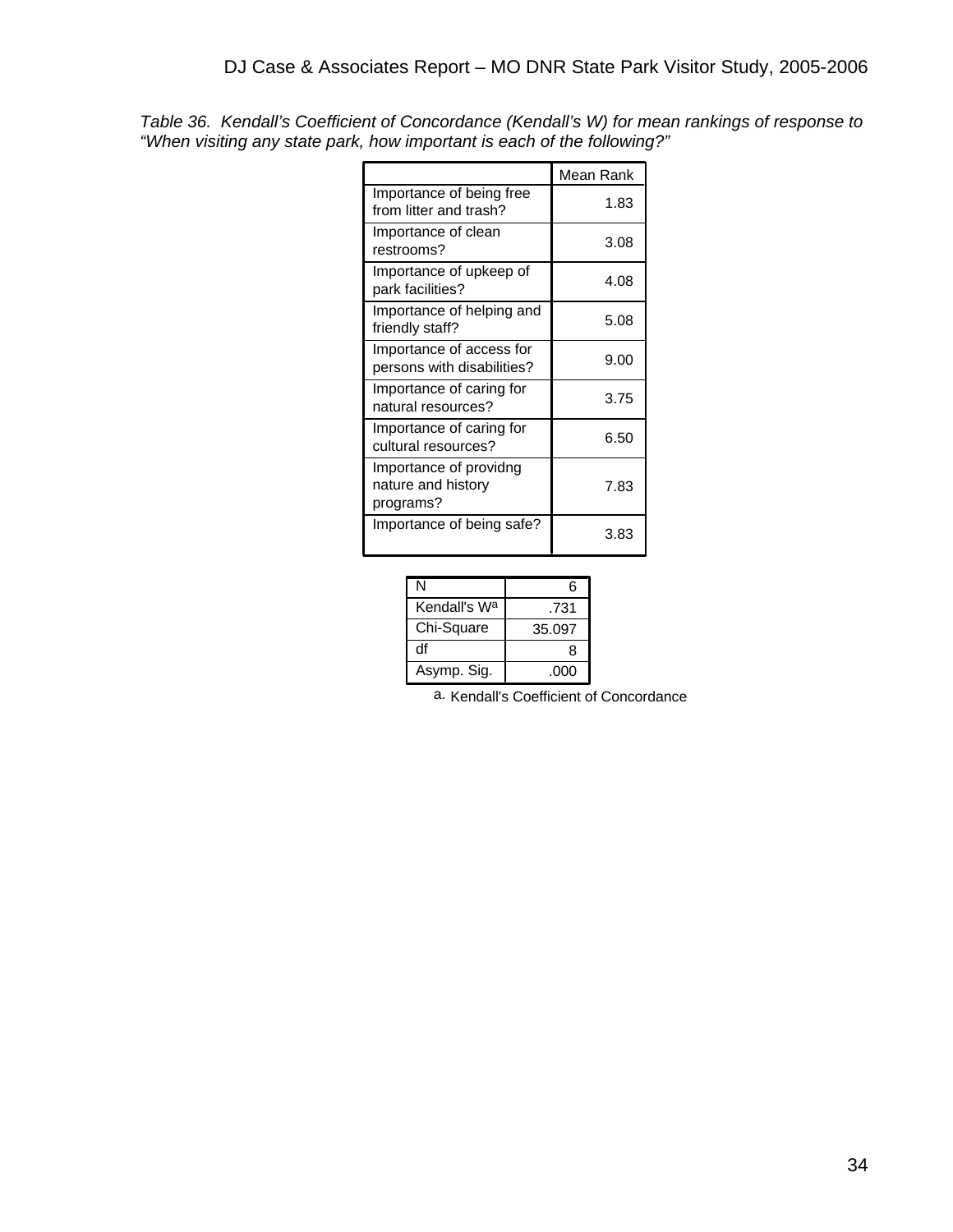*Table 36. Kendall's Coefficient of Concordance (Kendall's W) for mean rankings of response to "When visiting any state park, how important is each of the following?"*

| | Mean Rank |
|---|---|
| Importance of being free from litter and trash? | 1.83 |
| Importance of clean restrooms? | 3.08 |
| Importance of upkeep of park facilities? | 4.08 |
| Importance of helping and friendly staff? | 5.08 |
| Importance of access for persons with disabilities? | 9.00 |
| Importance of caring for natural resources? | 3.75 |
| Importance of caring for cultural resources? | 6.50 |
| Importance of providng nature and history programs? | 7.83 |
| Importance of being safe? | 3.83 |

| | |
|---|---|
| N | 6 |
| Kendall's W[a] | .731 |
| Chi-Square | 35.097 |
| df | 8 |
| Asymp. Sig. | .000 |

a. Kendall's Coefficient of Concordance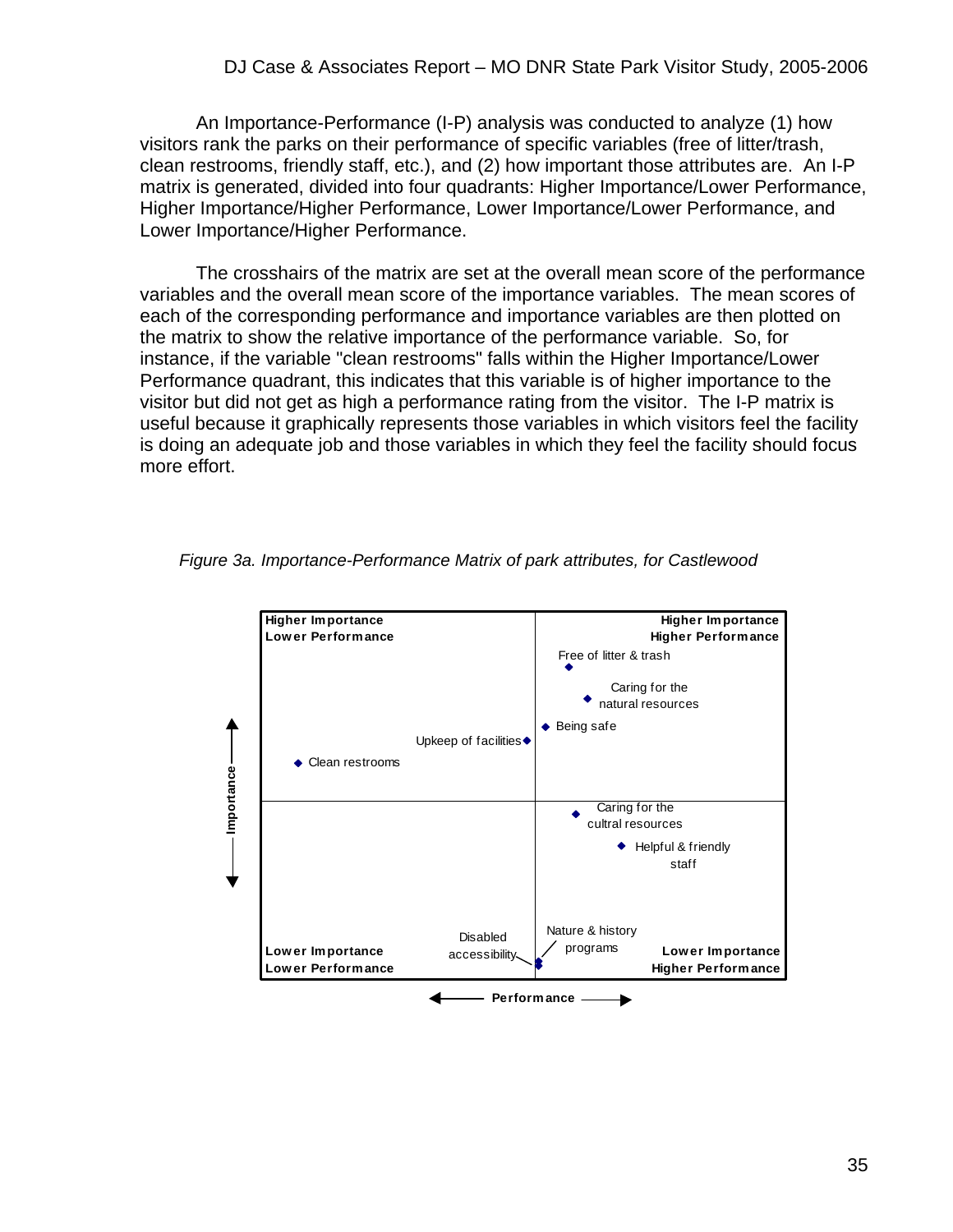An Importance-Performance (I-P) analysis was conducted to analyze (1) how visitors rank the parks on their performance of specific variables (free of litter/trash, clean restrooms, friendly staff, etc.), and (2) how important those attributes are. An I-P matrix is generated, divided into four quadrants: Higher Importance/Lower Performance, Higher Importance/Higher Performance, Lower Importance/Lower Performance, and Lower Importance/Higher Performance.

The crosshairs of the matrix are set at the overall mean score of the performance variables and the overall mean score of the importance variables. The mean scores of each of the corresponding performance and importance variables are then plotted on the matrix to show the relative importance of the performance variable. So, for instance, if the variable "clean restrooms" falls within the Higher Importance/Lower Performance quadrant, this indicates that this variable is of higher importance to the visitor but did not get as high a performance rating from the visitor. The I-P matrix is useful because it graphically represents those variables in which visitors feel the facility is doing an adequate job and those variables in which they feel the facility should focus more effort.

*Figure 3a. Importance-Performance Matrix of park attributes, for Castlewood*

| | Lower Performance | Higher Performance |
|---|---|---|
| **Higher Importance** | Upkeep of facilities; Clean restrooms | Free of litter & trash; Caring for the natural resources; Being safe |
| **Lower Importance** | Disabled accessibility | Caring for the cultral resources; Helpful & friendly staff; Nature & history programs |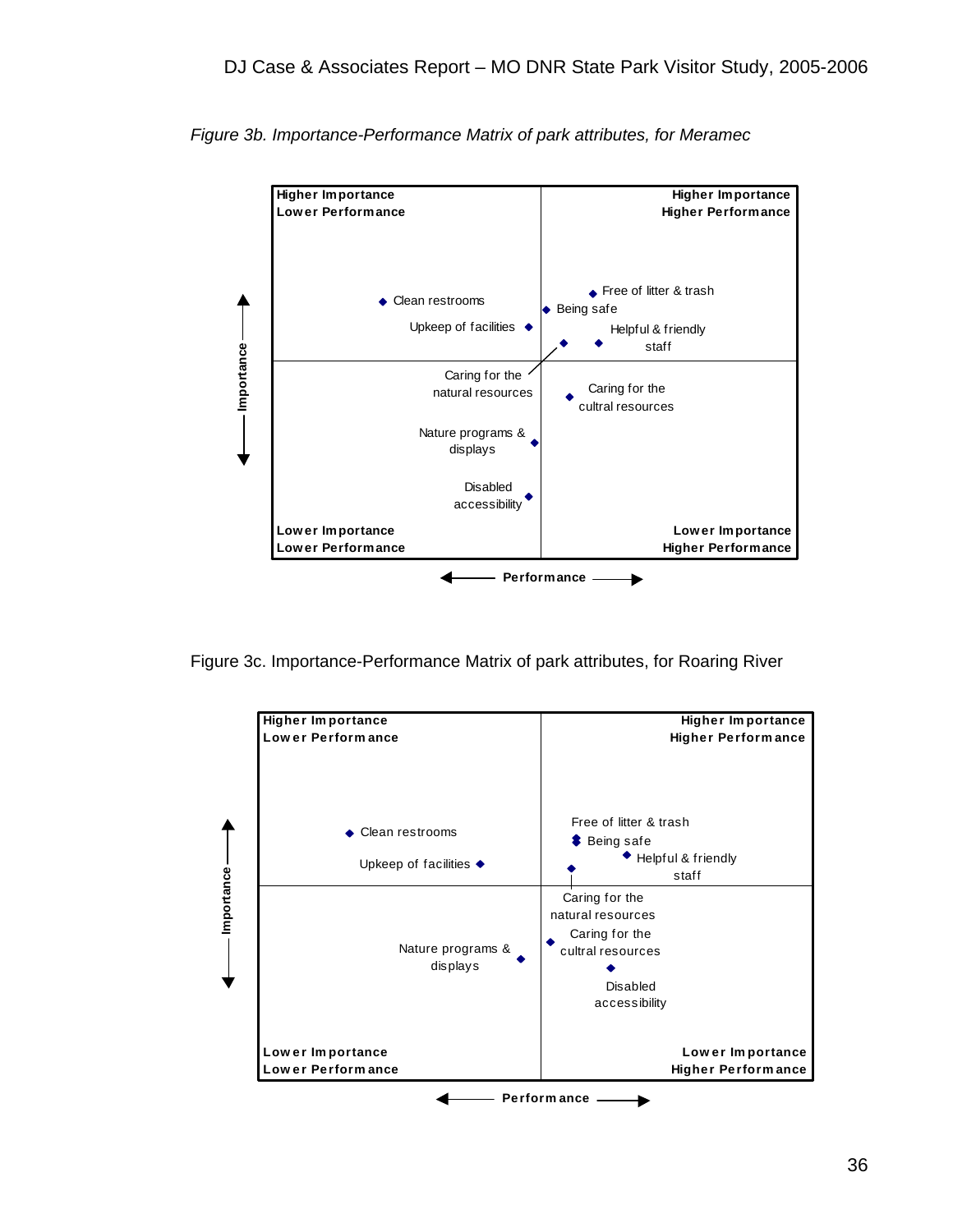*Figure 3b. Importance-Performance Matrix of park attributes, for Meramec*

| Higher Importance / Lower Performance | Higher Importance / Higher Performance |
|---|---|
| Clean restrooms | Free of litter & trash |
| Upkeep of facilities | Being safe |
| | Helpful & friendly staff |
| **Lower Importance / Lower Performance** | **Lower Importance / Higher Performance** |
| Caring for the natural resources | Caring for the cultral resources |
| Nature programs & displays | |
| Disabled accessibility | |

Importance (vertical axis) · Performance (horizontal axis)

Figure 3c. Importance-Performance Matrix of park attributes, for Roaring River

| Higher Importance / Lower Performance | Higher Importance / Higher Performance |
|---|---|
| Clean restrooms | Free of litter & trash |
| Upkeep of facilities | Being safe |
| | Helpful & friendly staff |
| | Caring for the natural resources |
| **Lower Importance / Lower Performance** | **Lower Importance / Higher Performance** |
| Nature programs & displays | Caring for the cultral resources |
| | Disabled accessibility |

Importance (vertical axis) · Performance (horizontal axis)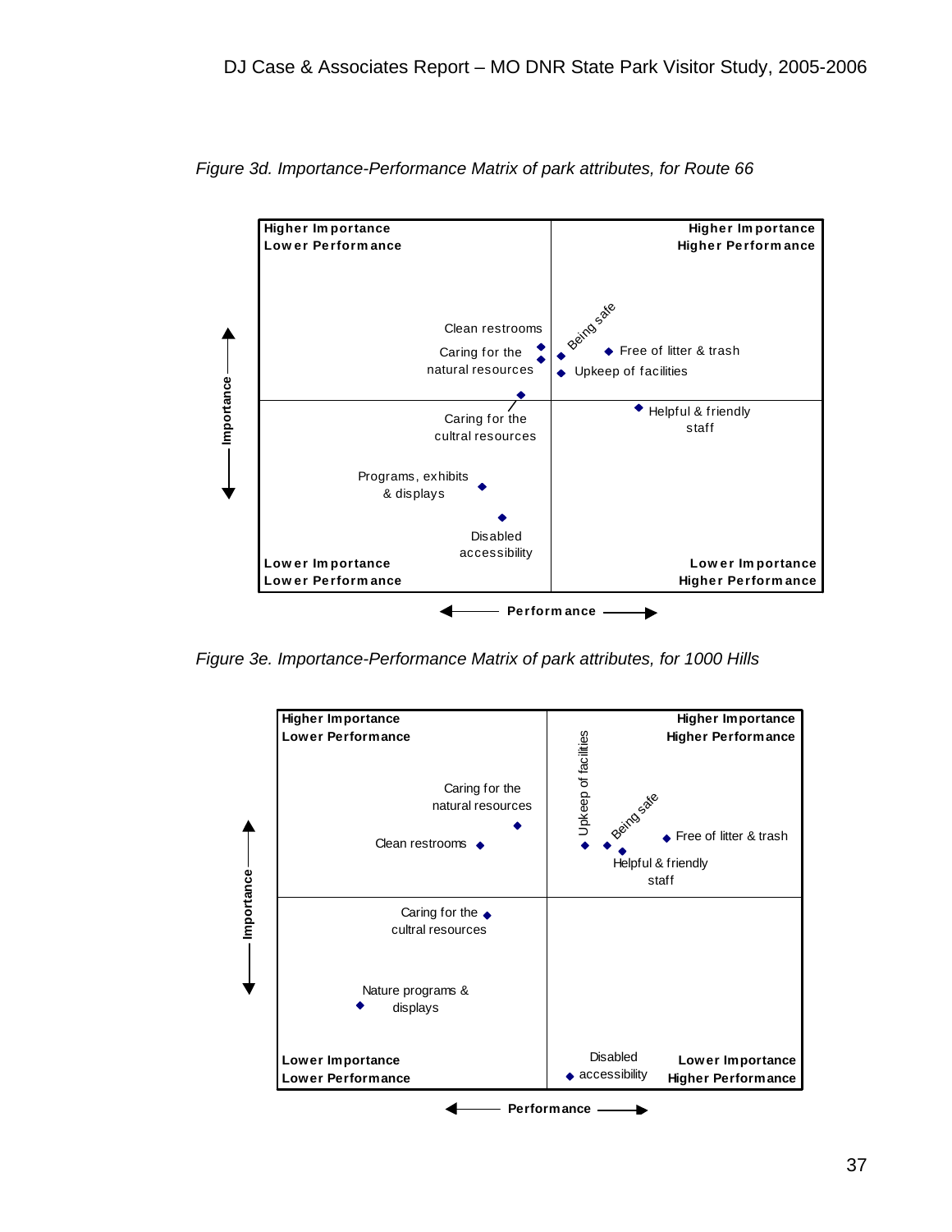*Figure 3d. Importance-Performance Matrix of park attributes, for Route 66*

| Higher Importance / Lower Performance | Higher Importance / Higher Performance |
|---|---|
| Clean restrooms; Caring for the natural resources | Being safe; Free of litter & trash; Upkeep of facilities |
| **Lower Importance / Lower Performance** | **Lower Importance / Higher Performance** |
| Caring for the cultral resources; Programs, exhibits & displays; Disabled accessibility | Helpful & friendly staff |

Performance (horizontal axis); Importance (vertical axis)

*Figure 3e. Importance-Performance Matrix of park attributes, for 1000 Hills*

| Higher Importance / Lower Performance | Higher Importance / Higher Performance |
|---|---|
| Caring for the natural resources; Clean restrooms | Upkeep of facilities; Being safe; Free of litter & trash; Helpful & friendly staff |
| **Lower Importance / Lower Performance** | **Lower Importance / Higher Performance** |
| Caring for the cultral resources; Nature programs & displays | Disabled accessibility |

Performance (horizontal axis); Importance (vertical axis)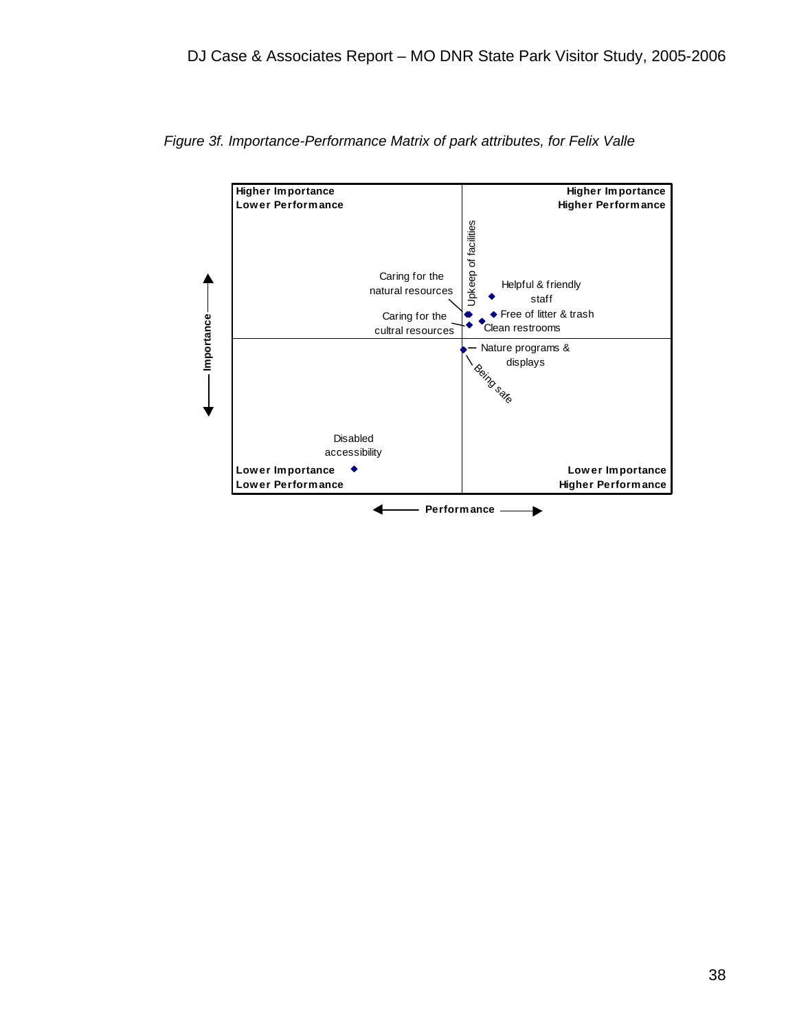*Figure 3f. Importance-Performance Matrix of park attributes, for Felix Valle*

| Higher Importance / Lower Performance | Higher Importance / Higher Performance |
|---|---|
| Lower Importance / Lower Performance | Lower Importance / Higher Performance |

Importance (vertical axis); Performance (horizontal axis)

Plotted attributes: Upkeep of facilities; Helpful & friendly staff; Caring for the natural resources; Free of litter & trash; Caring for the cultral resources; Clean restrooms; Nature programs & displays; Being safe; Disabled accessibility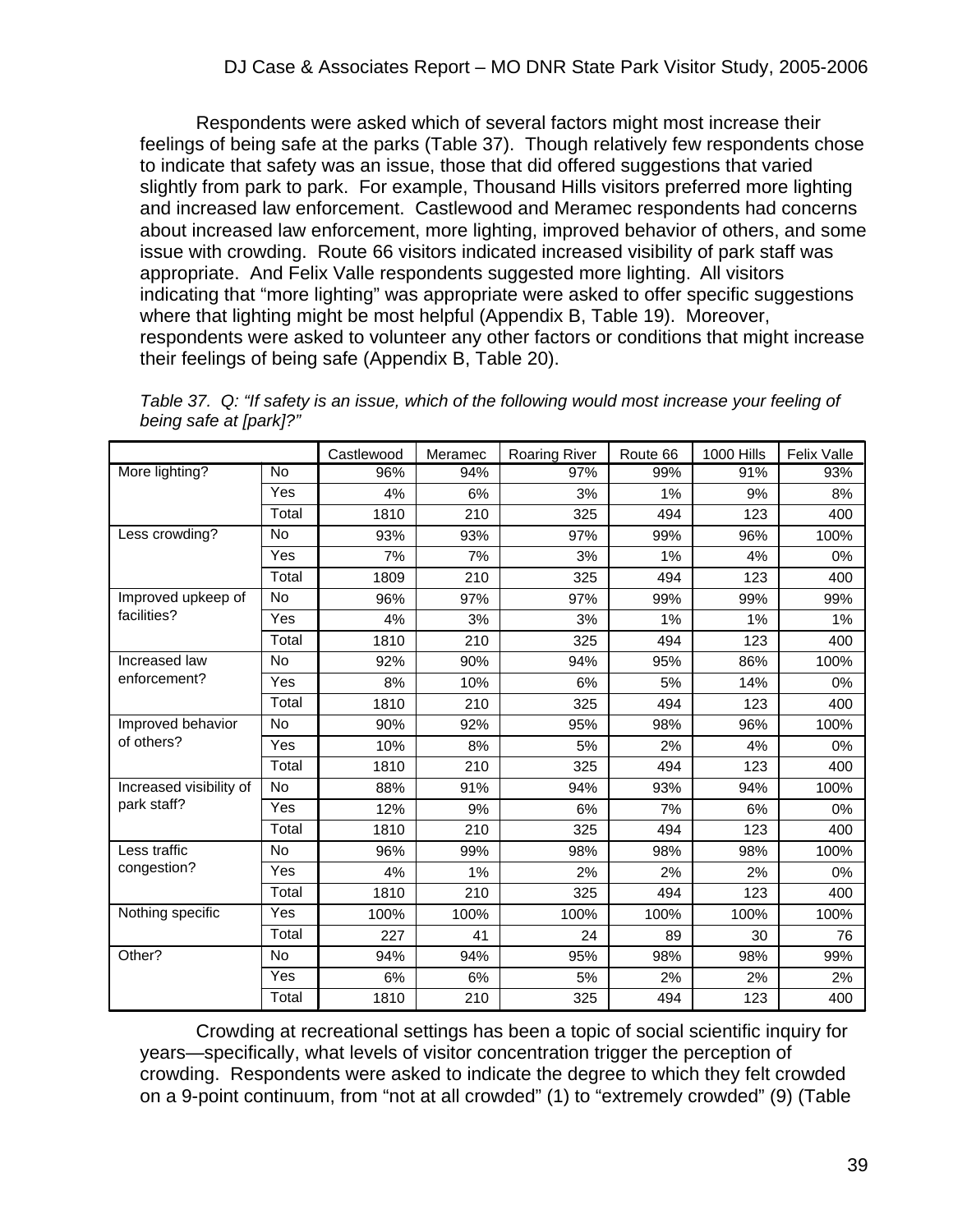Respondents were asked which of several factors might most increase their feelings of being safe at the parks (Table 37). Though relatively few respondents chose to indicate that safety was an issue, those that did offered suggestions that varied slightly from park to park. For example, Thousand Hills visitors preferred more lighting and increased law enforcement. Castlewood and Meramec respondents had concerns about increased law enforcement, more lighting, improved behavior of others, and some issue with crowding. Route 66 visitors indicated increased visibility of park staff was appropriate. And Felix Valle respondents suggested more lighting. All visitors indicating that "more lighting" was appropriate were asked to offer specific suggestions where that lighting might be most helpful (Appendix B, Table 19). Moreover, respondents were asked to volunteer any other factors or conditions that might increase their feelings of being safe (Appendix B, Table 20).

*Table 37. Q: "If safety is an issue, which of the following would most increase your feeling of being safe at [park]?"*

| | | Castlewood | Meramec | Roaring River | Route 66 | 1000 Hills | Felix Valle |
|---|---|---|---|---|---|---|---|
| More lighting? | No | 96% | 94% | 97% | 99% | 91% | 93% |
| | Yes | 4% | 6% | 3% | 1% | 9% | 8% |
| | Total | 1810 | 210 | 325 | 494 | 123 | 400 |
| Less crowding? | No | 93% | 93% | 97% | 99% | 96% | 100% |
| | Yes | 7% | 7% | 3% | 1% | 4% | 0% |
| | Total | 1809 | 210 | 325 | 494 | 123 | 400 |
| Improved upkeep of facilities? | No | 96% | 97% | 97% | 99% | 99% | 99% |
| | Yes | 4% | 3% | 3% | 1% | 1% | 1% |
| | Total | 1810 | 210 | 325 | 494 | 123 | 400 |
| Increased law enforcement? | No | 92% | 90% | 94% | 95% | 86% | 100% |
| | Yes | 8% | 10% | 6% | 5% | 14% | 0% |
| | Total | 1810 | 210 | 325 | 494 | 123 | 400 |
| Improved behavior of others? | No | 90% | 92% | 95% | 98% | 96% | 100% |
| | Yes | 10% | 8% | 5% | 2% | 4% | 0% |
| | Total | 1810 | 210 | 325 | 494 | 123 | 400 |
| Increased visibility of park staff? | No | 88% | 91% | 94% | 93% | 94% | 100% |
| | Yes | 12% | 9% | 6% | 7% | 6% | 0% |
| | Total | 1810 | 210 | 325 | 494 | 123 | 400 |
| Less traffic congestion? | No | 96% | 99% | 98% | 98% | 98% | 100% |
| | Yes | 4% | 1% | 2% | 2% | 2% | 0% |
| | Total | 1810 | 210 | 325 | 494 | 123 | 400 |
| Nothing specific | Yes | 100% | 100% | 100% | 100% | 100% | 100% |
| | Total | 227 | 41 | 24 | 89 | 30 | 76 |
| Other? | No | 94% | 94% | 95% | 98% | 98% | 99% |
| | Yes | 6% | 6% | 5% | 2% | 2% | 2% |
| | Total | 1810 | 210 | 325 | 494 | 123 | 400 |

Crowding at recreational settings has been a topic of social scientific inquiry for years—specifically, what levels of visitor concentration trigger the perception of crowding. Respondents were asked to indicate the degree to which they felt crowded on a 9-point continuum, from "not at all crowded" (1) to "extremely crowded" (9) (Table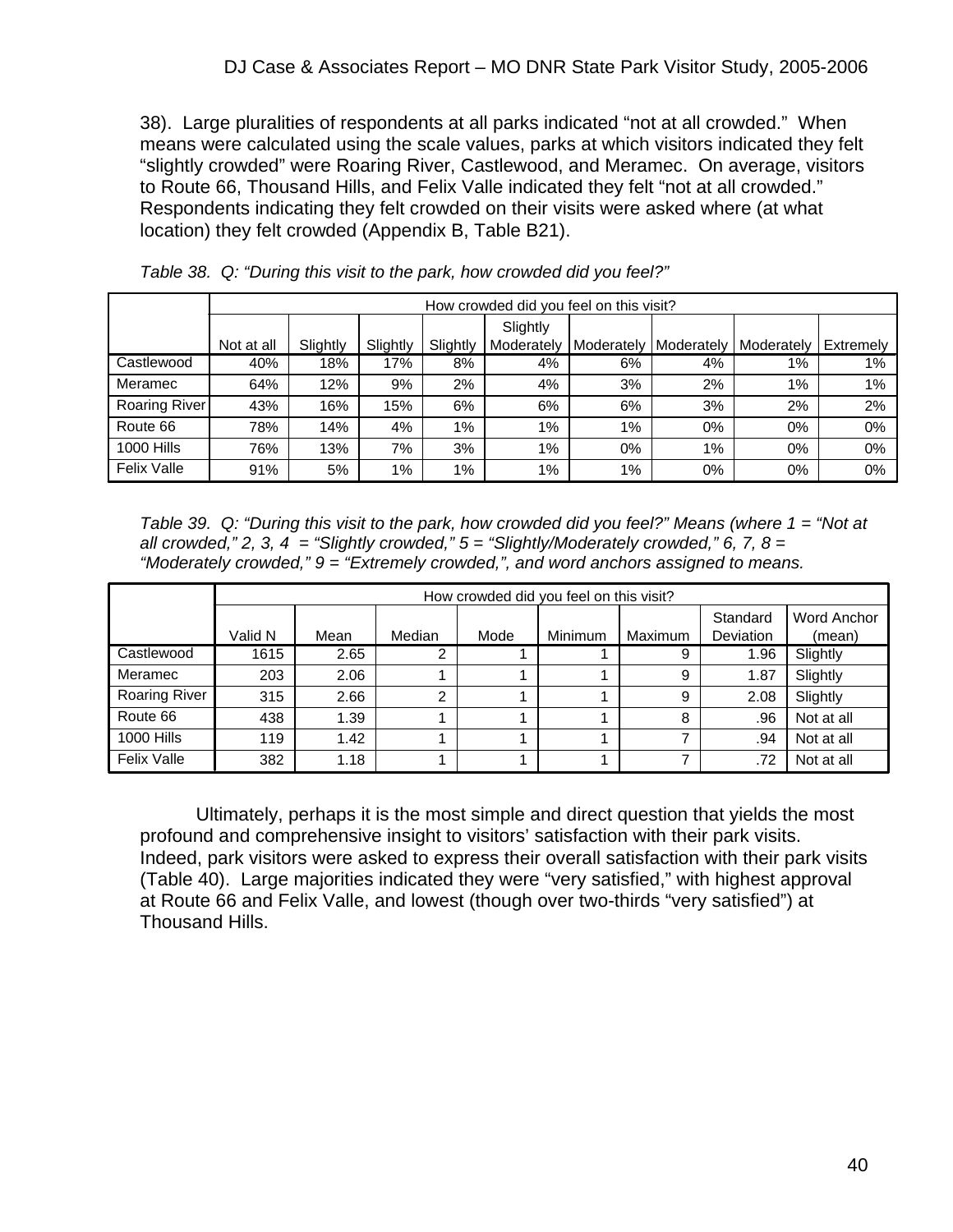38). Large pluralities of respondents at all parks indicated “not at all crowded.” When means were calculated using the scale values, parks at which visitors indicated they felt “slightly crowded” were Roaring River, Castlewood, and Meramec. On average, visitors to Route 66, Thousand Hills, and Felix Valle indicated they felt “not at all crowded.” Respondents indicating they felt crowded on their visits were asked where (at what location) they felt crowded (Appendix B, Table B21).

*Table 38. Q: “During this visit to the park, how crowded did you feel?”*

| | How crowded did you feel on this visit? | | | | | | | | |
|---|---|---|---|---|---|---|---|---|---|
| | Not at all | Slightly | Slightly | Slightly | Slightly Moderately | Moderately | Moderately | Moderately | Extremely |
| Castlewood | 40% | 18% | 17% | 8% | 4% | 6% | 4% | 1% | 1% |
| Meramec | 64% | 12% | 9% | 2% | 4% | 3% | 2% | 1% | 1% |
| Roaring River | 43% | 16% | 15% | 6% | 6% | 6% | 3% | 2% | 2% |
| Route 66 | 78% | 14% | 4% | 1% | 1% | 1% | 0% | 0% | 0% |
| 1000 Hills | 76% | 13% | 7% | 3% | 1% | 0% | 1% | 0% | 0% |
| Felix Valle | 91% | 5% | 1% | 1% | 1% | 1% | 0% | 0% | 0% |

*Table 39. Q: “During this visit to the park, how crowded did you feel?” Means (where 1 = “Not at all crowded,” 2, 3, 4 = “Slightly crowded,” 5 = “Slightly/Moderately crowded,” 6, 7, 8 = “Moderately crowded,” 9 = “Extremely crowded,”, and word anchors assigned to means.*

| | How crowded did you feel on this visit? | | | | | | | |
|---|---|---|---|---|---|---|---|---|
| | Valid N | Mean | Median | Mode | Minimum | Maximum | Standard Deviation | Word Anchor (mean) |
| Castlewood | 1615 | 2.65 | 2 | 1 | 1 | 9 | 1.96 | Slightly |
| Meramec | 203 | 2.06 | 1 | 1 | 1 | 9 | 1.87 | Slightly |
| Roaring River | 315 | 2.66 | 2 | 1 | 1 | 9 | 2.08 | Slightly |
| Route 66 | 438 | 1.39 | 1 | 1 | 1 | 8 | .96 | Not at all |
| 1000 Hills | 119 | 1.42 | 1 | 1 | 1 | 7 | .94 | Not at all |
| Felix Valle | 382 | 1.18 | 1 | 1 | 1 | 7 | .72 | Not at all |

Ultimately, perhaps it is the most simple and direct question that yields the most profound and comprehensive insight to visitors’ satisfaction with their park visits. Indeed, park visitors were asked to express their overall satisfaction with their park visits (Table 40). Large majorities indicated they were “very satisfied,” with highest approval at Route 66 and Felix Valle, and lowest (though over two-thirds “very satisfied”) at Thousand Hills.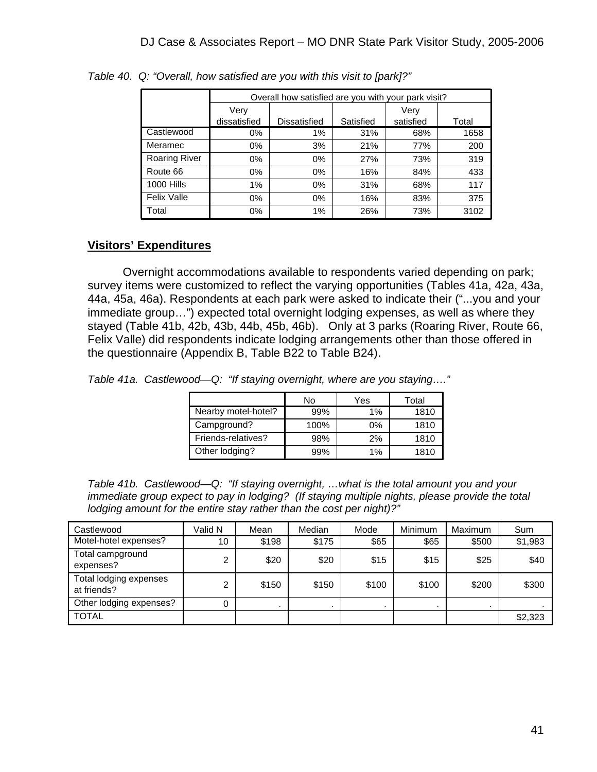*Table 40. Q: "Overall, how satisfied are you with this visit to [park]?"*

| | Overall how satisfied are you with your park visit? | | | | |
|---|---|---|---|---|---|
| | Very dissatisfied | Dissatisfied | Satisfied | Very satisfied | Total |
| Castlewood | 0% | 1% | 31% | 68% | 1658 |
| Meramec | 0% | 3% | 21% | 77% | 200 |
| Roaring River | 0% | 0% | 27% | 73% | 319 |
| Route 66 | 0% | 0% | 16% | 84% | 433 |
| 1000 Hills | 1% | 0% | 31% | 68% | 117 |
| Felix Valle | 0% | 0% | 16% | 83% | 375 |
| Total | 0% | 1% | 26% | 73% | 3102 |

## Visitors' Expenditures

Overnight accommodations available to respondents varied depending on park; survey items were customized to reflect the varying opportunities (Tables 41a, 42a, 43a, 44a, 45a, 46a). Respondents at each park were asked to indicate their ("...you and your immediate group…") expected total overnight lodging expenses, as well as where they stayed (Table 41b, 42b, 43b, 44b, 45b, 46b). Only at 3 parks (Roaring River, Route 66, Felix Valle) did respondents indicate lodging arrangements other than those offered in the questionnaire (Appendix B, Table B22 to Table B24).

*Table 41a. Castlewood—Q: "If staying overnight, where are you staying…."*

| | No | Yes | Total |
|---|---|---|---|
| Nearby motel-hotel? | 99% | 1% | 1810 |
| Campground? | 100% | 0% | 1810 |
| Friends-relatives? | 98% | 2% | 1810 |
| Other lodging? | 99% | 1% | 1810 |

*Table 41b. Castlewood—Q: "If staying overnight, …what is the total amount you and your immediate group expect to pay in lodging? (If staying multiple nights, please provide the total lodging amount for the entire stay rather than the cost per night)?"*

| Castlewood | Valid N | Mean | Median | Mode | Minimum | Maximum | Sum |
|---|---|---|---|---|---|---|---|
| Motel-hotel expenses? | 10 | $198 | $175 | $65 | $65 | $500 | $1,983 |
| Total campground expenses? | 2 | $20 | $20 | $15 | $15 | $25 | $40 |
| Total lodging expenses at friends? | 2 | $150 | $150 | $100 | $100 | $200 | $300 |
| Other lodging expenses? | 0 | . | . | . | . | . | . |
| TOTAL | | | | | | | $2,323 |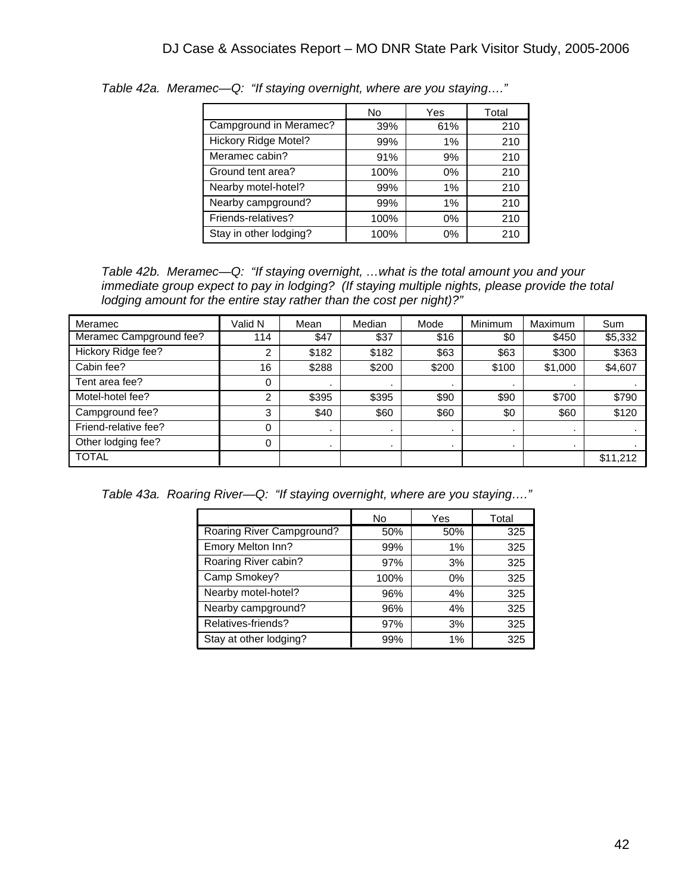*Table 42a. Meramec—Q: "If staying overnight, where are you staying…."*

| | No | Yes | Total |
|---|---|---|---|
| Campground in Meramec? | 39% | 61% | 210 |
| Hickory Ridge Motel? | 99% | 1% | 210 |
| Meramec cabin? | 91% | 9% | 210 |
| Ground tent area? | 100% | 0% | 210 |
| Nearby motel-hotel? | 99% | 1% | 210 |
| Nearby campground? | 99% | 1% | 210 |
| Friends-relatives? | 100% | 0% | 210 |
| Stay in other lodging? | 100% | 0% | 210 |

*Table 42b. Meramec—Q: "If staying overnight, …what is the total amount you and your immediate group expect to pay in lodging? (If staying multiple nights, please provide the total lodging amount for the entire stay rather than the cost per night)?"*

| Meramec | Valid N | Mean | Median | Mode | Minimum | Maximum | Sum |
|---|---|---|---|---|---|---|---|
| Meramec Campground fee? | 114 | $47 | $37 | $16 | $0 | $450 | $5,332 |
| Hickory Ridge fee? | 2 | $182 | $182 | $63 | $63 | $300 | $363 |
| Cabin fee? | 16 | $288 | $200 | $200 | $100 | $1,000 | $4,607 |
| Tent area fee? | 0 | . | . | . | . | . | . |
| Motel-hotel fee? | 2 | $395 | $395 | $90 | $90 | $700 | $790 |
| Campground fee? | 3 | $40 | $60 | $60 | $0 | $60 | $120 |
| Friend-relative fee? | 0 | . | . | . | . | . | . |
| Other lodging fee? | 0 | . | . | . | . | . | . |
| TOTAL | | | | | | | $11,212 |

*Table 43a. Roaring River—Q: "If staying overnight, where are you staying…."*

| | No | Yes | Total |
|---|---|---|---|
| Roaring River Campground? | 50% | 50% | 325 |
| Emory Melton Inn? | 99% | 1% | 325 |
| Roaring River cabin? | 97% | 3% | 325 |
| Camp Smokey? | 100% | 0% | 325 |
| Nearby motel-hotel? | 96% | 4% | 325 |
| Nearby campground? | 96% | 4% | 325 |
| Relatives-friends? | 97% | 3% | 325 |
| Stay at other lodging? | 99% | 1% | 325 |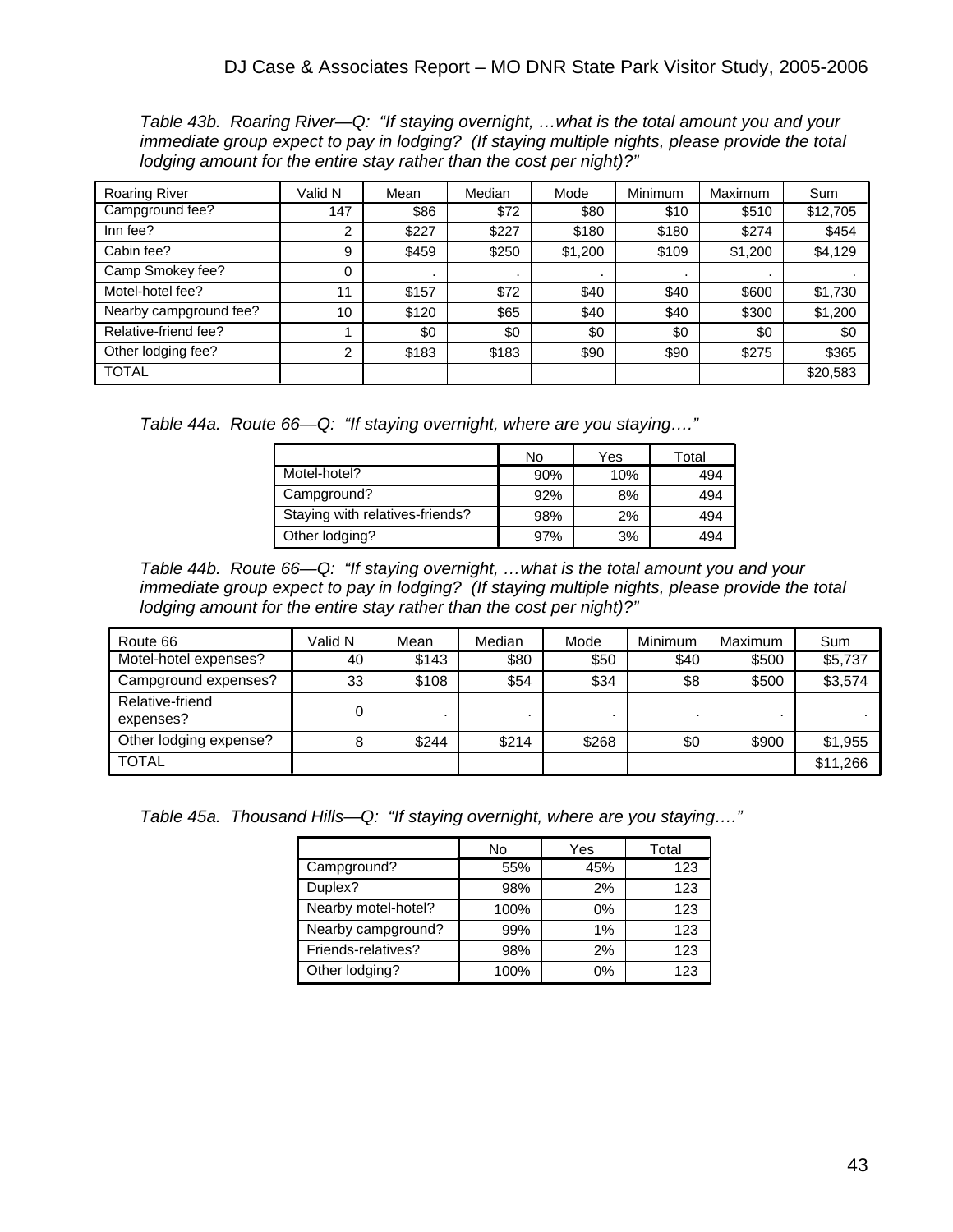*Table 43b. Roaring River—Q: "If staying overnight, …what is the total amount you and your immediate group expect to pay in lodging? (If staying multiple nights, please provide the total lodging amount for the entire stay rather than the cost per night)?"*

| Roaring River | Valid N | Mean | Median | Mode | Minimum | Maximum | Sum |
|---|---|---|---|---|---|---|---|
| Campground fee? | 147 | $86 | $72 | $80 | $10 | $510 | $12,705 |
| Inn fee? | 2 | $227 | $227 | $180 | $180 | $274 | $454 |
| Cabin fee? | 9 | $459 | $250 | $1,200 | $109 | $1,200 | $4,129 |
| Camp Smokey fee? | 0 | . | . | . | . | . | . |
| Motel-hotel fee? | 11 | $157 | $72 | $40 | $40 | $600 | $1,730 |
| Nearby campground fee? | 10 | $120 | $65 | $40 | $40 | $300 | $1,200 |
| Relative-friend fee? | 1 | $0 | $0 | $0 | $0 | $0 | $0 |
| Other lodging fee? | 2 | $183 | $183 | $90 | $90 | $275 | $365 |
| TOTAL | | | | | | | $20,583 |

*Table 44a. Route 66—Q: "If staying overnight, where are you staying…."*

| | No | Yes | Total |
|---|---|---|---|
| Motel-hotel? | 90% | 10% | 494 |
| Campground? | 92% | 8% | 494 |
| Staying with relatives-friends? | 98% | 2% | 494 |
| Other lodging? | 97% | 3% | 494 |

*Table 44b. Route 66—Q: "If staying overnight, …what is the total amount you and your immediate group expect to pay in lodging? (If staying multiple nights, please provide the total lodging amount for the entire stay rather than the cost per night)?"*

| Route 66 | Valid N | Mean | Median | Mode | Minimum | Maximum | Sum |
|---|---|---|---|---|---|---|---|
| Motel-hotel expenses? | 40 | $143 | $80 | $50 | $40 | $500 | $5,737 |
| Campground expenses? | 33 | $108 | $54 | $34 | $8 | $500 | $3,574 |
| Relative-friend expenses? | 0 | . | . | . | . | . | . |
| Other lodging expense? | 8 | $244 | $214 | $268 | $0 | $900 | $1,955 |
| TOTAL | | | | | | | $11,266 |

*Table 45a. Thousand Hills—Q: "If staying overnight, where are you staying…."*

| | No | Yes | Total |
|---|---|---|---|
| Campground? | 55% | 45% | 123 |
| Duplex? | 98% | 2% | 123 |
| Nearby motel-hotel? | 100% | 0% | 123 |
| Nearby campground? | 99% | 1% | 123 |
| Friends-relatives? | 98% | 2% | 123 |
| Other lodging? | 100% | 0% | 123 |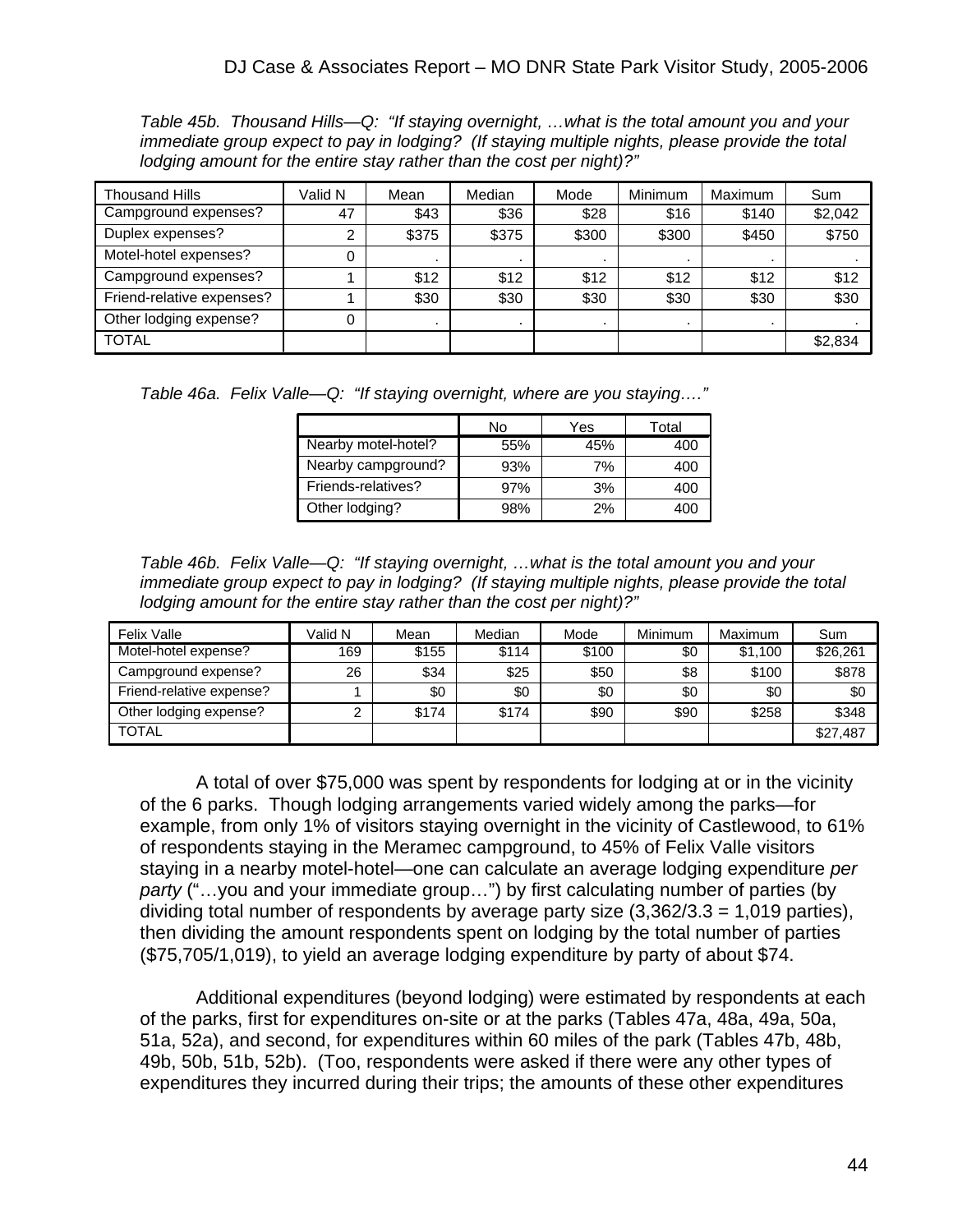*Table 45b. Thousand Hills—Q: "If staying overnight, …what is the total amount you and your immediate group expect to pay in lodging? (If staying multiple nights, please provide the total lodging amount for the entire stay rather than the cost per night)?"*

| Thousand Hills | Valid N | Mean | Median | Mode | Minimum | Maximum | Sum |
|---|---|---|---|---|---|---|---|
| Campground expenses? | 47 | $43 | $36 | $28 | $16 | $140 | $2,042 |
| Duplex expenses? | 2 | $375 | $375 | $300 | $300 | $450 | $750 |
| Motel-hotel expenses? | 0 | . | . | . | . | . | . |
| Campground expenses? | 1 | $12 | $12 | $12 | $12 | $12 | $12 |
| Friend-relative expenses? | 1 | $30 | $30 | $30 | $30 | $30 | $30 |
| Other lodging expense? | 0 | . | . | . | . | . | . |
| TOTAL | | | | | | | $2,834 |

*Table 46a. Felix Valle—Q: "If staying overnight, where are you staying…."*

| | No | Yes | Total |
|---|---|---|---|
| Nearby motel-hotel? | 55% | 45% | 400 |
| Nearby campground? | 93% | 7% | 400 |
| Friends-relatives? | 97% | 3% | 400 |
| Other lodging? | 98% | 2% | 400 |

*Table 46b. Felix Valle—Q: "If staying overnight, …what is the total amount you and your immediate group expect to pay in lodging? (If staying multiple nights, please provide the total lodging amount for the entire stay rather than the cost per night)?"*

| Felix Valle | Valid N | Mean | Median | Mode | Minimum | Maximum | Sum |
|---|---|---|---|---|---|---|---|
| Motel-hotel expense? | 169 | $155 | $114 | $100 | $0 | $1,100 | $26,261 |
| Campground expense? | 26 | $34 | $25 | $50 | $8 | $100 | $878 |
| Friend-relative expense? | 1 | $0 | $0 | $0 | $0 | $0 | $0 |
| Other lodging expense? | 2 | $174 | $174 | $90 | $90 | $258 | $348 |
| TOTAL | | | | | | | $27,487 |

A total of over $75,000 was spent by respondents for lodging at or in the vicinity of the 6 parks. Though lodging arrangements varied widely among the parks—for example, from only 1% of visitors staying overnight in the vicinity of Castlewood, to 61% of respondents staying in the Meramec campground, to 45% of Felix Valle visitors staying in a nearby motel-hotel—one can calculate an average lodging expenditure *per party* ("…you and your immediate group…") by first calculating number of parties (by dividing total number of respondents by average party size (3,362/3.3 = 1,019 parties), then dividing the amount respondents spent on lodging by the total number of parties ($75,705/1,019), to yield an average lodging expenditure by party of about $74.

Additional expenditures (beyond lodging) were estimated by respondents at each of the parks, first for expenditures on-site or at the parks (Tables 47a, 48a, 49a, 50a, 51a, 52a), and second, for expenditures within 60 miles of the park (Tables 47b, 48b, 49b, 50b, 51b, 52b). (Too, respondents were asked if there were any other types of expenditures they incurred during their trips; the amounts of these other expenditures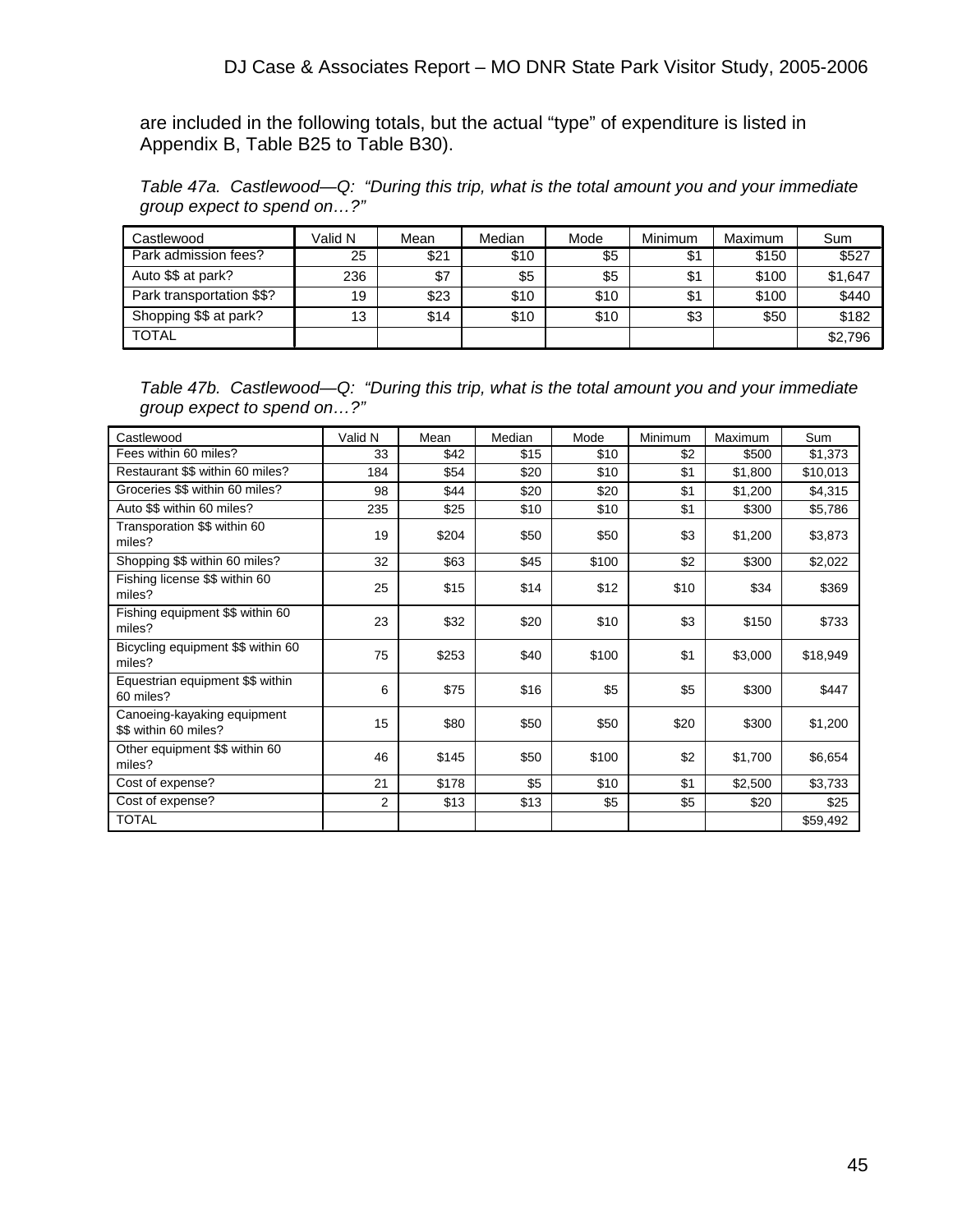are included in the following totals, but the actual “type” of expenditure is listed in Appendix B, Table B25 to Table B30).

*Table 47a. Castlewood—Q: “During this trip, what is the total amount you and your immediate group expect to spend on…?”*

| Castlewood | Valid N | Mean | Median | Mode | Minimum | Maximum | Sum |
|---|---|---|---|---|---|---|---|
| Park admission fees? | 25 | $21 | $10 | $5 | $1 | $150 | $527 |
| Auto $$ at park? | 236 | $7 | $5 | $5 | $1 | $100 | $1,647 |
| Park transportation $$? | 19 | $23 | $10 | $10 | $1 | $100 | $440 |
| Shopping $$ at park? | 13 | $14 | $10 | $10 | $3 | $50 | $182 |
| TOTAL | | | | | | | $2,796 |

*Table 47b. Castlewood—Q: “During this trip, what is the total amount you and your immediate group expect to spend on…?”*

| Castlewood | Valid N | Mean | Median | Mode | Minimum | Maximum | Sum |
|---|---|---|---|---|---|---|---|
| Fees within 60 miles? | 33 | $42 | $15 | $10 | $2 | $500 | $1,373 |
| Restaurant $$ within 60 miles? | 184 | $54 | $20 | $10 | $1 | $1,800 | $10,013 |
| Groceries $$ within 60 miles? | 98 | $44 | $20 | $20 | $1 | $1,200 | $4,315 |
| Auto $$ within 60 miles? | 235 | $25 | $10 | $10 | $1 | $300 | $5,786 |
| Transporation $$ within 60 miles? | 19 | $204 | $50 | $50 | $3 | $1,200 | $3,873 |
| Shopping $$ within 60 miles? | 32 | $63 | $45 | $100 | $2 | $300 | $2,022 |
| Fishing license $$ within 60 miles? | 25 | $15 | $14 | $12 | $10 | $34 | $369 |
| Fishing equipment $$ within 60 miles? | 23 | $32 | $20 | $10 | $3 | $150 | $733 |
| Bicycling equipment $$ within 60 miles? | 75 | $253 | $40 | $100 | $1 | $3,000 | $18,949 |
| Equestrian equipment $$ within 60 miles? | 6 | $75 | $16 | $5 | $5 | $300 | $447 |
| Canoeing-kayaking equipment $$ within 60 miles? | 15 | $80 | $50 | $50 | $20 | $300 | $1,200 |
| Other equipment $$ within 60 miles? | 46 | $145 | $50 | $100 | $2 | $1,700 | $6,654 |
| Cost of expense? | 21 | $178 | $5 | $10 | $1 | $2,500 | $3,733 |
| Cost of expense? | 2 | $13 | $13 | $5 | $5 | $20 | $25 |
| TOTAL | | | | | | | $59,492 |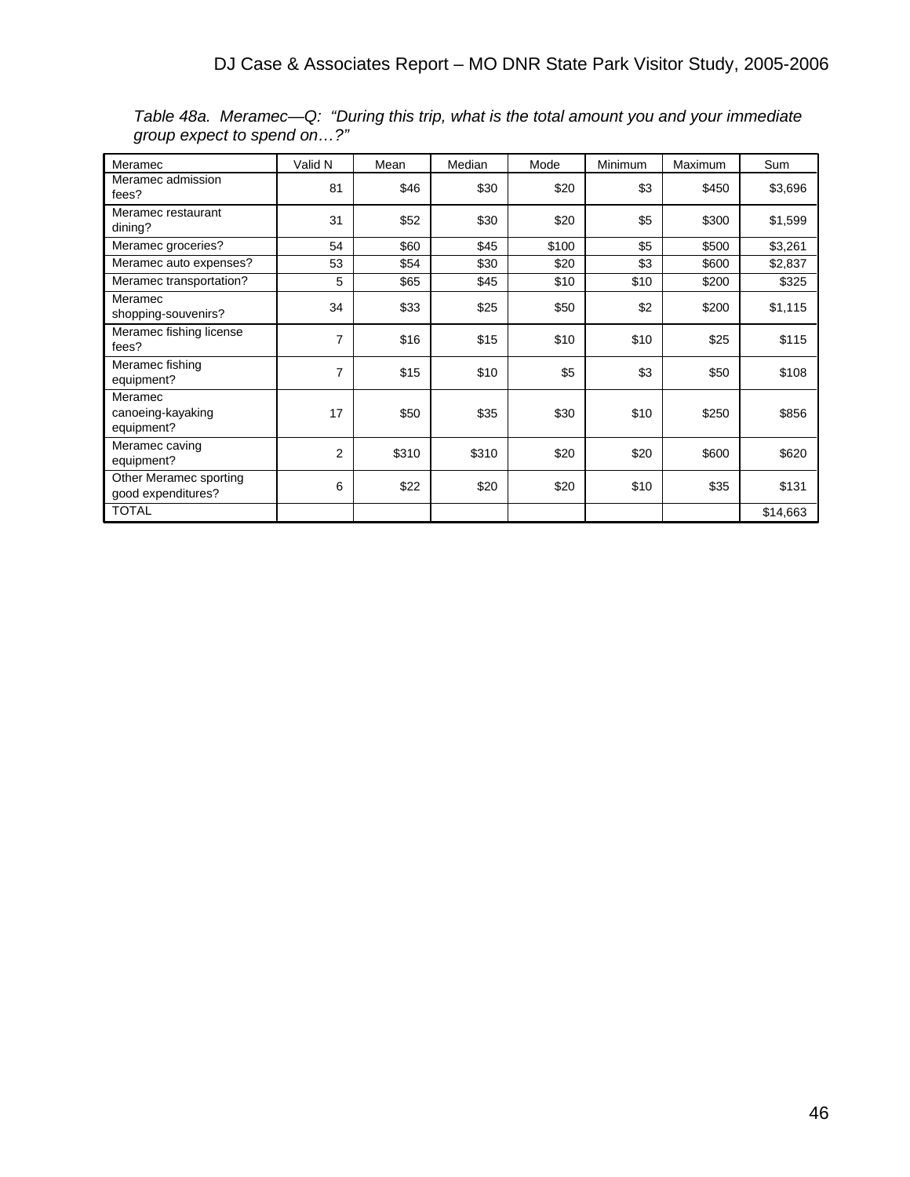*Table 48a. Meramec—Q: "During this trip, what is the total amount you and your immediate group expect to spend on…?"*

| Meramec | Valid N | Mean | Median | Mode | Minimum | Maximum | Sum |
|---|---|---|---|---|---|---|---|
| Meramec admission fees? | 81 | $46 | $30 | $20 | $3 | $450 | $3,696 |
| Meramec restaurant dining? | 31 | $52 | $30 | $20 | $5 | $300 | $1,599 |
| Meramec groceries? | 54 | $60 | $45 | $100 | $5 | $500 | $3,261 |
| Meramec auto expenses? | 53 | $54 | $30 | $20 | $3 | $600 | $2,837 |
| Meramec transportation? | 5 | $65 | $45 | $10 | $10 | $200 | $325 |
| Meramec shopping-souvenirs? | 34 | $33 | $25 | $50 | $2 | $200 | $1,115 |
| Meramec fishing license fees? | 7 | $16 | $15 | $10 | $10 | $25 | $115 |
| Meramec fishing equipment? | 7 | $15 | $10 | $5 | $3 | $50 | $108 |
| Meramec canoeing-kayaking equipment? | 17 | $50 | $35 | $30 | $10 | $250 | $856 |
| Meramec caving equipment? | 2 | $310 | $310 | $20 | $20 | $600 | $620 |
| Other Meramec sporting good expenditures? | 6 | $22 | $20 | $20 | $10 | $35 | $131 |
| TOTAL | | | | | | | $14,663 |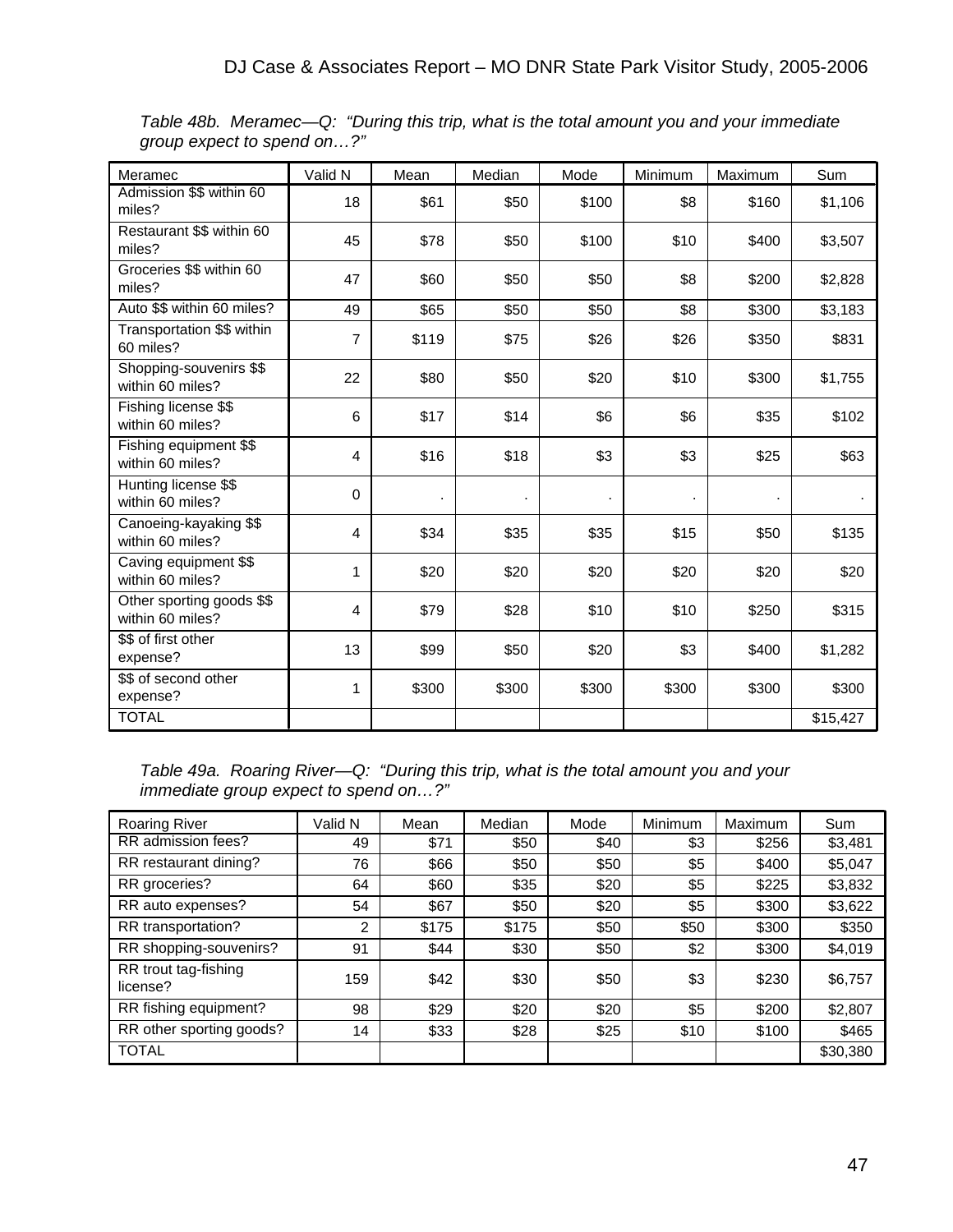*Table 48b. Meramec—Q: "During this trip, what is the total amount you and your immediate group expect to spend on…?"*

| Meramec | Valid N | Mean | Median | Mode | Minimum | Maximum | Sum |
|---|---|---|---|---|---|---|---|
| Admission $$ within 60 miles? | 18 | $61 | $50 | $100 | $8 | $160 | $1,106 |
| Restaurant $$ within 60 miles? | 45 | $78 | $50 | $100 | $10 | $400 | $3,507 |
| Groceries $$ within 60 miles? | 47 | $60 | $50 | $50 | $8 | $200 | $2,828 |
| Auto $$ within 60 miles? | 49 | $65 | $50 | $50 | $8 | $300 | $3,183 |
| Transportation $$ within 60 miles? | 7 | $119 | $75 | $26 | $26 | $350 | $831 |
| Shopping-souvenirs $$ within 60 miles? | 22 | $80 | $50 | $20 | $10 | $300 | $1,755 |
| Fishing license $$ within 60 miles? | 6 | $17 | $14 | $6 | $6 | $35 | $102 |
| Fishing equipment $$ within 60 miles? | 4 | $16 | $18 | $3 | $3 | $25 | $63 |
| Hunting license $$ within 60 miles? | 0 | . | . | . | . | . | . |
| Canoeing-kayaking $$ within 60 miles? | 4 | $34 | $35 | $35 | $15 | $50 | $135 |
| Caving equipment $$ within 60 miles? | 1 | $20 | $20 | $20 | $20 | $20 | $20 |
| Other sporting goods $$ within 60 miles? | 4 | $79 | $28 | $10 | $10 | $250 | $315 |
| $$ of first other expense? | 13 | $99 | $50 | $20 | $3 | $400 | $1,282 |
| $$ of second other expense? | 1 | $300 | $300 | $300 | $300 | $300 | $300 |
| TOTAL | | | | | | | $15,427 |

*Table 49a. Roaring River—Q: "During this trip, what is the total amount you and your immediate group expect to spend on…?"*

| Roaring River | Valid N | Mean | Median | Mode | Minimum | Maximum | Sum |
|---|---|---|---|---|---|---|---|
| RR admission fees? | 49 | $71 | $50 | $40 | $3 | $256 | $3,481 |
| RR restaurant dining? | 76 | $66 | $50 | $50 | $5 | $400 | $5,047 |
| RR groceries? | 64 | $60 | $35 | $20 | $5 | $225 | $3,832 |
| RR auto expenses? | 54 | $67 | $50 | $20 | $5 | $300 | $3,622 |
| RR transportation? | 2 | $175 | $175 | $50 | $50 | $300 | $350 |
| RR shopping-souvenirs? | 91 | $44 | $30 | $50 | $2 | $300 | $4,019 |
| RR trout tag-fishing license? | 159 | $42 | $30 | $50 | $3 | $230 | $6,757 |
| RR fishing equipment? | 98 | $29 | $20 | $20 | $5 | $200 | $2,807 |
| RR other sporting goods? | 14 | $33 | $28 | $25 | $10 | $100 | $465 |
| TOTAL | | | | | | | $30,380 |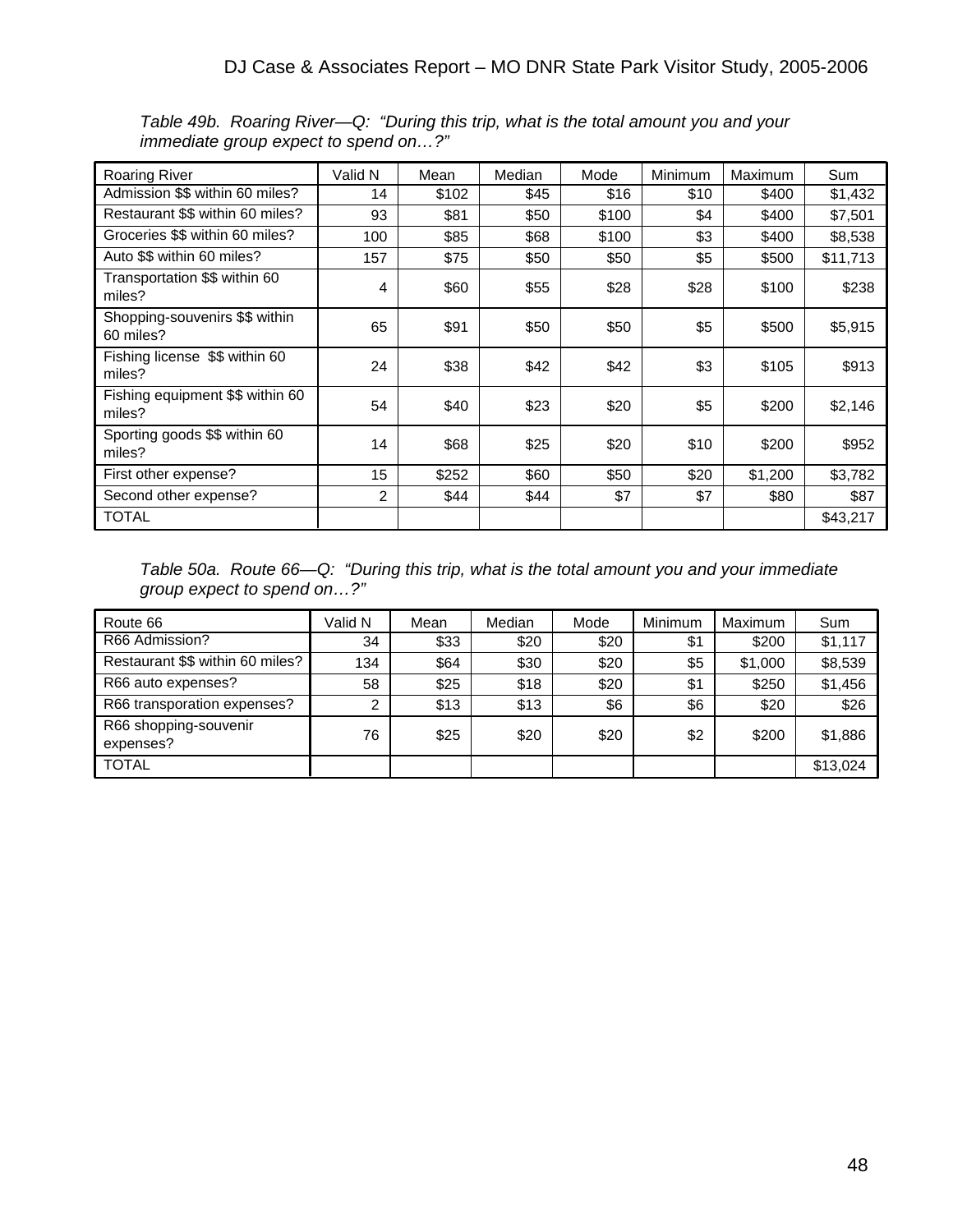*Table 49b. Roaring River—Q: "During this trip, what is the total amount you and your immediate group expect to spend on…?"*

| Roaring River | Valid N | Mean | Median | Mode | Minimum | Maximum | Sum |
|---|---|---|---|---|---|---|---|
| Admission $$ within 60 miles? | 14 | $102 | $45 | $16 | $10 | $400 | $1,432 |
| Restaurant $$ within 60 miles? | 93 | $81 | $50 | $100 | $4 | $400 | $7,501 |
| Groceries $$ within 60 miles? | 100 | $85 | $68 | $100 | $3 | $400 | $8,538 |
| Auto $$ within 60 miles? | 157 | $75 | $50 | $50 | $5 | $500 | $11,713 |
| Transportation $$ within 60 miles? | 4 | $60 | $55 | $28 | $28 | $100 | $238 |
| Shopping-souvenirs $$ within 60 miles? | 65 | $91 | $50 | $50 | $5 | $500 | $5,915 |
| Fishing license $$ within 60 miles? | 24 | $38 | $42 | $42 | $3 | $105 | $913 |
| Fishing equipment $$ within 60 miles? | 54 | $40 | $23 | $20 | $5 | $200 | $2,146 |
| Sporting goods $$ within 60 miles? | 14 | $68 | $25 | $20 | $10 | $200 | $952 |
| First other expense? | 15 | $252 | $60 | $50 | $20 | $1,200 | $3,782 |
| Second other expense? | 2 | $44 | $44 | $7 | $7 | $80 | $87 |
| TOTAL | | | | | | | $43,217 |

*Table 50a. Route 66—Q: "During this trip, what is the total amount you and your immediate group expect to spend on…?"*

| Route 66 | Valid N | Mean | Median | Mode | Minimum | Maximum | Sum |
|---|---|---|---|---|---|---|---|
| R66 Admission? | 34 | $33 | $20 | $20 | $1 | $200 | $1,117 |
| Restaurant $$ within 60 miles? | 134 | $64 | $30 | $20 | $5 | $1,000 | $8,539 |
| R66 auto expenses? | 58 | $25 | $18 | $20 | $1 | $250 | $1,456 |
| R66 transporation expenses? | 2 | $13 | $13 | $6 | $6 | $20 | $26 |
| R66 shopping-souvenir expenses? | 76 | $25 | $20 | $20 | $2 | $200 | $1,886 |
| TOTAL | | | | | | | $13,024 |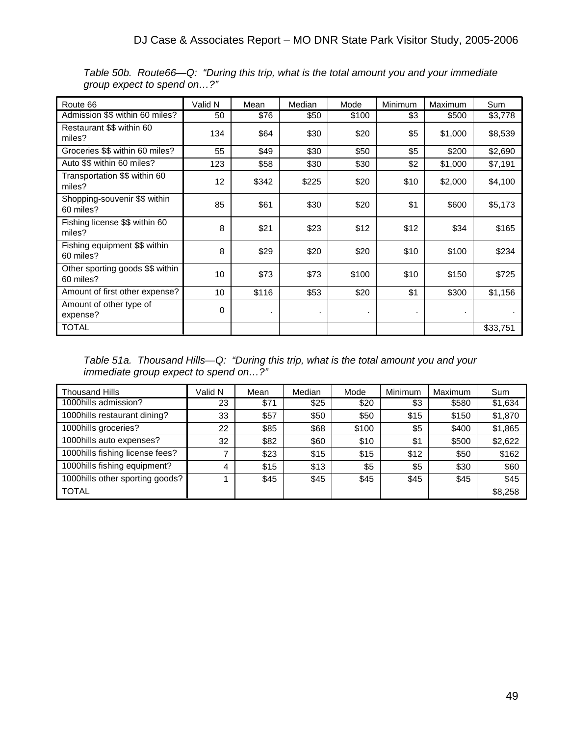*Table 50b. Route66—Q: "During this trip, what is the total amount you and your immediate group expect to spend on…?"*

| Route 66 | Valid N | Mean | Median | Mode | Minimum | Maximum | Sum |
|---|---|---|---|---|---|---|---|
| Admission $$ within 60 miles? | 50 | $76 | $50 | $100 | $3 | $500 | $3,778 |
| Restaurant $$ within 60 miles? | 134 | $64 | $30 | $20 | $5 | $1,000 | $8,539 |
| Groceries $$ within 60 miles? | 55 | $49 | $30 | $50 | $5 | $200 | $2,690 |
| Auto $$ within 60 miles? | 123 | $58 | $30 | $30 | $2 | $1,000 | $7,191 |
| Transportation $$ within 60 miles? | 12 | $342 | $225 | $20 | $10 | $2,000 | $4,100 |
| Shopping-souvenir $$ within 60 miles? | 85 | $61 | $30 | $20 | $1 | $600 | $5,173 |
| Fishing license $$ within 60 miles? | 8 | $21 | $23 | $12 | $12 | $34 | $165 |
| Fishing equipment $$ within 60 miles? | 8 | $29 | $20 | $20 | $10 | $100 | $234 |
| Other sporting goods $$ within 60 miles? | 10 | $73 | $73 | $100 | $10 | $150 | $725 |
| Amount of first other expense? | 10 | $116 | $53 | $20 | $1 | $300 | $1,156 |
| Amount of other type of expense? | 0 | . | . | . | . | . | . |
| TOTAL | | | | | | | $33,751 |

*Table 51a. Thousand Hills—Q: "During this trip, what is the total amount you and your immediate group expect to spend on…?"*

| Thousand Hills | Valid N | Mean | Median | Mode | Minimum | Maximum | Sum |
|---|---|---|---|---|---|---|---|
| 1000hills admission? | 23 | $71 | $25 | $20 | $3 | $580 | $1,634 |
| 1000hills restaurant dining? | 33 | $57 | $50 | $50 | $15 | $150 | $1,870 |
| 1000hills groceries? | 22 | $85 | $68 | $100 | $5 | $400 | $1,865 |
| 1000hills auto expenses? | 32 | $82 | $60 | $10 | $1 | $500 | $2,622 |
| 1000hills fishing license fees? | 7 | $23 | $15 | $15 | $12 | $50 | $162 |
| 1000hills fishing equipment? | 4 | $15 | $13 | $5 | $5 | $30 | $60 |
| 1000hills other sporting goods? | 1 | $45 | $45 | $45 | $45 | $45 | $45 |
| TOTAL | | | | | | | $8,258 |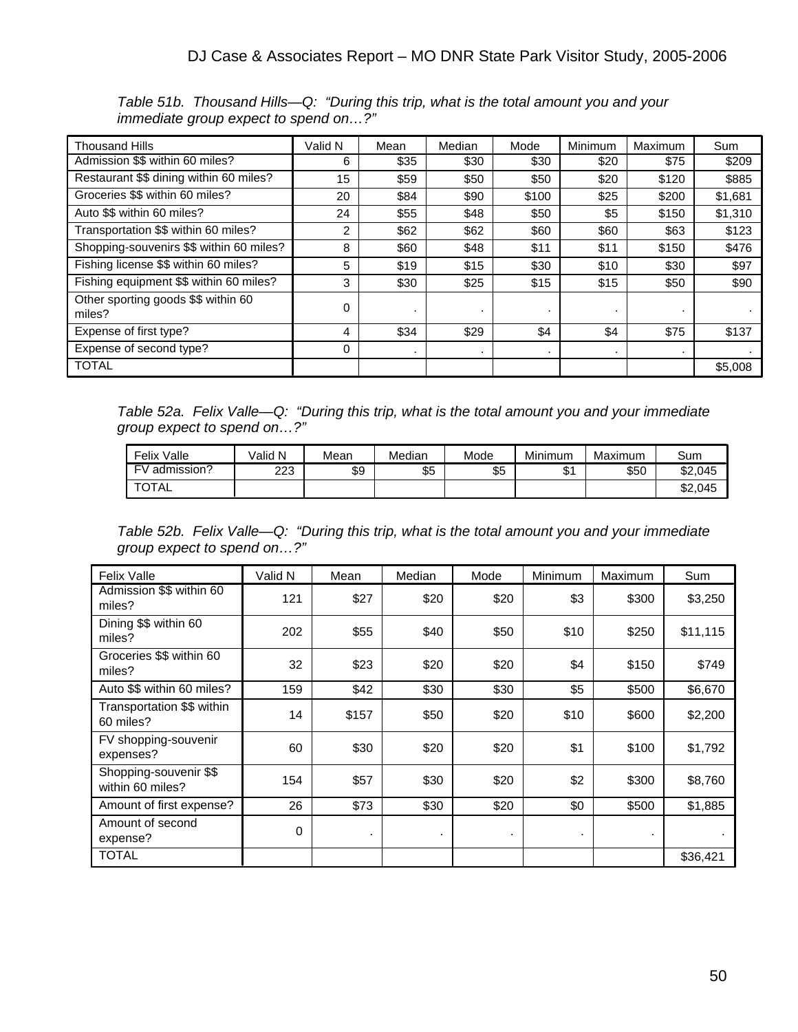*Table 51b. Thousand Hills—Q: "During this trip, what is the total amount you and your immediate group expect to spend on…?"*

| Thousand Hills | Valid N | Mean | Median | Mode | Minimum | Maximum | Sum |
|---|---|---|---|---|---|---|---|
| Admission $$ within 60 miles? | 6 | $35 | $30 | $30 | $20 | $75 | $209 |
| Restaurant $$ dining within 60 miles? | 15 | $59 | $50 | $50 | $20 | $120 | $885 |
| Groceries $$ within 60 miles? | 20 | $84 | $90 | $100 | $25 | $200 | $1,681 |
| Auto $$ within 60 miles? | 24 | $55 | $48 | $50 | $5 | $150 | $1,310 |
| Transportation $$ within 60 miles? | 2 | $62 | $62 | $60 | $60 | $63 | $123 |
| Shopping-souvenirs $$ within 60 miles? | 8 | $60 | $48 | $11 | $11 | $150 | $476 |
| Fishing license $$ within 60 miles? | 5 | $19 | $15 | $30 | $10 | $30 | $97 |
| Fishing equipment $$ within 60 miles? | 3 | $30 | $25 | $15 | $15 | $50 | $90 |
| Other sporting goods $$ within 60 miles? | 0 | . | . | . | . | . | . |
| Expense of first type? | 4 | $34 | $29 | $4 | $4 | $75 | $137 |
| Expense of second type? | 0 | . | . | . | . | . | . |
| TOTAL | | | | | | | $5,008 |

*Table 52a. Felix Valle—Q: "During this trip, what is the total amount you and your immediate group expect to spend on…?"*

| Felix Valle | Valid N | Mean | Median | Mode | Minimum | Maximum | Sum |
|---|---|---|---|---|---|---|---|
| FV admission? | 223 | $9 | $5 | $5 | $1 | $50 | $2,045 |
| TOTAL | | | | | | | $2,045 |

*Table 52b. Felix Valle—Q: "During this trip, what is the total amount you and your immediate group expect to spend on…?"*

| Felix Valle | Valid N | Mean | Median | Mode | Minimum | Maximum | Sum |
|---|---|---|---|---|---|---|---|
| Admission $$ within 60 miles? | 121 | $27 | $20 | $20 | $3 | $300 | $3,250 |
| Dining $$ within 60 miles? | 202 | $55 | $40 | $50 | $10 | $250 | $11,115 |
| Groceries $$ within 60 miles? | 32 | $23 | $20 | $20 | $4 | $150 | $749 |
| Auto $$ within 60 miles? | 159 | $42 | $30 | $30 | $5 | $500 | $6,670 |
| Transportation $$ within 60 miles? | 14 | $157 | $50 | $20 | $10 | $600 | $2,200 |
| FV shopping-souvenir expenses? | 60 | $30 | $20 | $20 | $1 | $100 | $1,792 |
| Shopping-souvenir $$ within 60 miles? | 154 | $57 | $30 | $20 | $2 | $300 | $8,760 |
| Amount of first expense? | 26 | $73 | $30 | $20 | $0 | $500 | $1,885 |
| Amount of second expense? | 0 | . | . | . | . | . | . |
| TOTAL | | | | | | | $36,421 |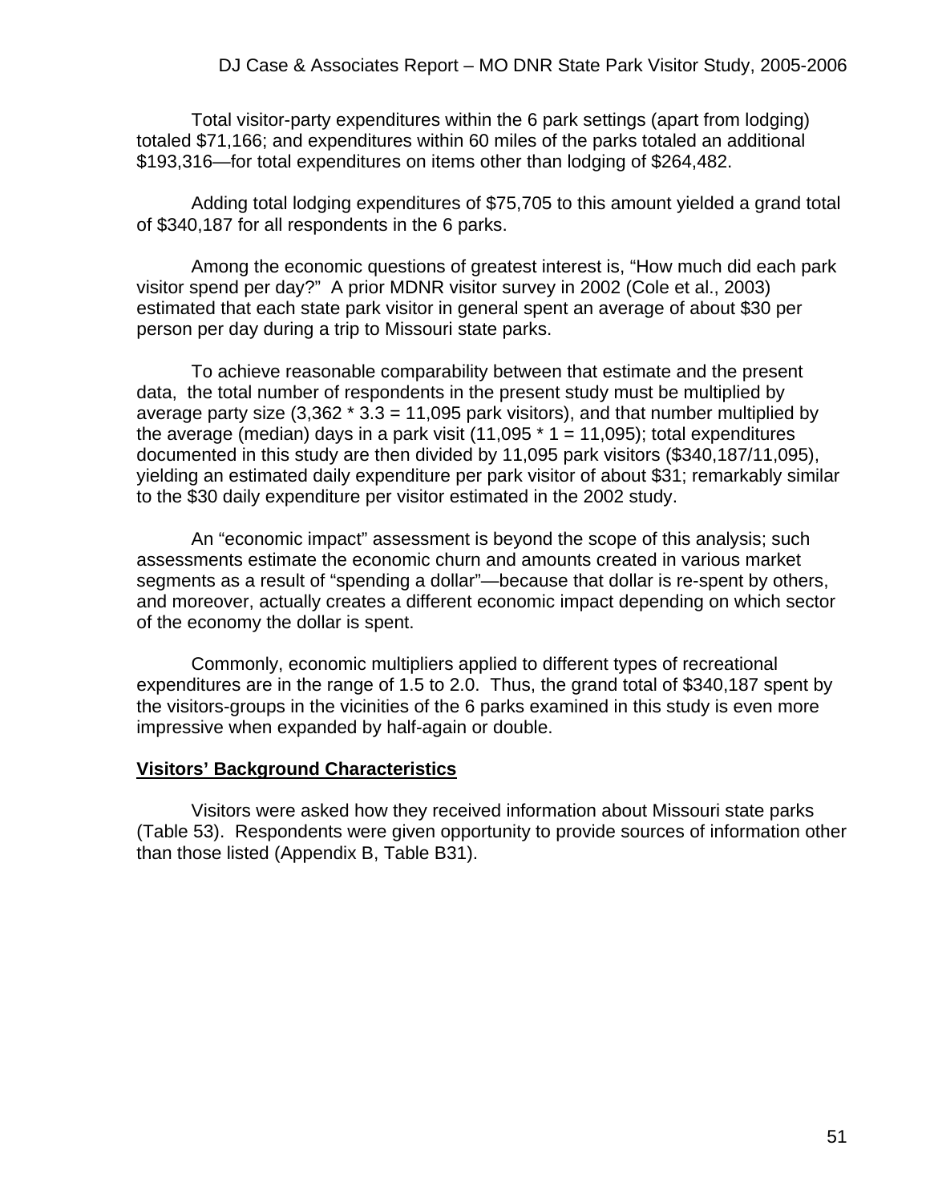Total visitor-party expenditures within the 6 park settings (apart from lodging) totaled $71,166; and expenditures within 60 miles of the parks totaled an additional $193,316—for total expenditures on items other than lodging of $264,482.

Adding total lodging expenditures of $75,705 to this amount yielded a grand total of $340,187 for all respondents in the 6 parks.

Among the economic questions of greatest interest is, "How much did each park visitor spend per day?" A prior MDNR visitor survey in 2002 (Cole et al., 2003) estimated that each state park visitor in general spent an average of about $30 per person per day during a trip to Missouri state parks.

To achieve reasonable comparability between that estimate and the present data, the total number of respondents in the present study must be multiplied by average party size (3,362 * 3.3 = 11,095 park visitors), and that number multiplied by the average (median) days in a park visit (11,095 * 1 = 11,095); total expenditures documented in this study are then divided by 11,095 park visitors ($340,187/11,095), yielding an estimated daily expenditure per park visitor of about $31; remarkably similar to the $30 daily expenditure per visitor estimated in the 2002 study.

An "economic impact" assessment is beyond the scope of this analysis; such assessments estimate the economic churn and amounts created in various market segments as a result of "spending a dollar"—because that dollar is re-spent by others, and moreover, actually creates a different economic impact depending on which sector of the economy the dollar is spent.

Commonly, economic multipliers applied to different types of recreational expenditures are in the range of 1.5 to 2.0. Thus, the grand total of $340,187 spent by the visitors-groups in the vicinities of the 6 parks examined in this study is even more impressive when expanded by half-again or double.

## Visitors' Background Characteristics

Visitors were asked how they received information about Missouri state parks (Table 53). Respondents were given opportunity to provide sources of information other than those listed (Appendix B, Table B31).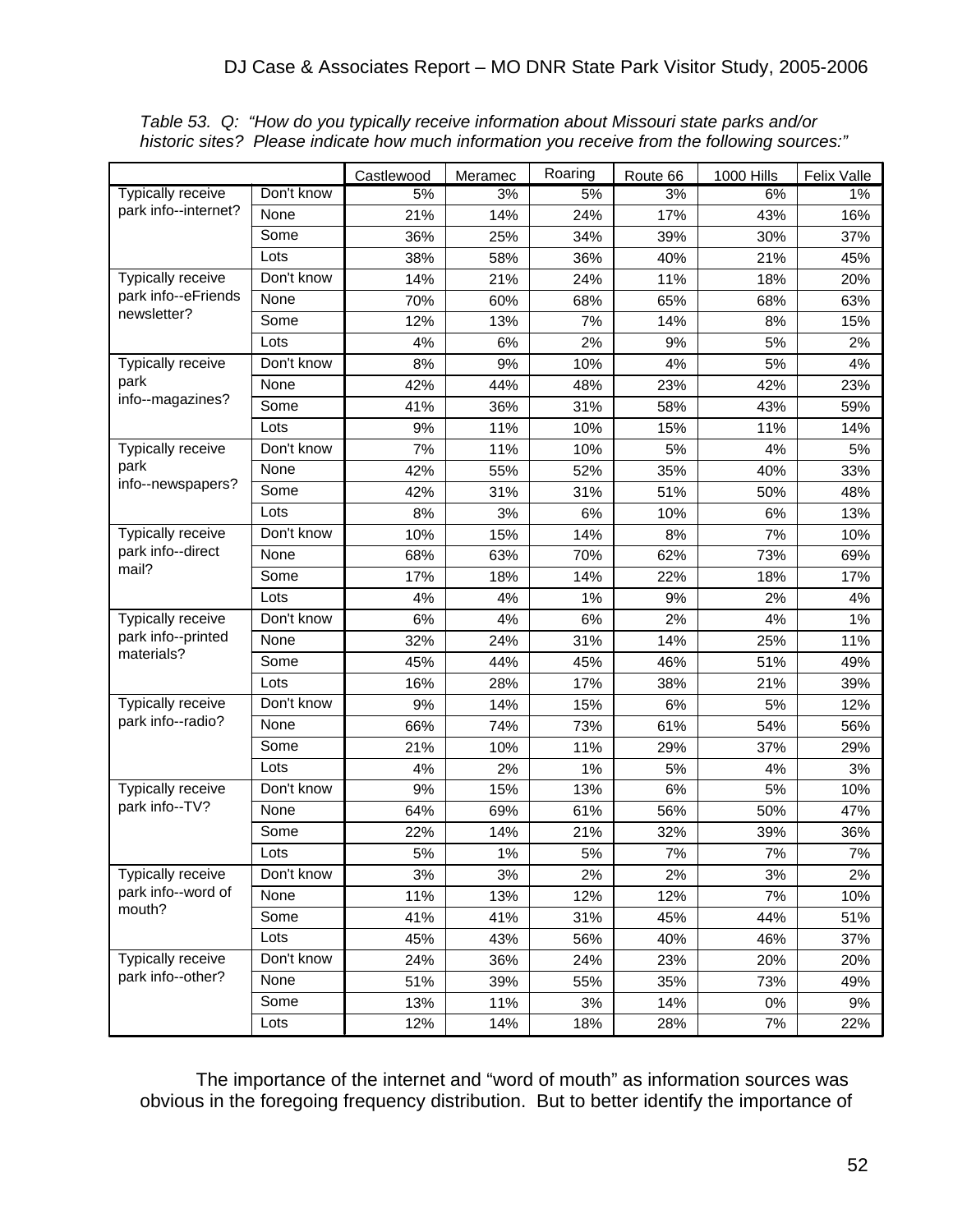*Table 53. Q: "How do you typically receive information about Missouri state parks and/or historic sites? Please indicate how much information you receive from the following sources:"*

| | | Castlewood | Meramec | Roaring | Route 66 | 1000 Hills | Felix Valle |
|---|---|---|---|---|---|---|---|
| Typically receive park info--internet? | Don't know | 5% | 3% | 5% | 3% | 6% | 1% |
| | None | 21% | 14% | 24% | 17% | 43% | 16% |
| | Some | 36% | 25% | 34% | 39% | 30% | 37% |
| | Lots | 38% | 58% | 36% | 40% | 21% | 45% |
| Typically receive park info--eFriends newsletter? | Don't know | 14% | 21% | 24% | 11% | 18% | 20% |
| | None | 70% | 60% | 68% | 65% | 68% | 63% |
| | Some | 12% | 13% | 7% | 14% | 8% | 15% |
| | Lots | 4% | 6% | 2% | 9% | 5% | 2% |
| Typically receive park info--magazines? | Don't know | 8% | 9% | 10% | 4% | 5% | 4% |
| | None | 42% | 44% | 48% | 23% | 42% | 23% |
| | Some | 41% | 36% | 31% | 58% | 43% | 59% |
| | Lots | 9% | 11% | 10% | 15% | 11% | 14% |
| Typically receive park info--newspapers? | Don't know | 7% | 11% | 10% | 5% | 4% | 5% |
| | None | 42% | 55% | 52% | 35% | 40% | 33% |
| | Some | 42% | 31% | 31% | 51% | 50% | 48% |
| | Lots | 8% | 3% | 6% | 10% | 6% | 13% |
| Typically receive park info--direct mail? | Don't know | 10% | 15% | 14% | 8% | 7% | 10% |
| | None | 68% | 63% | 70% | 62% | 73% | 69% |
| | Some | 17% | 18% | 14% | 22% | 18% | 17% |
| | Lots | 4% | 4% | 1% | 9% | 2% | 4% |
| Typically receive park info--printed materials? | Don't know | 6% | 4% | 6% | 2% | 4% | 1% |
| | None | 32% | 24% | 31% | 14% | 25% | 11% |
| | Some | 45% | 44% | 45% | 46% | 51% | 49% |
| | Lots | 16% | 28% | 17% | 38% | 21% | 39% |
| Typically receive park info--radio? | Don't know | 9% | 14% | 15% | 6% | 5% | 12% |
| | None | 66% | 74% | 73% | 61% | 54% | 56% |
| | Some | 21% | 10% | 11% | 29% | 37% | 29% |
| | Lots | 4% | 2% | 1% | 5% | 4% | 3% |
| Typically receive park info--TV? | Don't know | 9% | 15% | 13% | 6% | 5% | 10% |
| | None | 64% | 69% | 61% | 56% | 50% | 47% |
| | Some | 22% | 14% | 21% | 32% | 39% | 36% |
| | Lots | 5% | 1% | 5% | 7% | 7% | 7% |
| Typically receive park info--word of mouth? | Don't know | 3% | 3% | 2% | 2% | 3% | 2% |
| | None | 11% | 13% | 12% | 12% | 7% | 10% |
| | Some | 41% | 41% | 31% | 45% | 44% | 51% |
| | Lots | 45% | 43% | 56% | 40% | 46% | 37% |
| Typically receive park info--other? | Don't know | 24% | 36% | 24% | 23% | 20% | 20% |
| | None | 51% | 39% | 55% | 35% | 73% | 49% |
| | Some | 13% | 11% | 3% | 14% | 0% | 9% |
| | Lots | 12% | 14% | 18% | 28% | 7% | 22% |

The importance of the internet and "word of mouth" as information sources was obvious in the foregoing frequency distribution. But to better identify the importance of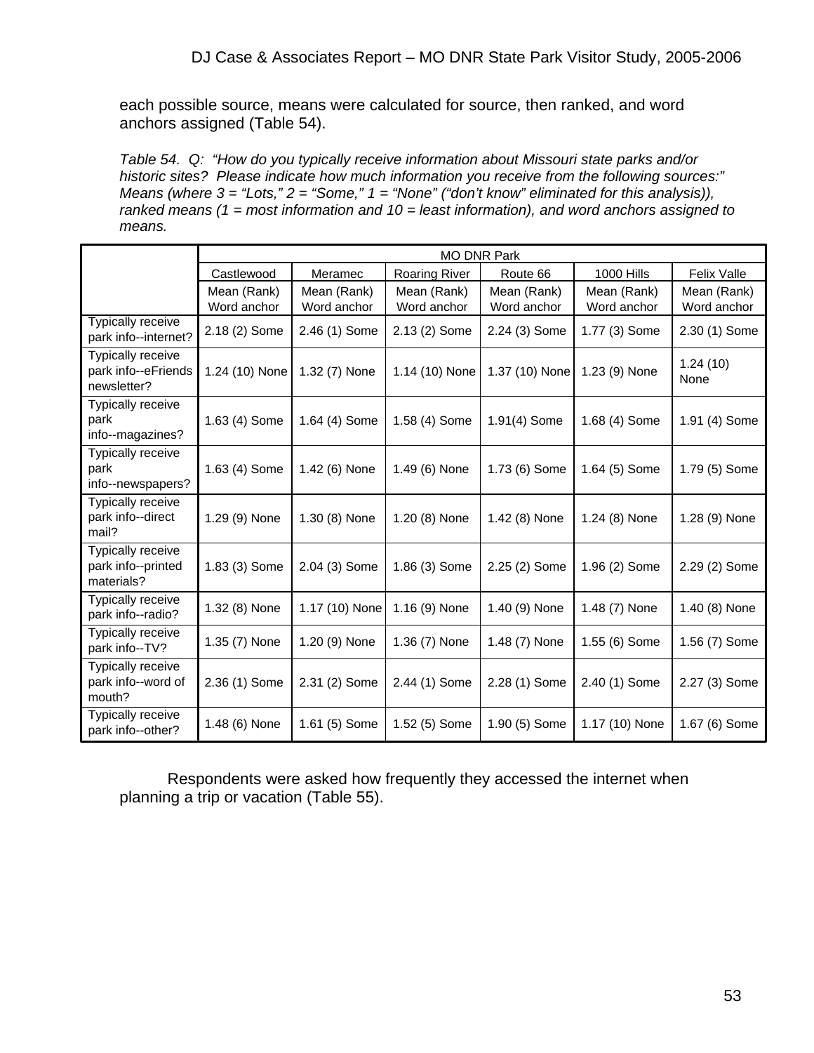each possible source, means were calculated for source, then ranked, and word anchors assigned (Table 54).

*Table 54. Q: "How do you typically receive information about Missouri state parks and/or historic sites? Please indicate how much information you receive from the following sources:" Means (where 3 = "Lots," 2 = "Some," 1 = "None" ("don't know" eliminated for this analysis)), ranked means (1 = most information and 10 = least information), and word anchors assigned to means.*

| | MO DNR Park | | | | | |
|---|---|---|---|---|---|---|
| | Castlewood | Meramec | Roaring River | Route 66 | 1000 Hills | Felix Valle |
| | Mean (Rank) Word anchor | Mean (Rank) Word anchor | Mean (Rank) Word anchor | Mean (Rank) Word anchor | Mean (Rank) Word anchor | Mean (Rank) Word anchor |
| Typically receive park info--internet? | 2.18 (2) Some | 2.46 (1) Some | 2.13 (2) Some | 2.24 (3) Some | 1.77 (3) Some | 2.30 (1) Some |
| Typically receive park info--eFriends newsletter? | 1.24 (10) None | 1.32 (7) None | 1.14 (10) None | 1.37 (10) None | 1.23 (9) None | 1.24 (10) None |
| Typically receive park info--magazines? | 1.63 (4) Some | 1.64 (4) Some | 1.58 (4) Some | 1.91(4) Some | 1.68 (4) Some | 1.91 (4) Some |
| Typically receive park info--newspapers? | 1.63 (4) Some | 1.42 (6) None | 1.49 (6) None | 1.73 (6) Some | 1.64 (5) Some | 1.79 (5) Some |
| Typically receive park info--direct mail? | 1.29 (9) None | 1.30 (8) None | 1.20 (8) None | 1.42 (8) None | 1.24 (8) None | 1.28 (9) None |
| Typically receive park info--printed materials? | 1.83 (3) Some | 2.04 (3) Some | 1.86 (3) Some | 2.25 (2) Some | 1.96 (2) Some | 2.29 (2) Some |
| Typically receive park info--radio? | 1.32 (8) None | 1.17 (10) None | 1.16 (9) None | 1.40 (9) None | 1.48 (7) None | 1.40 (8) None |
| Typically receive park info--TV? | 1.35 (7) None | 1.20 (9) None | 1.36 (7) None | 1.48 (7) None | 1.55 (6) Some | 1.56 (7) Some |
| Typically receive park info--word of mouth? | 2.36 (1) Some | 2.31 (2) Some | 2.44 (1) Some | 2.28 (1) Some | 2.40 (1) Some | 2.27 (3) Some |
| Typically receive park info--other? | 1.48 (6) None | 1.61 (5) Some | 1.52 (5) Some | 1.90 (5) Some | 1.17 (10) None | 1.67 (6) Some |

Respondents were asked how frequently they accessed the internet when planning a trip or vacation (Table 55).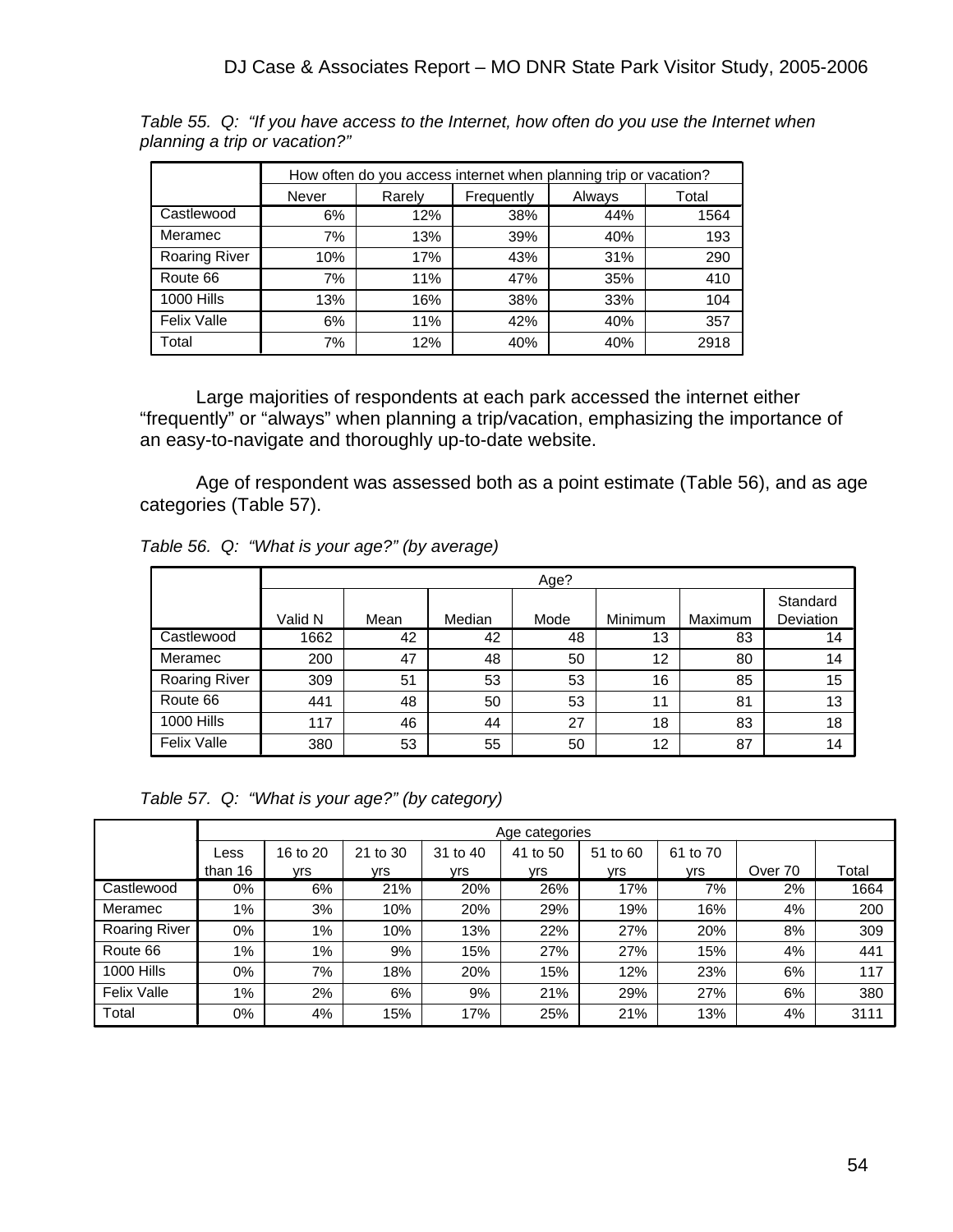*Table 55. Q: "If you have access to the Internet, how often do you use the Internet when planning a trip or vacation?"*

| | How often do you access internet when planning trip or vacation? | | | | |
|---|---|---|---|---|---|
| | Never | Rarely | Frequently | Always | Total |
| Castlewood | 6% | 12% | 38% | 44% | 1564 |
| Meramec | 7% | 13% | 39% | 40% | 193 |
| Roaring River | 10% | 17% | 43% | 31% | 290 |
| Route 66 | 7% | 11% | 47% | 35% | 410 |
| 1000 Hills | 13% | 16% | 38% | 33% | 104 |
| Felix Valle | 6% | 11% | 42% | 40% | 357 |
| Total | 7% | 12% | 40% | 40% | 2918 |

Large majorities of respondents at each park accessed the internet either "frequently" or "always" when planning a trip/vacation, emphasizing the importance of an easy-to-navigate and thoroughly up-to-date website.

Age of respondent was assessed both as a point estimate (Table 56), and as age categories (Table 57).

*Table 56. Q: "What is your age?" (by average)*

| | Age? | | | | | | |
|---|---|---|---|---|---|---|---|
| | Valid N | Mean | Median | Mode | Minimum | Maximum | Standard Deviation |
| Castlewood | 1662 | 42 | 42 | 48 | 13 | 83 | 14 |
| Meramec | 200 | 47 | 48 | 50 | 12 | 80 | 14 |
| Roaring River | 309 | 51 | 53 | 53 | 16 | 85 | 15 |
| Route 66 | 441 | 48 | 50 | 53 | 11 | 81 | 13 |
| 1000 Hills | 117 | 46 | 44 | 27 | 18 | 83 | 18 |
| Felix Valle | 380 | 53 | 55 | 50 | 12 | 87 | 14 |

*Table 57. Q: "What is your age?" (by category)*

| | Age categories | | | | | | | | |
|---|---|---|---|---|---|---|---|---|---|
| | Less than 16 | 16 to 20 yrs | 21 to 30 yrs | 31 to 40 yrs | 41 to 50 yrs | 51 to 60 yrs | 61 to 70 yrs | Over 70 | Total |
| Castlewood | 0% | 6% | 21% | 20% | 26% | 17% | 7% | 2% | 1664 |
| Meramec | 1% | 3% | 10% | 20% | 29% | 19% | 16% | 4% | 200 |
| Roaring River | 0% | 1% | 10% | 13% | 22% | 27% | 20% | 8% | 309 |
| Route 66 | 1% | 1% | 9% | 15% | 27% | 27% | 15% | 4% | 441 |
| 1000 Hills | 0% | 7% | 18% | 20% | 15% | 12% | 23% | 6% | 117 |
| Felix Valle | 1% | 2% | 6% | 9% | 21% | 29% | 27% | 6% | 380 |
| Total | 0% | 4% | 15% | 17% | 25% | 21% | 13% | 4% | 3111 |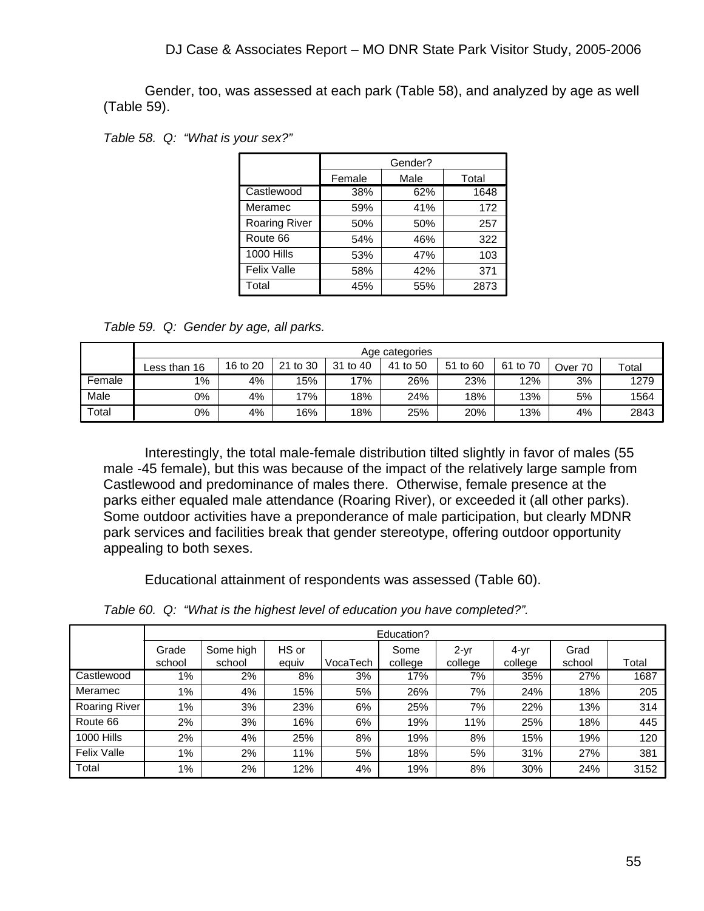Gender, too, was assessed at each park (Table 58), and analyzed by age as well (Table 59).

*Table 58. Q: "What is your sex?"*

| | Gender? | | |
|---|---|---|---|
| | Female | Male | Total |
| Castlewood | 38% | 62% | 1648 |
| Meramec | 59% | 41% | 172 |
| Roaring River | 50% | 50% | 257 |
| Route 66 | 54% | 46% | 322 |
| 1000 Hills | 53% | 47% | 103 |
| Felix Valle | 58% | 42% | 371 |
| Total | 45% | 55% | 2873 |

*Table 59. Q: Gender by age, all parks.*

| | Age categories | | | | | | | | |
|---|---|---|---|---|---|---|---|---|---|
| | Less than 16 | 16 to 20 | 21 to 30 | 31 to 40 | 41 to 50 | 51 to 60 | 61 to 70 | Over 70 | Total |
| Female | 1% | 4% | 15% | 17% | 26% | 23% | 12% | 3% | 1279 |
| Male | 0% | 4% | 17% | 18% | 24% | 18% | 13% | 5% | 1564 |
| Total | 0% | 4% | 16% | 18% | 25% | 20% | 13% | 4% | 2843 |

Interestingly, the total male-female distribution tilted slightly in favor of males (55 male -45 female), but this was because of the impact of the relatively large sample from Castlewood and predominance of males there. Otherwise, female presence at the parks either equaled male attendance (Roaring River), or exceeded it (all other parks). Some outdoor activities have a preponderance of male participation, but clearly MDNR park services and facilities break that gender stereotype, offering outdoor opportunity appealing to both sexes.

Educational attainment of respondents was assessed (Table 60).

*Table 60. Q: "What is the highest level of education you have completed?".*

| | Education? | | | | | | | | |
|---|---|---|---|---|---|---|---|---|---|
| | Grade school | Some high school | HS or equiv | VocaTech | Some college | 2-yr college | 4-yr college | Grad school | Total |
| Castlewood | 1% | 2% | 8% | 3% | 17% | 7% | 35% | 27% | 1687 |
| Meramec | 1% | 4% | 15% | 5% | 26% | 7% | 24% | 18% | 205 |
| Roaring River | 1% | 3% | 23% | 6% | 25% | 7% | 22% | 13% | 314 |
| Route 66 | 2% | 3% | 16% | 6% | 19% | 11% | 25% | 18% | 445 |
| 1000 Hills | 2% | 4% | 25% | 8% | 19% | 8% | 15% | 19% | 120 |
| Felix Valle | 1% | 2% | 11% | 5% | 18% | 5% | 31% | 27% | 381 |
| Total | 1% | 2% | 12% | 4% | 19% | 8% | 30% | 24% | 3152 |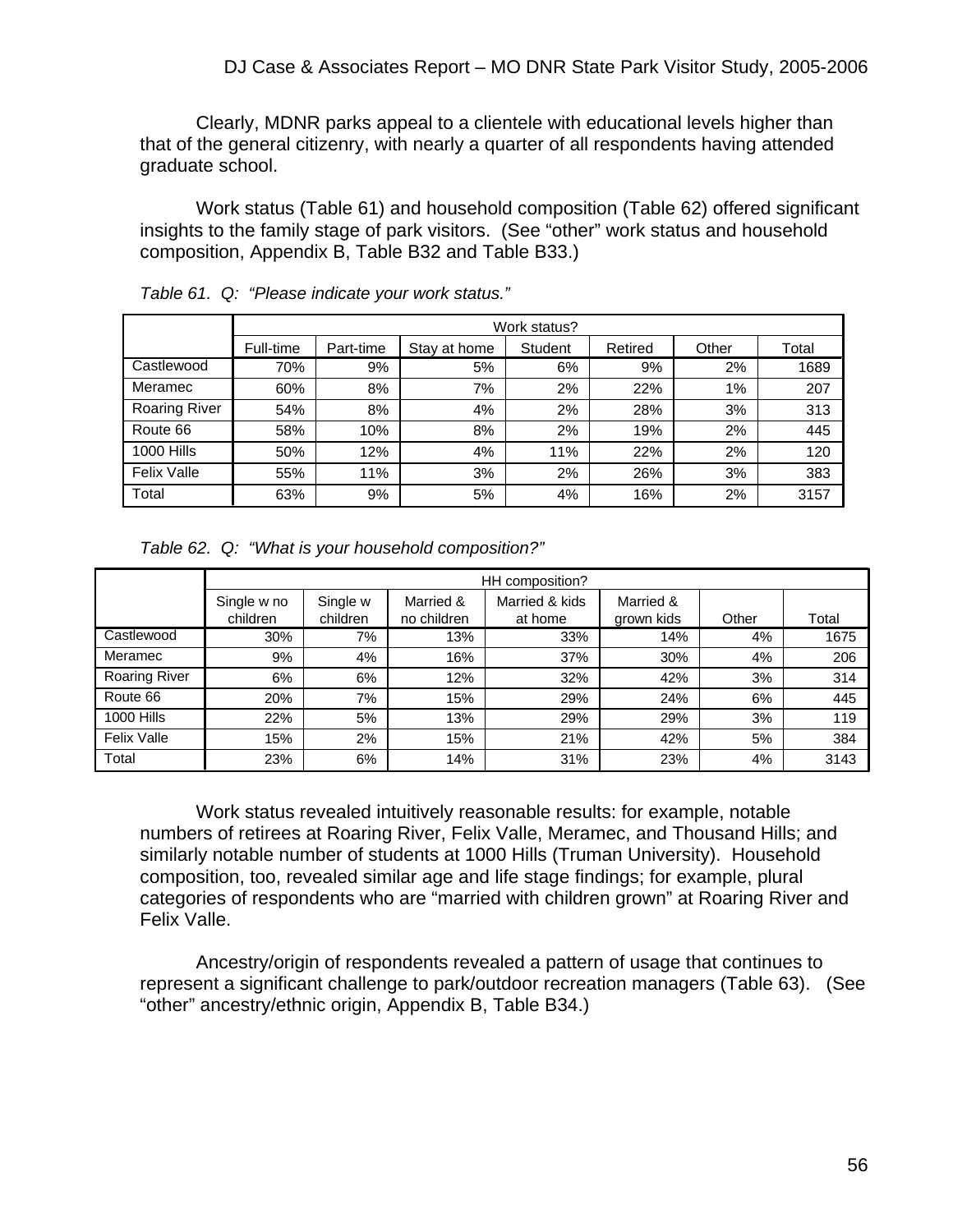Clearly, MDNR parks appeal to a clientele with educational levels higher than that of the general citizenry, with nearly a quarter of all respondents having attended graduate school.

Work status (Table 61) and household composition (Table 62) offered significant insights to the family stage of park visitors. (See "other" work status and household composition, Appendix B, Table B32 and Table B33.)

*Table 61. Q: "Please indicate your work status."*

| | Work status? | | | | | | |
|---|---|---|---|---|---|---|---|
| | Full-time | Part-time | Stay at home | Student | Retired | Other | Total |
| Castlewood | 70% | 9% | 5% | 6% | 9% | 2% | 1689 |
| Meramec | 60% | 8% | 7% | 2% | 22% | 1% | 207 |
| Roaring River | 54% | 8% | 4% | 2% | 28% | 3% | 313 |
| Route 66 | 58% | 10% | 8% | 2% | 19% | 2% | 445 |
| 1000 Hills | 50% | 12% | 4% | 11% | 22% | 2% | 120 |
| Felix Valle | 55% | 11% | 3% | 2% | 26% | 3% | 383 |
| Total | 63% | 9% | 5% | 4% | 16% | 2% | 3157 |

*Table 62. Q: "What is your household composition?"*

| | HH composition? | | | | | | |
|---|---|---|---|---|---|---|---|
| | Single w no children | Single w children | Married & no children | Married & kids at home | Married & grown kids | Other | Total |
| Castlewood | 30% | 7% | 13% | 33% | 14% | 4% | 1675 |
| Meramec | 9% | 4% | 16% | 37% | 30% | 4% | 206 |
| Roaring River | 6% | 6% | 12% | 32% | 42% | 3% | 314 |
| Route 66 | 20% | 7% | 15% | 29% | 24% | 6% | 445 |
| 1000 Hills | 22% | 5% | 13% | 29% | 29% | 3% | 119 |
| Felix Valle | 15% | 2% | 15% | 21% | 42% | 5% | 384 |
| Total | 23% | 6% | 14% | 31% | 23% | 4% | 3143 |

Work status revealed intuitively reasonable results: for example, notable numbers of retirees at Roaring River, Felix Valle, Meramec, and Thousand Hills; and similarly notable number of students at 1000 Hills (Truman University). Household composition, too, revealed similar age and life stage findings; for example, plural categories of respondents who are "married with children grown" at Roaring River and Felix Valle.

Ancestry/origin of respondents revealed a pattern of usage that continues to represent a significant challenge to park/outdoor recreation managers (Table 63). (See "other" ancestry/ethnic origin, Appendix B, Table B34.)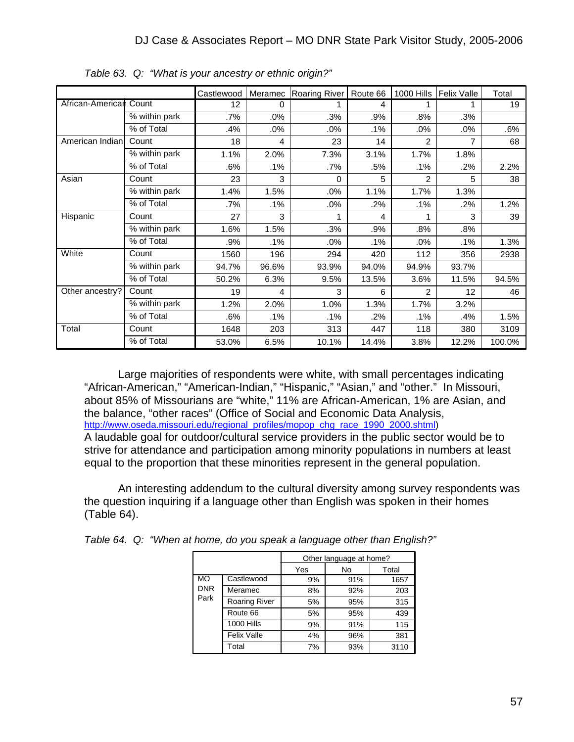*Table 63. Q: "What is your ancestry or ethnic origin?"*

| | | Castlewood | Meramec | Roaring River | Route 66 | 1000 Hills | Felix Valle | Total |
|---|---|---|---|---|---|---|---|---|
| African-American | Count | 12 | 0 | 1 | 4 | 1 | 1 | 19 |
| | % within park | .7% | .0% | .3% | .9% | .8% | .3% | |
| | % of Total | .4% | .0% | .0% | .1% | .0% | .0% | .6% |
| American Indian | Count | 18 | 4 | 23 | 14 | 2 | 7 | 68 |
| | % within park | 1.1% | 2.0% | 7.3% | 3.1% | 1.7% | 1.8% | |
| | % of Total | .6% | .1% | .7% | .5% | .1% | .2% | 2.2% |
| Asian | Count | 23 | 3 | 0 | 5 | 2 | 5 | 38 |
| | % within park | 1.4% | 1.5% | .0% | 1.1% | 1.7% | 1.3% | |
| | % of Total | .7% | .1% | .0% | .2% | .1% | .2% | 1.2% |
| Hispanic | Count | 27 | 3 | 1 | 4 | 1 | 3 | 39 |
| | % within park | 1.6% | 1.5% | .3% | .9% | .8% | .8% | |
| | % of Total | .9% | .1% | .0% | .1% | .0% | .1% | 1.3% |
| White | Count | 1560 | 196 | 294 | 420 | 112 | 356 | 2938 |
| | % within park | 94.7% | 96.6% | 93.9% | 94.0% | 94.9% | 93.7% | |
| | % of Total | 50.2% | 6.3% | 9.5% | 13.5% | 3.6% | 11.5% | 94.5% |
| Other ancestry? | Count | 19 | 4 | 3 | 6 | 2 | 12 | 46 |
| | % within park | 1.2% | 2.0% | 1.0% | 1.3% | 1.7% | 3.2% | |
| | % of Total | .6% | .1% | .1% | .2% | .1% | .4% | 1.5% |
| Total | Count | 1648 | 203 | 313 | 447 | 118 | 380 | 3109 |
| | % of Total | 53.0% | 6.5% | 10.1% | 14.4% | 3.8% | 12.2% | 100.0% |

Large majorities of respondents were white, with small percentages indicating "African-American," "American-Indian," "Hispanic," "Asian," and "other." In Missouri, about 85% of Missourians are "white," 11% are African-American, 1% are Asian, and the balance, "other races" (Office of Social and Economic Data Analysis, http://www.oseda.missouri.edu/regional_profiles/mopop_chg_race_1990_2000.shtml) A laudable goal for outdoor/cultural service providers in the public sector would be to strive for attendance and participation among minority populations in numbers at least equal to the proportion that these minorities represent in the general population.

An interesting addendum to the cultural diversity among survey respondents was the question inquiring if a language other than English was spoken in their homes (Table 64).

*Table 64. Q: "When at home, do you speak a language other than English?"*

| | | Other language at home? | | |
|---|---|---|---|---|
| | | Yes | No | Total |
| MO DNR Park | Castlewood | 9% | 91% | 1657 |
| | Meramec | 8% | 92% | 203 |
| | Roaring River | 5% | 95% | 315 |
| | Route 66 | 5% | 95% | 439 |
| | 1000 Hills | 9% | 91% | 115 |
| | Felix Valle | 4% | 96% | 381 |
| | Total | 7% | 93% | 3110 |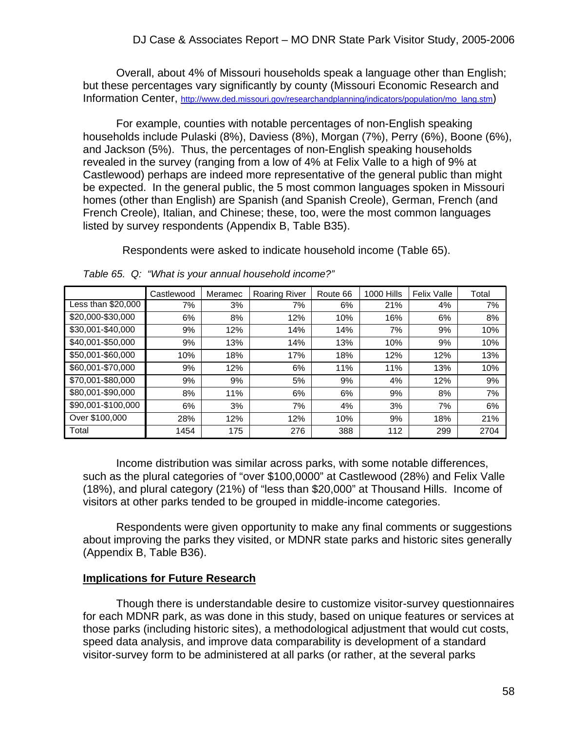Overall, about 4% of Missouri households speak a language other than English; but these percentages vary significantly by county (Missouri Economic Research and Information Center, http://www.ded.missouri.gov/researchandplanning/indicators/population/mo_lang.stm)

For example, counties with notable percentages of non-English speaking households include Pulaski (8%), Daviess (8%), Morgan (7%), Perry (6%), Boone (6%), and Jackson (5%). Thus, the percentages of non-English speaking households revealed in the survey (ranging from a low of 4% at Felix Valle to a high of 9% at Castlewood) perhaps are indeed more representative of the general public than might be expected. In the general public, the 5 most common languages spoken in Missouri homes (other than English) are Spanish (and Spanish Creole), German, French (and French Creole), Italian, and Chinese; these, too, were the most common languages listed by survey respondents (Appendix B, Table B35).

Respondents were asked to indicate household income (Table 65).

*Table 65. Q: "What is your annual household income?"*

| | Castlewood | Meramec | Roaring River | Route 66 | 1000 Hills | Felix Valle | Total |
|---|---|---|---|---|---|---|---|
| Less than $20,000 | 7% | 3% | 7% | 6% | 21% | 4% | 7% |
| $20,000-$30,000 | 6% | 8% | 12% | 10% | 16% | 6% | 8% |
| $30,001-$40,000 | 9% | 12% | 14% | 14% | 7% | 9% | 10% |
| $40,001-$50,000 | 9% | 13% | 14% | 13% | 10% | 9% | 10% |
| $50,001-$60,000 | 10% | 18% | 17% | 18% | 12% | 12% | 13% |
| $60,001-$70,000 | 9% | 12% | 6% | 11% | 11% | 13% | 10% |
| $70,001-$80,000 | 9% | 9% | 5% | 9% | 4% | 12% | 9% |
| $80,001-$90,000 | 8% | 11% | 6% | 6% | 9% | 8% | 7% |
| $90,001-$100,000 | 6% | 3% | 7% | 4% | 3% | 7% | 6% |
| Over $100,000 | 28% | 12% | 12% | 10% | 9% | 18% | 21% |
| Total | 1454 | 175 | 276 | 388 | 112 | 299 | 2704 |

Income distribution was similar across parks, with some notable differences, such as the plural categories of "over $100,0000" at Castlewood (28%) and Felix Valle (18%), and plural category (21%) of "less than $20,000" at Thousand Hills. Income of visitors at other parks tended to be grouped in middle-income categories.

Respondents were given opportunity to make any final comments or suggestions about improving the parks they visited, or MDNR state parks and historic sites generally (Appendix B, Table B36).

**Implications for Future Research**

Though there is understandable desire to customize visitor-survey questionnaires for each MDNR park, as was done in this study, based on unique features or services at those parks (including historic sites), a methodological adjustment that would cut costs, speed data analysis, and improve data comparability is development of a standard visitor-survey form to be administered at all parks (or rather, at the several parks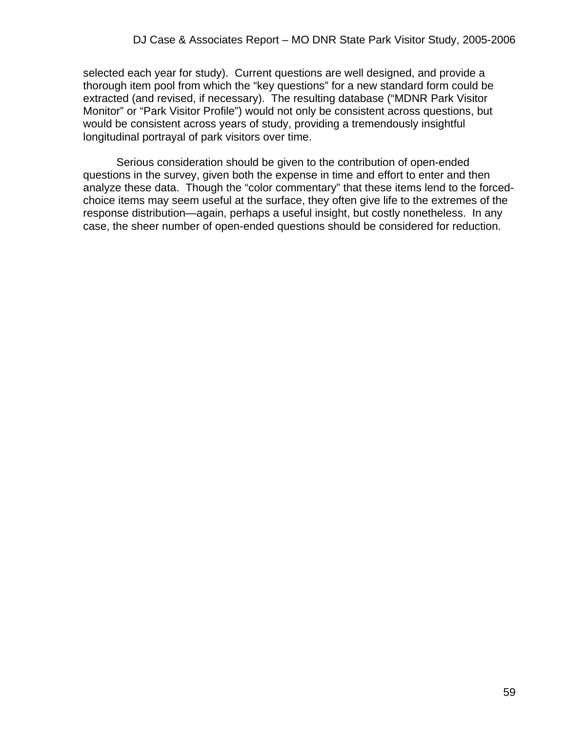selected each year for study). Current questions are well designed, and provide a thorough item pool from which the "key questions" for a new standard form could be extracted (and revised, if necessary). The resulting database ("MDNR Park Visitor Monitor" or "Park Visitor Profile") would not only be consistent across questions, but would be consistent across years of study, providing a tremendously insightful longitudinal portrayal of park visitors over time.

Serious consideration should be given to the contribution of open-ended questions in the survey, given both the expense in time and effort to enter and then analyze these data. Though the "color commentary" that these items lend to the forced-choice items may seem useful at the surface, they often give life to the extremes of the response distribution—again, perhaps a useful insight, but costly nonetheless. In any case, the sheer number of open-ended questions should be considered for reduction.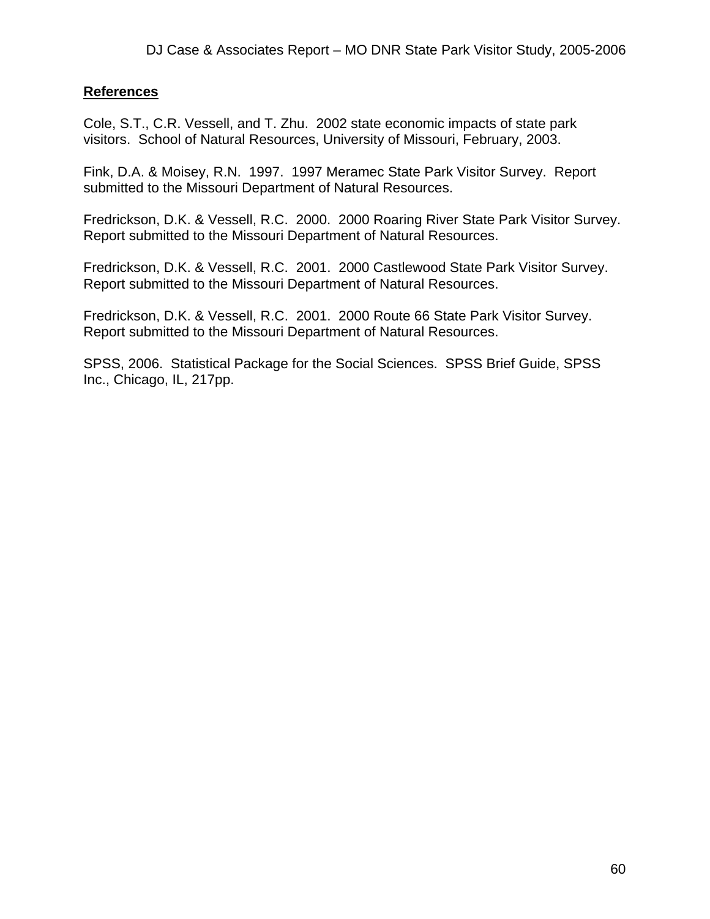## References

Cole, S.T., C.R. Vessell, and T. Zhu. 2002 state economic impacts of state park visitors. School of Natural Resources, University of Missouri, February, 2003.

Fink, D.A. & Moisey, R.N. 1997. 1997 Meramec State Park Visitor Survey. Report submitted to the Missouri Department of Natural Resources.

Fredrickson, D.K. & Vessell, R.C. 2000. 2000 Roaring River State Park Visitor Survey. Report submitted to the Missouri Department of Natural Resources.

Fredrickson, D.K. & Vessell, R.C. 2001. 2000 Castlewood State Park Visitor Survey. Report submitted to the Missouri Department of Natural Resources.

Fredrickson, D.K. & Vessell, R.C. 2001. 2000 Route 66 State Park Visitor Survey. Report submitted to the Missouri Department of Natural Resources.

SPSS, 2006. Statistical Package for the Social Sciences. SPSS Brief Guide, SPSS Inc., Chicago, IL, 217pp.